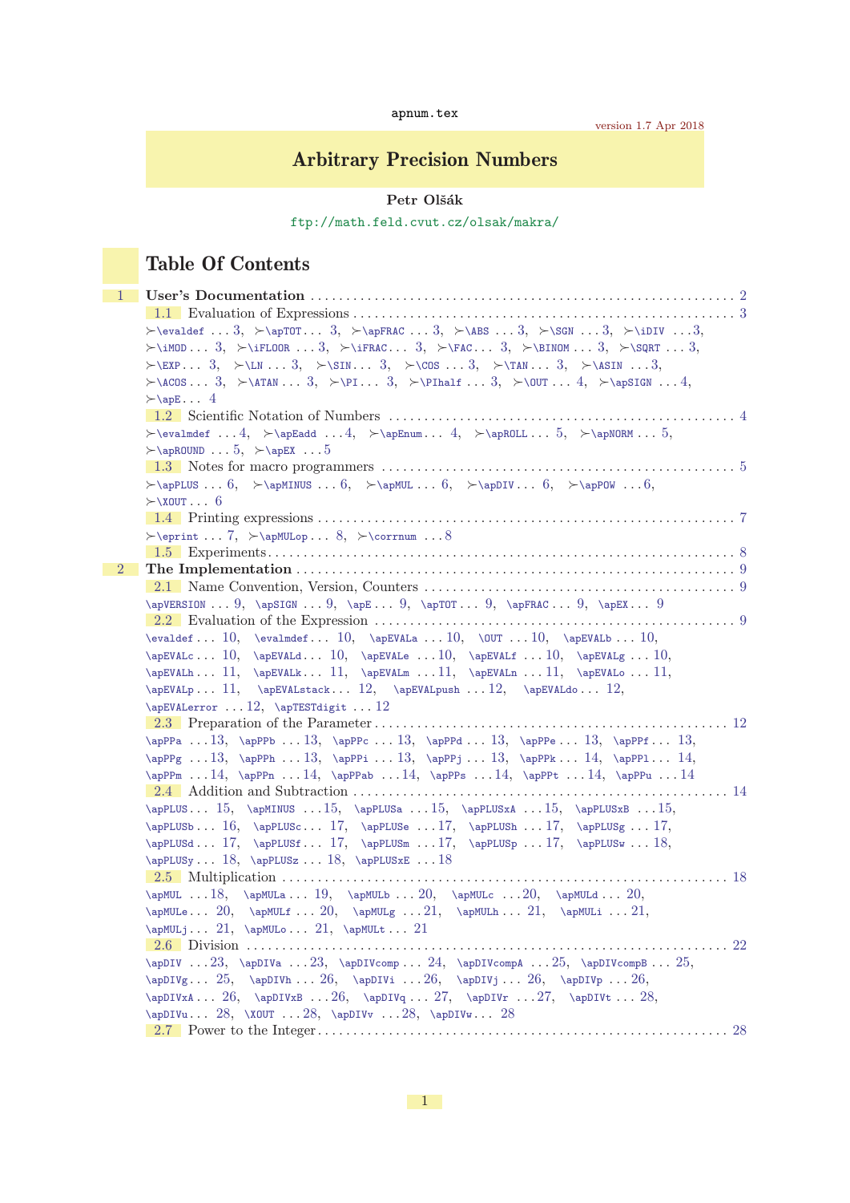apnum.tex

version 1.7 Apr 2018

# Arbitrary Precision Numbers

**Petr Olšák**

ftp://math.feld.cvut.cz/olsak/makra/

## Table Of Contents

**1 User's Documentation** . . . 2

1.1 Evaluation of Expressions . . . 3

≻\evaldef . . . 3, ≻\apTOT . . . 3, ≻\apFRAC . . . 3, ≻\ABS . . . 3, ≻\SGN . . . 3, ≻\iDIV . . . 3, ≻\iMOD . . . 3, ≻\iFLOOR . . . 3, ≻\iFRAC . . . 3, ≻\FAC . . . 3, ≻\BINOM . . . 3, ≻\SQRT . . . 3, ≻\EXP . . . 3, ≻\LN . . . 3, ≻\SIN . . . 3, ≻\COS . . . 3, ≻\TAN . . . 3, ≻\ASIN . . . 3, ≻\ACOS . . . 3, ≻\ATAN . . . 3, ≻\PI . . . 3, ≻\PIhalf . . . 3, ≻\OUT . . . 4, ≻\apSIGN . . . 4, ≻\apE . . . 4

1.2 Scientific Notation of Numbers . . . 4

≻\evalmdef . . . 4, ≻\apEadd . . . 4, ≻\apEnum . . . 4, ≻\apROLL . . . 5, ≻\apNORM . . . 5, ≻\apROUND . . . 5, ≻\apEX . . . 5

1.3 Notes for macro programmers . . . 5

≻\apPLUS . . . 6, ≻\apMINUS . . . 6, ≻\apMUL . . . 6, ≻\apDIV . . . 6, ≻\apPOW . . . 6, ≻\XOUT . . . 6

1.4 Printing expressions . . . 7

≻\eprint . . . 7, ≻\apMULop . . . 8, ≻\corrnum . . . 8

1.5 Experiments . . . 8

**2 The Implementation** . . . 9

2.1 Name Convention, Version, Counters . . . 9

\apVERSION . . . 9, \apSIGN . . . 9, \apE . . . 9, \apTOT . . . 9, \apFRAC . . . 9, \apEX . . . 9

2.2 Evaluation of the Expression . . . 9

\evaldef . . . 10, \evalmdef . . . 10, \apEVALa . . . 10, \OUT . . . 10, \apEVALb . . . 10, \apEVALc . . . 10, \apEVALd . . . 10, \apEVALe . . . 10, \apEVALf . . . 10, \apEVALg . . . 10, \apEVALh . . . 11, \apEVALk . . . 11, \apEVALm . . . 11, \apEVALn . . . 11, \apEVALo . . . 11, \apEVALp . . . 11, \apEVALstack . . . 12, \apEVALpush . . . 12, \apEVALdo . . . 12, \apEVALerror . . . 12, \apTESTdigit . . . 12

2.3 Preparation of the Parameter . . . 12

\apPPa . . . 13, \apPPb . . . 13, \apPPc . . . 13, \apPPd . . . 13, \apPPe . . . 13, \apPPf . . . 13, \apPPg . . . 13, \apPPh . . . 13, \apPPi . . . 13, \apPPj . . . 13, \apPPk . . . 14, \apPPl . . . 14, \apPPm . . . 14, \apPPn . . . 14, \apPPab . . . 14, \apPPs . . . 14, \apPPt . . . 14, \apPPu . . . 14

2.4 Addition and Subtraction . . . 14

\apPLUS . . . 15, \apMINUS . . . 15, \apPLUSa . . . 15, \apPLUSxA . . . 15, \apPLUSxB . . . 15, \apPLUSb . . . 16, \apPLUSc . . . 17, \apPLUSe . . . 17, \apPLUSh . . . 17, \apPLUSg . . . 17, \apPLUSd . . . 17, \apPLUSf . . . 17, \apPLUSm . . . 17, \apPLUSp . . . 17, \apPLUSw . . . 18, \apPLUSy . . . 18, \apPLUSz . . . 18, \apPLUSxE . . . 18

2.5 Multiplication . . . 18

\apMUL . . . 18, \apMULa . . . 19, \apMULb . . . 20, \apMULc . . . 20, \apMULd . . . 20, \apMULe . . . 20, \apMULf . . . 20, \apMULg . . . 21, \apMULh . . . 21, \apMULi . . . 21, \apMULj . . . 21, \apMULo . . . 21, \apMULt . . . 21

2.6 Division . . . 22

\apDIV . . . 23, \apDIVa . . . 23, \apDIVcomp . . . 24, \apDIVcompA . . . 25, \apDIVcompB . . . 25, \apDIVg . . . 25, \apDIVh . . . 26, \apDIVi . . . 26, \apDIVj . . . 26, \apDIVp . . . 26, \apDIVxA . . . 26, \apDIVxB . . . 26, \apDIVq . . . 27, \apDIVr . . . 27, \apDIVt . . . 28, \apDIVu . . . 28, \XOUT . . . 28, \apDIVv . . . 28, \apDIVw . . . 28

2.7 Power to the Integer . . . 28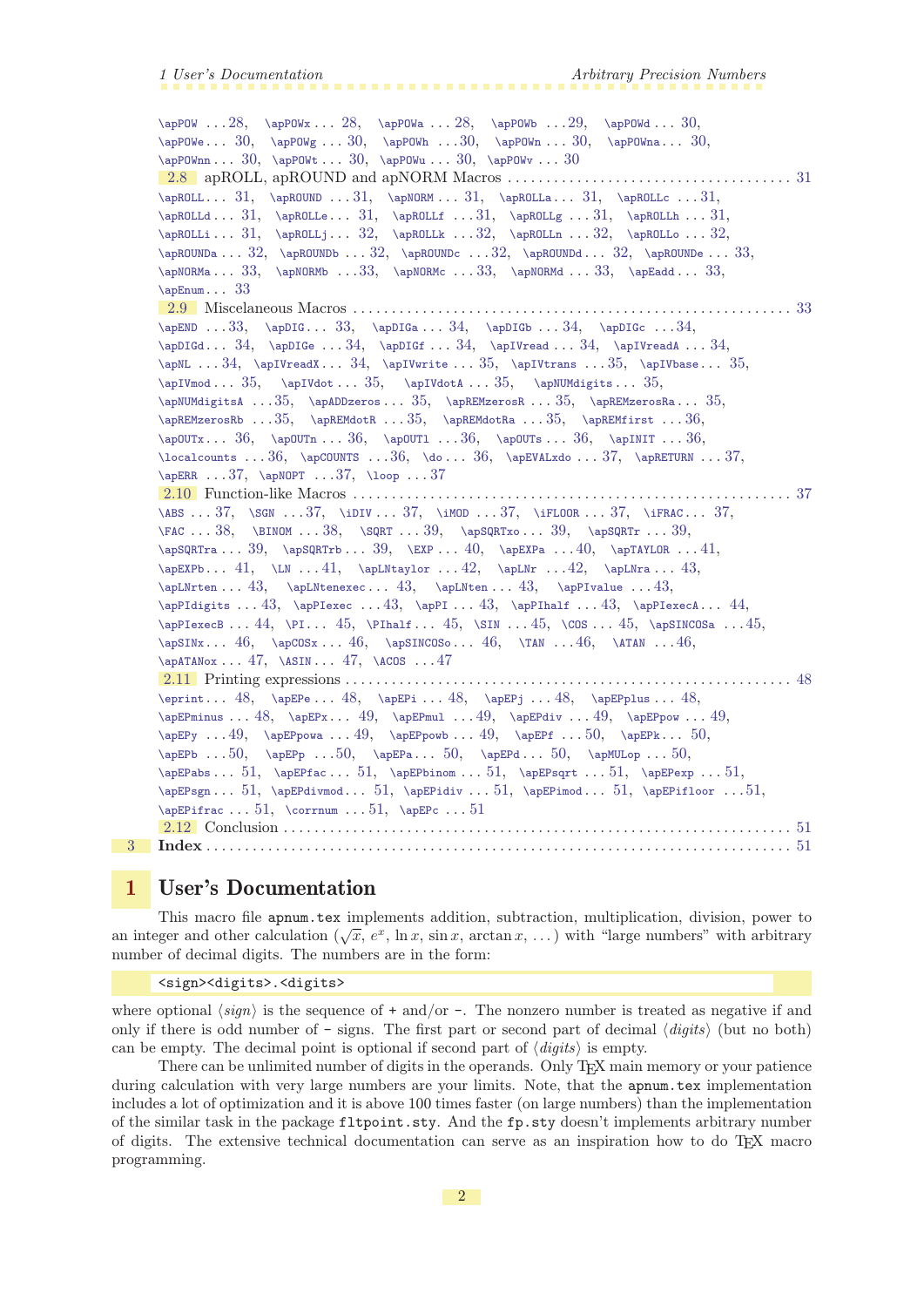\apPOW . . . 28, \apPOWx . . . 28, \apPOWa . . . 28, \apPOWb . . . 29, \apPOWd . . . 30, \apPOWe . . . 30, \apPOWg . . . 30, \apPOWh . . . 30, \apPOWn . . . 30, \apPOWna . . . 30, \apPOWnn . . . 30, \apPOWt . . . 30, \apPOWu . . . 30, \apPOWv . . . 30

2.8 apROLL, apROUND and apNORM Macros . . . 31

\apROLL . . . 31, \apROUND . . . 31, \apNORM . . . 31, \apROLLa . . . 31, \apROLLc . . . 31, \apROLLd . . . 31, \apROLLe . . . 31, \apROLLf . . . 31, \apROLLg . . . 31, \apROLLh . . . 31, \apROLLi . . . 31, \apROLLj . . . 32, \apROLLk . . . 32, \apROLLn . . . 32, \apROLLo . . . 32, \apROUNDa . . . 32, \apROUNDb . . . 32, \apROUNDc . . . 32, \apROUNDd . . . 32, \apROUNDe . . . 33, \apNORMa . . . 33, \apNORMb . . . 33, \apNORMc . . . 33, \apNORMd . . . 33, \apEadd . . . 33, \apEnum . . . 33

2.9 Miscelaneous Macros . . . 33

\apEND . . . 33, \apDIG . . . 33, \apDIGa . . . 34, \apDIGb . . . 34, \apDIGc . . . 34, \apDIGd . . . 34, \apDIGe . . . 34, \apDIGf . . . 34, \apIVread . . . 34, \apIVreadA . . . 34, \apNL . . . 34, \apIVreadX . . . 34, \apIVwrite . . . 35, \apIVtrans . . . 35, \apIVbase . . . 35, \apIVmod . . . 35, \apIVdot . . . 35, \apIVdotA . . . 35, \apNUMdigits . . . 35, \apNUMdigitsA . . . 35, \apADDzeros . . . 35, \apREMzerosR . . . 35, \apREMzerosRa . . . 35, \apREMzerosRb . . . 35, \apREMdotR . . . 35, \apREMdotRa . . . 35, \apREMfirst . . . 36, \apOUTx . . . 36, \apOUTn . . . 36, \apOUTl . . . 36, \apOUTs . . . 36, \apINIT . . . 36, \localcounts . . . 36, \apCOUNTS . . . 36, \do . . . 36, \apEVALxdo . . . 37, \apRETURN . . . 37, \apERR . . . 37, \apNOPT . . . 37, \loop . . . 37

2.10 Function-like Macros . . . 37

\ABS . . . 37, \SGN . . . 37, \iDIV . . . 37, \iMOD . . . 37, \iFLOOR . . . 37, \iFRAC . . . 37, \FAC . . . 38, \BINOM . . . 38, \SQRT . . . 39, \apSQRTxo . . . 39, \apSQRTr . . . 39, \apSQRTra . . . 39, \apSQRTrb . . . 39, \EXP . . . 40, \apEXPa . . . 40, \apTAYLOR . . . 41, \apEXPb . . . 41, \LN . . . 41, \apLNtaylor . . . 42, \apLNr . . . 42, \apLNra . . . 43, \apLNrten . . . 43, \apLNtenexec . . . 43, \apLNten . . . 43, \apPIvalue . . . 43, \apPIdigits . . . 43, \apPIexec . . . 43, \apPI . . . 43, \apPIhalf . . . 43, \apPIexecA . . . 44, \apPIexecB . . . 44, \PI . . . 45, \PIhalf . . . 45, \SIN . . . 45, \COS . . . 45, \apSINCOSa . . . 45, \apSINx . . . 46, \apCOSx . . . 46, \apSINCOSo . . . 46, \TAN . . . 46, \ATAN . . . 46, \apATANox . . . 47, \ASIN . . . 47, \ACOS . . . 47

2.11 Printing expressions . . . 48

\eprint . . . 48, \apEPe . . . 48, \apEPi . . . 48, \apEPj . . . 48, \apEPplus . . . 48, \apEPminus . . . 48, \apEPx . . . 49, \apEPmul . . . 49, \apEPdiv . . . 49, \apEPpow . . . 49, \apEPy . . . 49, \apEPpowa . . . 49, \apEPpowb . . . 49, \apEPf . . . 50, \apEPk . . . 50, \apEPb . . . 50, \apEPp . . . 50, \apEPa . . . 50, \apEPd . . . 50, \apMULop . . . 50, \apEPabs . . . 51, \apEPfac . . . 51, \apEPbinom . . . 51, \apEPsqrt . . . 51, \apEPexp . . . 51, \apEPsgn . . . 51, \apEPdivmod . . . 51, \apEPidiv . . . 51, \apEPimod . . . 51, \apEPifloor . . . 51, \apEPifrac . . . 51, \corrnum . . . 51, \apEPc . . . 51

2.12 Conclusion . . . 51

**3 Index** . . . 51

# 1 User's Documentation

This macro file `apnum.tex` implements addition, subtraction, multiplication, division, power to an integer and other calculation ($\sqrt{x}$, $e^x$, $\ln x$, $\sin x$, $\arctan x$, …) with "large numbers" with arbitrary number of decimal digits. The numbers are in the form:

```
<sign><digits>.<digits>
```

where optional ⟨*sign*⟩ is the sequence of `+` and/or `-`. The nonzero number is treated as negative if and only if there is odd number of `-` signs. The first part or second part of decimal ⟨*digits*⟩ (but no both) can be empty. The decimal point is optional if second part of ⟨*digits*⟩ is empty.

There can be unlimited number of digits in the operands. Only TeX main memory or your patience during calculation with very large numbers are your limits. Note, that the `apnum.tex` implementation includes a lot of optimization and it is above 100 times faster (on large numbers) than the implementation of the similar task in the package `fltpoint.sty`. And the `fp.sty` doesn't implements arbitrary number of digits. The extensive technical documentation can serve as an inspiration how to do TeX macro programming.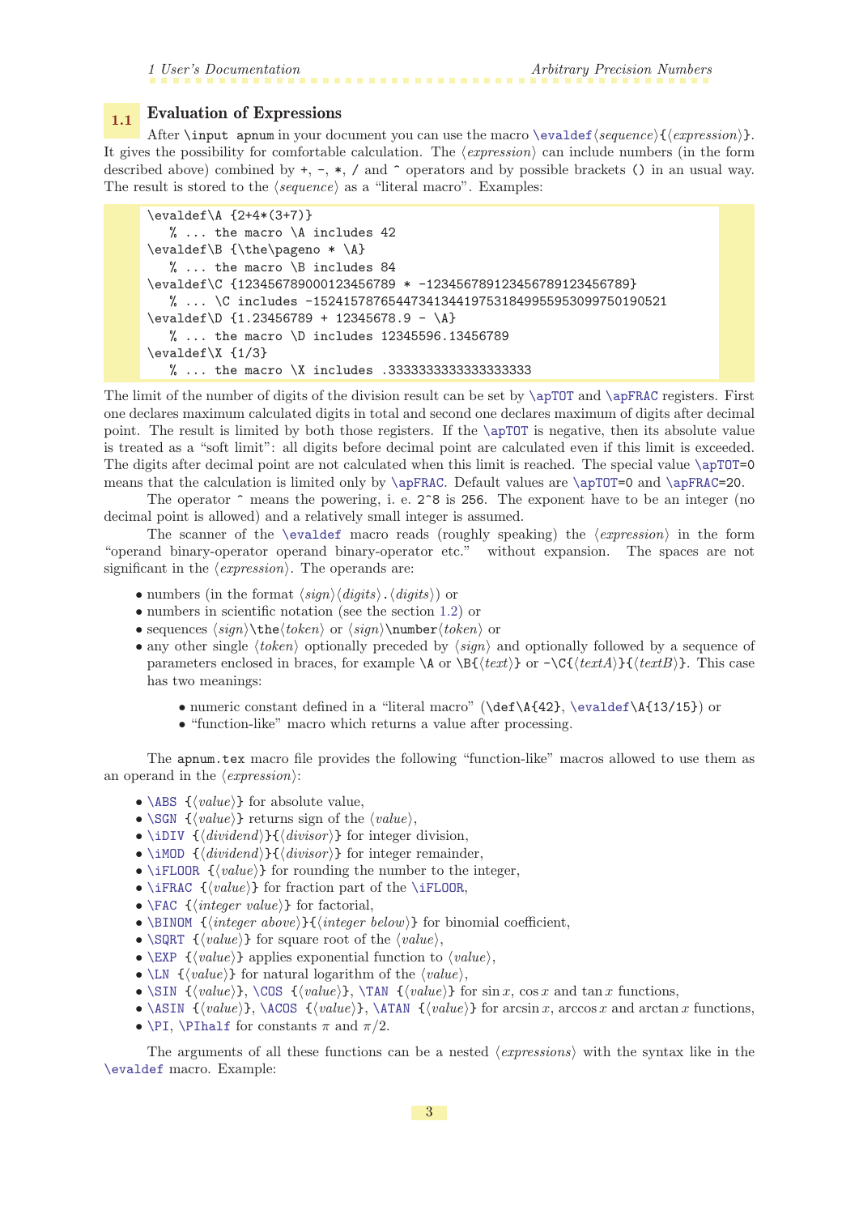## 1.1 Evaluation of Expressions

After `\input apnum` in your document you can use the macro `\evaldef`⟨*sequence*⟩`{`⟨*expression*⟩`}`. It gives the possibility for comfortable calculation. The ⟨*expression*⟩ can include numbers (in the form described above) combined by `+`, `-`, `*`, `/` and `^` operators and by possible brackets `()` in an usual way. The result is stored to the ⟨*sequence*⟩ as a "literal macro". Examples:

```
\evaldef\A {2+4*(3+7)}
   % ... the macro \A includes 42
\evaldef\B {\the\pageno * \A}
   % ... the macro \B includes 84
\evaldef\C {123456789000123456789 * -123456789123456789123456789}
   % ... \C includes -15241578765447341344197531849955953099750190521
\evaldef\D {1.23456789 + 12345678.9 - \A}
   % ... the macro \D includes 12345596.13456789
\evaldef\X {1/3}
   % ... the macro \X includes .33333333333333333333
```

The limit of the number of digits of the division result can be set by `\apTOT` and `\apFRAC` registers. First one declares maximum calculated digits in total and second one declares maximum of digits after decimal point. The result is limited by both those registers. If the `\apTOT` is negative, then its absolute value is treated as a "soft limit": all digits before decimal point are calculated even if this limit is exceeded. The digits after decimal point are not calculated when this limit is reached. The special value `\apTOT=0` means that the calculation is limited only by `\apFRAC`. Default values are `\apTOT=0` and `\apFRAC=20`.

The operator `^` means the powering, i. e. `2^8` is `256`. The exponent have to be an integer (no decimal point is allowed) and a relatively small integer is assumed.

The scanner of the `\evaldef` macro reads (roughly speaking) the ⟨*expression*⟩ in the form "operand binary-operator operand binary-operator etc." without expansion. The spaces are not significant in the ⟨*expression*⟩. The operands are:

- numbers (in the format ⟨*sign*⟩⟨*digits*⟩`.`⟨*digits*⟩) or
- numbers in scientific notation (see the section 1.2) or
- sequences ⟨*sign*⟩`\the`⟨*token*⟩ or ⟨*sign*⟩`\number`⟨*token*⟩ or
- any other single ⟨*token*⟩ optionally preceded by ⟨*sign*⟩ and optionally followed by a sequence of parameters enclosed in braces, for example `\A` or `\B{`⟨*text*⟩`}` or `-\C{`⟨*textA*⟩`}{`⟨*textB*⟩`}`. This case has two meanings:
  - numeric constant defined in a "literal macro" (`\def\A{42}`, `\evaldef\A{13/15}`) or
  - "function-like" macro which returns a value after processing.

The `apnum.tex` macro file provides the following "function-like" macros allowed to use them as an operand in the ⟨*expression*⟩:

- `\ABS {`⟨*value*⟩`}` for absolute value,
- `\SGN {`⟨*value*⟩`}` returns sign of the ⟨*value*⟩,
- `\iDIV {`⟨*dividend*⟩`}{`⟨*divisor*⟩`}` for integer division,
- `\iMOD {`⟨*dividend*⟩`}{`⟨*divisor*⟩`}` for integer remainder,
- `\iFLOOR {`⟨*value*⟩`}` for rounding the number to the integer,
- `\iFRAC {`⟨*value*⟩`}` for fraction part of the `\iFLOOR`,
- `\FAC {`⟨*integer value*⟩`}` for factorial,
- `\BINOM {`⟨*integer above*⟩`}{`⟨*integer below*⟩`}` for binomial coefficient,
- `\SQRT {`⟨*value*⟩`}` for square root of the ⟨*value*⟩,
- `\EXP {`⟨*value*⟩`}` applies exponential function to ⟨*value*⟩,
- `\LN {`⟨*value*⟩`}` for natural logarithm of the ⟨*value*⟩,
- `\SIN {`⟨*value*⟩`}`, `\COS {`⟨*value*⟩`}`, `\TAN {`⟨*value*⟩`}` for $\sin x$, $\cos x$ and $\tan x$ functions,
- `\ASIN {`⟨*value*⟩`}`, `\ACOS {`⟨*value*⟩`}`, `\ATAN {`⟨*value*⟩`}` for $\arcsin x$, $\arccos x$ and $\arctan x$ functions,
- `\PI`, `\PIhalf` for constants $\pi$ and $\pi/2$.

The arguments of all these functions can be a nested ⟨*expressions*⟩ with the syntax like in the `\evaldef` macro. Example: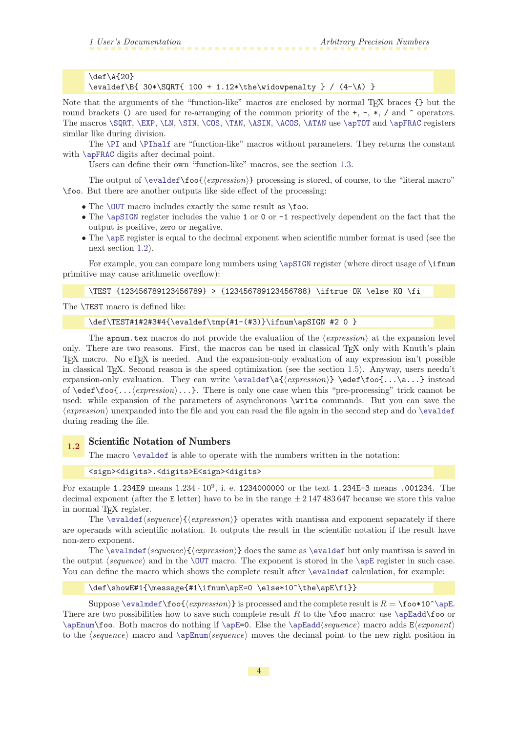```
\def\A{20}
\evaldef\B{ 30*\SQRT{ 100 + 1.12*\the\widowpenalty } / (4-\A) }
```

Note that the arguments of the "function-like" macros are enclosed by normal TeX braces `{}` but the round brackets `()` are used for re-arranging of the common priority of the `+`, `-`, `*`, `/` and `^` operators. The macros `\SQRT`, `\EXP`, `\LN`, `\SIN`, `\COS`, `\TAN`, `\ASIN`, `\ACOS`, `\ATAN` use `\apTOT` and `\apFRAC` registers similar like during division.

The `\PI` and `\PIhalf` are "function-like" macros without parameters. They returns the constant with `\apFRAC` digits after decimal point.

Users can define their own "function-like" macros, see the section 1.3.

The output of `\evaldef\foo{`⟨*expression*⟩`}` processing is stored, of course, to the "literal macro" `\foo`. But there are another outputs like side effect of the processing:

- The `\OUT` macro includes exactly the same result as `\foo`.
- The `\apSIGN` register includes the value `1` or `0` or `-1` respectively dependent on the fact that the output is positive, zero or negative.
- The `\apE` register is equal to the decimal exponent when scientific number format is used (see the next section 1.2).

For example, you can compare long numbers using `\apSIGN` register (where direct usage of `\ifnum` primitive may cause arithmetic overflow):

```
\TEST {123456789123456789} > {123456789123456788} \iftrue OK \else KO \fi
```

The `\TEST` macro is defined like:

```
\def\TEST#1#2#3#4{\evaldef\tmp{#1-(#3)}\ifnum\apSIGN #2 0 }
```

The `apnum.tex` macros do not provide the evaluation of the ⟨*expression*⟩ at the expansion level only. There are two reasons. First, the macros can be used in classical TeX only with Knuth's plain TeX macro. No eTeX is needed. And the expansion-only evaluation of any expression isn't possible in classical TeX. Second reason is the speed optimization (see the section 1.5). Anyway, users needn't expansion-only evaluation. They can write `\evaldef\a{`⟨*expression*⟩`} \edef\foo{...\a...}` instead of `\edef\foo{...`⟨*expression*⟩`...}`. There is only one case when this "pre-processing" trick cannot be used: while expansion of the parameters of asynchronous `\write` commands. But you can save the ⟨*expression*⟩ unexpanded into the file and you can read the file again in the second step and do `\evaldef` during reading the file.

## 1.2 Scientific Notation of Numbers

The macro `\evaldef` is able to operate with the numbers written in the notation:

```
<sign><digits>.<digits>E<sign><digits>
```

For example `1.234E9` means $1.234 \cdot 10^9$, i. e. `1234000000` or the text `1.234E-3` means `.001234`. The decimal exponent (after the `E` letter) have to be in the range $\pm 2\,147\,483\,647$ because we store this value in normal TeX register.

The `\evaldef`⟨*sequence*⟩`{`⟨*expression*⟩`}` operates with mantissa and exponent separately if there are operands with scientific notation. It outputs the result in the scientific notation if the result have non-zero exponent.

The `\evalmdef`⟨*sequence*⟩`{`⟨*expression*⟩`}` does the same as `\evaldef` but only mantissa is saved in the output ⟨*sequence*⟩ and in the `\OUT` macro. The exponent is stored in the `\apE` register in such case. You can define the macro which shows the complete result after `\evalmdef` calculation, for example:

```
\def\showE#1{\message{#1\ifnum\apE=0 \else*10^\the\apE\fi}}
```

Suppose `\evalmdef\foo{`⟨*expression*⟩`}` is processed and the complete result is $R =$ `\foo*10^\apE`. There are two possibilities how to save such complete result $R$ to the `\foo` macro: use `\apEadd\foo` or `\apEnum\foo`. Both macros do nothing if `\apE=0`. Else the `\apEadd`⟨*sequence*⟩ macro adds `E`⟨*exponent*⟩ to the ⟨*sequence*⟩ macro and `\apEnum`⟨*sequence*⟩ moves the decimal point to the new right position in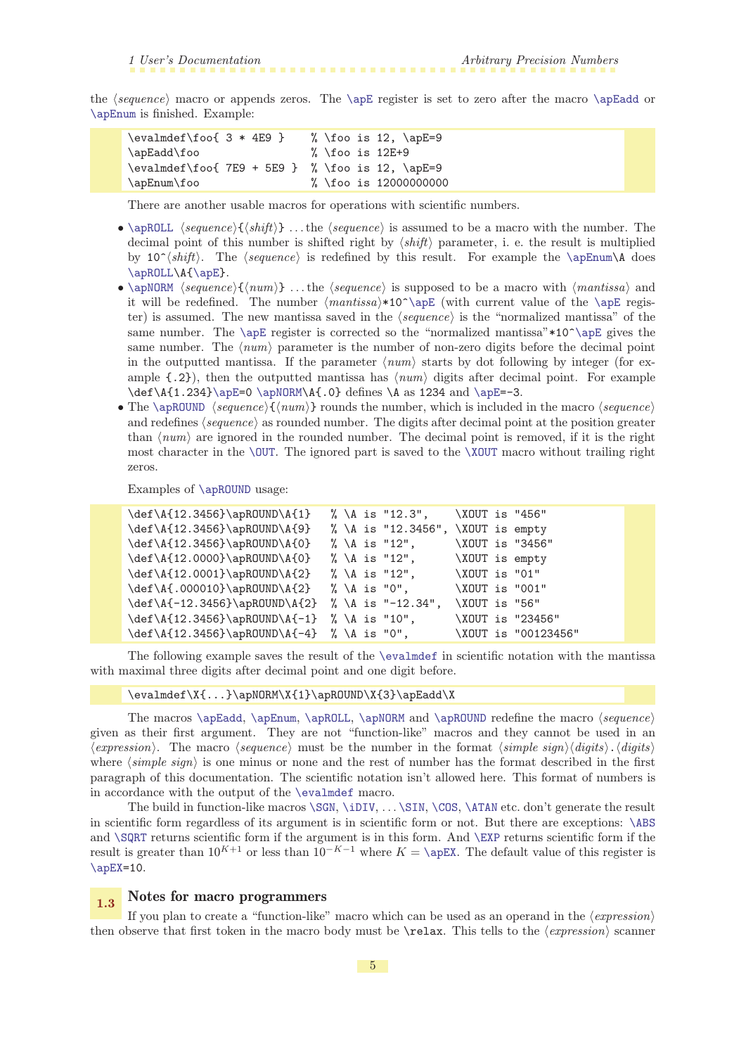the ⟨*sequence*⟩ macro or appends zeros. The \apE register is set to zero after the macro \apEadd or \apEnum is finished. Example:

```
\evalmdef\foo{ 3 * 4E9 }    % \foo is 12, \apE=9
\apEadd\foo                 % \foo is 12E+9
\evalmdef\foo{ 7E9 + 5E9 }  % \foo is 12, \apE=9
\apEnum\foo                 % \foo is 12000000000
```

There are another usable macros for operations with scientific numbers.

- \apROLL ⟨*sequence*⟩{⟨*shift*⟩} ...the ⟨*sequence*⟩ is assumed to be a macro with the number. The decimal point of this number is shifted right by ⟨*shift*⟩ parameter, i. e. the result is multiplied by `10^`⟨*shift*⟩. The ⟨*sequence*⟩ is redefined by this result. For example the \apEnum\A does \apROLL\A{\apE}.
- \apNORM ⟨*sequence*⟩{⟨*num*⟩} ...the ⟨*sequence*⟩ is supposed to be a macro with ⟨*mantissa*⟩ and it will be redefined. The number ⟨*mantissa*⟩`*10^`\apE (with current value of the \apE register) is assumed. The new mantissa saved in the ⟨*sequence*⟩ is the "normalized mantissa" of the same number. The \apE register is corrected so the "normalized mantissa"`*10^`\apE gives the same number. The ⟨*num*⟩ parameter is the number of non-zero digits before the decimal point in the outputted mantissa. If the parameter ⟨*num*⟩ starts by dot following by integer (for example `{.2}`), then the outputted mantissa has ⟨*num*⟩ digits after decimal point. For example `\def\A{1.234}`\apE=0 \apNORM\A{.0} defines `\A` as `1234` and \apE=-3.
- The \apROUND ⟨*sequence*⟩{⟨*num*⟩} rounds the number, which is included in the macro ⟨*sequence*⟩ and redefines ⟨*sequence*⟩ as rounded number. The digits after decimal point at the position greater than ⟨*num*⟩ are ignored in the rounded number. The decimal point is removed, if it is the right most character in the \OUT. The ignored part is saved to the \XOUT macro without trailing right zeros.

Examples of \apROUND usage:

```
\def\A{12.3456}\apROUND\A{1}   % \A is "12.3",    \XOUT is "456"
\def\A{12.3456}\apROUND\A{9}   % \A is "12.3456", \XOUT is empty
\def\A{12.3456}\apROUND\A{0}   % \A is "12",      \XOUT is "3456"
\def\A{12.0000}\apROUND\A{0}   % \A is "12",      \XOUT is empty
\def\A{12.0001}\apROUND\A{2}   % \A is "12",      \XOUT is "01"
\def\A{.000010}\apROUND\A{2}   % \A is "0",       \XOUT is "001"
\def\A{-12.3456}\apROUND\A{2}  % \A is "-12.34",  \XOUT is "56"
\def\A{12.3456}\apROUND\A{-1}  % \A is "10",      \XOUT is "23456"
\def\A{12.3456}\apROUND\A{-4}  % \A is "0",       \XOUT is "00123456"
```

The following example saves the result of the \evalmdef in scientific notation with the mantissa with maximal three digits after decimal point and one digit before.

```
\evalmdef\X{...}\apNORM\X{1}\apROUND\X{3}\apEadd\X
```

The macros \apEadd, \apEnum, \apROLL, \apNORM and \apROUND redefine the macro ⟨*sequence*⟩ given as their first argument. They are not "function-like" macros and they cannot be used in an ⟨*expression*⟩. The macro ⟨*sequence*⟩ must be the number in the format ⟨*simple sign*⟩⟨*digits*⟩.⟨*digits*⟩ where ⟨*simple sign*⟩ is one minus or none and the rest of number has the format described in the first paragraph of this documentation. The scientific notation isn't allowed here. This format of numbers is in accordance with the output of the \evalmdef macro.

The build in function-like macros \SGN, \iDIV, ... \SIN, \COS, \ATAN etc. don't generate the result in scientific form regardless of its argument is in scientific form or not. But there are exceptions: \ABS and \SQRT returns scientific form if the argument is in this form. And \EXP returns scientific form if the result is greater than $10^{K+1}$ or less than $10^{-K-1}$ where $K =$ \apEX. The default value of this register is \apEX=10.

## 1.3 Notes for macro programmers

If you plan to create a "function-like" macro which can be used as an operand in the ⟨*expression*⟩ then observe that first token in the macro body must be `\relax`. This tells to the ⟨*expression*⟩ scanner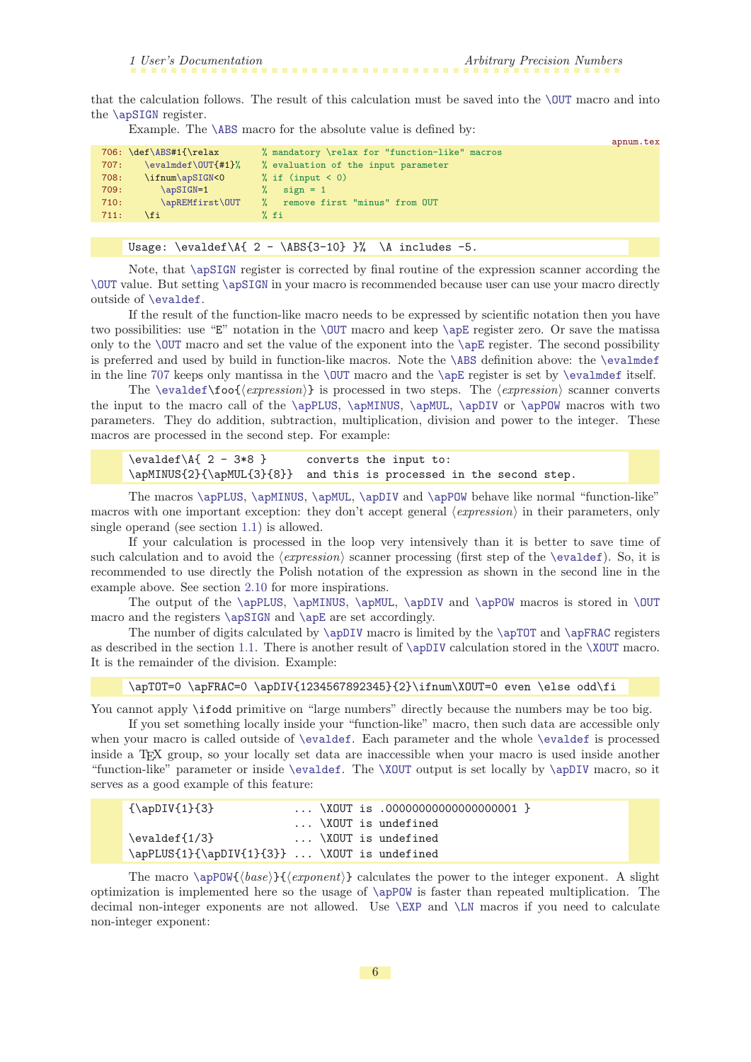that the calculation follows. The result of this calculation must be saved into the \OUT macro and into the \apSIGN register.

Example. The \ABS macro for the absolute value is defined by:

apnum.tex

```
706: \def\ABS#1{\relax        % mandatory \relax for "function-like" macros
707:    \evalmdef\OUT{#1}%    % evaluation of the input parameter
708:    \ifnum\apSIGN<0       % if (input < 0)
709:       \apSIGN=1          %   sign = 1
710:       \apREMfirst\OUT    %   remove first "minus" from OUT
711:    \fi                   % fi
```

```
Usage: \evaldef\A{ 2 - \ABS{3-10} }%  \A includes -5.
```

Note, that \apSIGN register is corrected by final routine of the expression scanner according the \OUT value. But setting \apSIGN in your macro is recommended because user can use your macro directly outside of \evaldef.

If the result of the function-like macro needs to be expressed by scientific notation then you have two possibilities: use "E" notation in the \OUT macro and keep \apE register zero. Or save the matissa only to the \OUT macro and set the value of the exponent into the \apE register. The second possibility is preferred and used by build in function-like macros. Note the \ABS definition above: the \evalmdef in the line 707 keeps only mantissa in the \OUT macro and the \apE register is set by \evalmdef itself.

The \evaldef\foo{⟨*expression*⟩} is processed in two steps. The ⟨*expression*⟩ scanner converts the input to the macro call of the \apPLUS, \apMINUS, \apMUL, \apDIV or \apPOW macros with two parameters. They do addition, subtraction, multiplication, division and power to the integer. These macros are processed in the second step. For example:

```
\evaldef\A{ 2 - 3*8 }      converts the input to:
\apMINUS{2}{\apMUL{3}{8}}  and this is processed in the second step.
```

The macros \apPLUS, \apMINUS, \apMUL, \apDIV and \apPOW behave like normal "function-like" macros with one important exception: they don't accept general ⟨*expression*⟩ in their parameters, only single operand (see section 1.1) is allowed.

If your calculation is processed in the loop very intensively than it is better to save time of such calculation and to avoid the ⟨*expression*⟩ scanner processing (first step of the \evaldef). So, it is recommended to use directly the Polish notation of the expression as shown in the second line in the example above. See section 2.10 for more inspirations.

The output of the \apPLUS, \apMINUS, \apMUL, \apDIV and \apPOW macros is stored in \OUT macro and the registers \apSIGN and \apE are set accordingly.

The number of digits calculated by \apDIV macro is limited by the \apTOT and \apFRAC registers as described in the section 1.1. There is another result of \apDIV calculation stored in the \XOUT macro. It is the remainder of the division. Example:

```
\apTOT=0 \apFRAC=0 \apDIV{1234567892345}{2}\ifnum\XOUT=0 even \else odd\fi
```

You cannot apply \ifodd primitive on "large numbers" directly because the numbers may be too big.

If you set something locally inside your "function-like" macro, then such data are accessible only when your macro is called outside of \evaldef. Each parameter and the whole \evaldef is processed inside a TEX group, so your locally set data are inaccessible when your macro is used inside another "function-like" parameter or inside \evaldef. The \XOUT output is set locally by \apDIV macro, so it serves as a good example of this feature:

```
{\apDIV{1}{3}            ... \XOUT is .00000000000000000001 }
                         ... \XOUT is undefined
\evaldef{1/3}            ... \XOUT is undefined
\apPLUS{1}{\apDIV{1}{3}} ... \XOUT is undefined
```

The macro \apPOW{⟨*base*⟩}{⟨*exponent*⟩} calculates the power to the integer exponent. A slight optimization is implemented here so the usage of \apPOW is faster than repeated multiplication. The decimal non-integer exponents are not allowed. Use \EXP and \LN macros if you need to calculate non-integer exponent: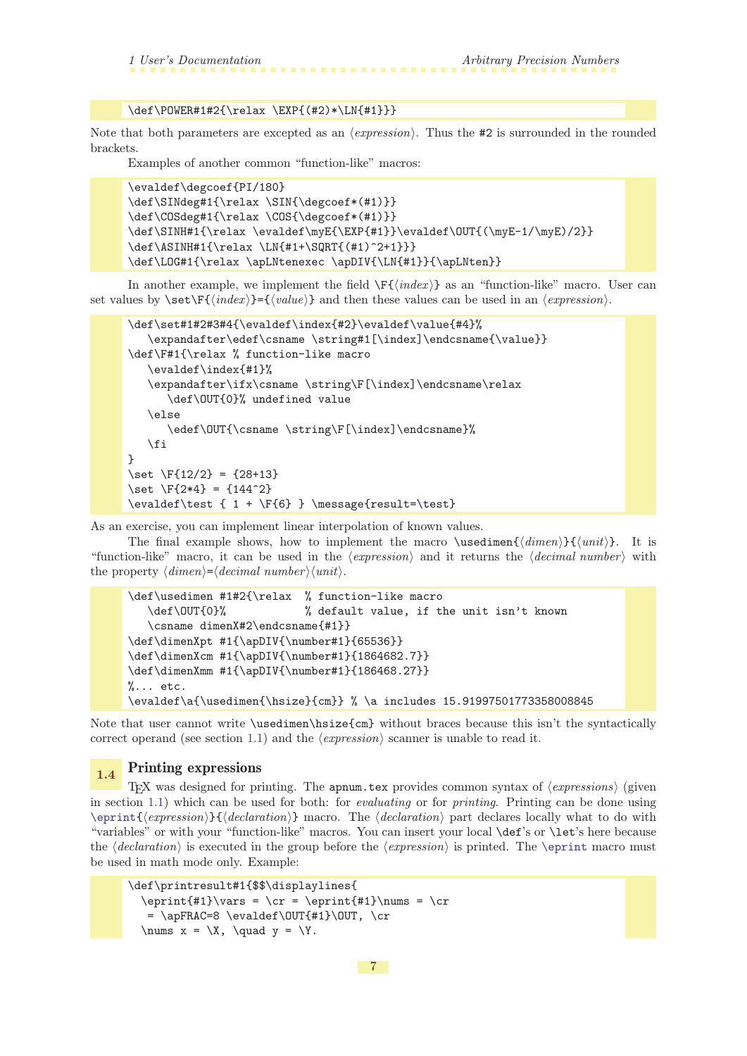```
\def\POWER#1#2{\relax \EXP{(#2)*\LN{#1}}}
```

Note that both parameters are excepted as an ⟨*expression*⟩. Thus the #2 is surrounded in the rounded brackets.

Examples of another common "function-like" macros:

```
\evaldef\degcoef{PI/180}
\def\SINdeg#1{\relax \SIN{\degcoef*(#1)}}
\def\COSdeg#1{\relax \COS{\degcoef*(#1)}}
\def\SINH#1{\relax \evaldef\myE{\EXP{#1}}\evaldef\OUT{(\myE-1/\myE)/2}}
\def\ASINH#1{\relax \LN{#1+\SQRT{(#1)^2+1}}}
\def\LOG#1{\relax \apLNtenexec \apDIV{\LN{#1}}{\apLNten}}
```

In another example, we implement the field \F{⟨*index*⟩} as an "function-like" macro. User can set values by \set\F{⟨*index*⟩}={⟨*value*⟩} and then these values can be used in an ⟨*expression*⟩.

```
\def\set#1#2#3#4{\evaldef\index{#2}\evaldef\value{#4}%
   \expandafter\edef\csname \string#1[\index]\endcsname{\value}}
\def\F#1{\relax % function-like macro
   \evaldef\index{#1}%
   \expandafter\ifx\csname \string\F[\index]\endcsname\relax
      \def\OUT{0}% undefined value
   \else
      \edef\OUT{\csname \string\F[\index]\endcsname}%
   \fi
}
\set \F{12/2} = {28+13}
\set \F{2*4} = {144^2}
\evaldef\test { 1 + \F{6} } \message{result=\test}
```

As an exercise, you can implement linear interpolation of known values.

The final example shows, how to implement the macro \usedimen{⟨*dimen*⟩}{⟨*unit*⟩}. It is "function-like" macro, it can be used in the ⟨*expression*⟩ and it returns the ⟨*decimal number*⟩ with the property ⟨*dimen*⟩=⟨*decimal number*⟩⟨*unit*⟩.

```
\def\usedimen #1#2{\relax  % function-like macro
   \def\OUT{0}%            % default value, if the unit isn't known
   \csname dimenX#2\endcsname{#1}}
\def\dimenXpt #1{\apDIV{\number#1}{65536}}
\def\dimenXcm #1{\apDIV{\number#1}{1864682.7}}
\def\dimenXmm #1{\apDIV{\number#1}{186468.27}}
%... etc.
\evaldef\a{\usedimen{\hsize}{cm}} % \a includes 15.91997501773358008845
```

Note that user cannot write \usedimen\hsize{cm} without braces because this isn't the syntactically correct operand (see section 1.1) and the ⟨*expression*⟩ scanner is unable to read it.

## 1.4 Printing expressions

TeX was designed for printing. The apnum.tex provides common syntax of ⟨*expressions*⟩ (given in section 1.1) which can be used for both: for *evaluating* or for *printing*. Printing can be done using \eprint{⟨*expression*⟩}{⟨*declaration*⟩} macro. The ⟨*declaration*⟩ part declares locally what to do with "variables" or with your "function-like" macros. You can insert your local \def's or \let's here because the ⟨*declaration*⟩ is executed in the group before the ⟨*expression*⟩ is printed. The \eprint macro must be used in math mode only. Example:

```
\def\printresult#1{$$\displaylines{
  \eprint{#1}\vars = \cr = \eprint{#1}\nums = \cr
   = \apFRAC=8 \evaldef\OUT{#1}\OUT, \cr
  \nums x = \X, \quad y = \Y.
```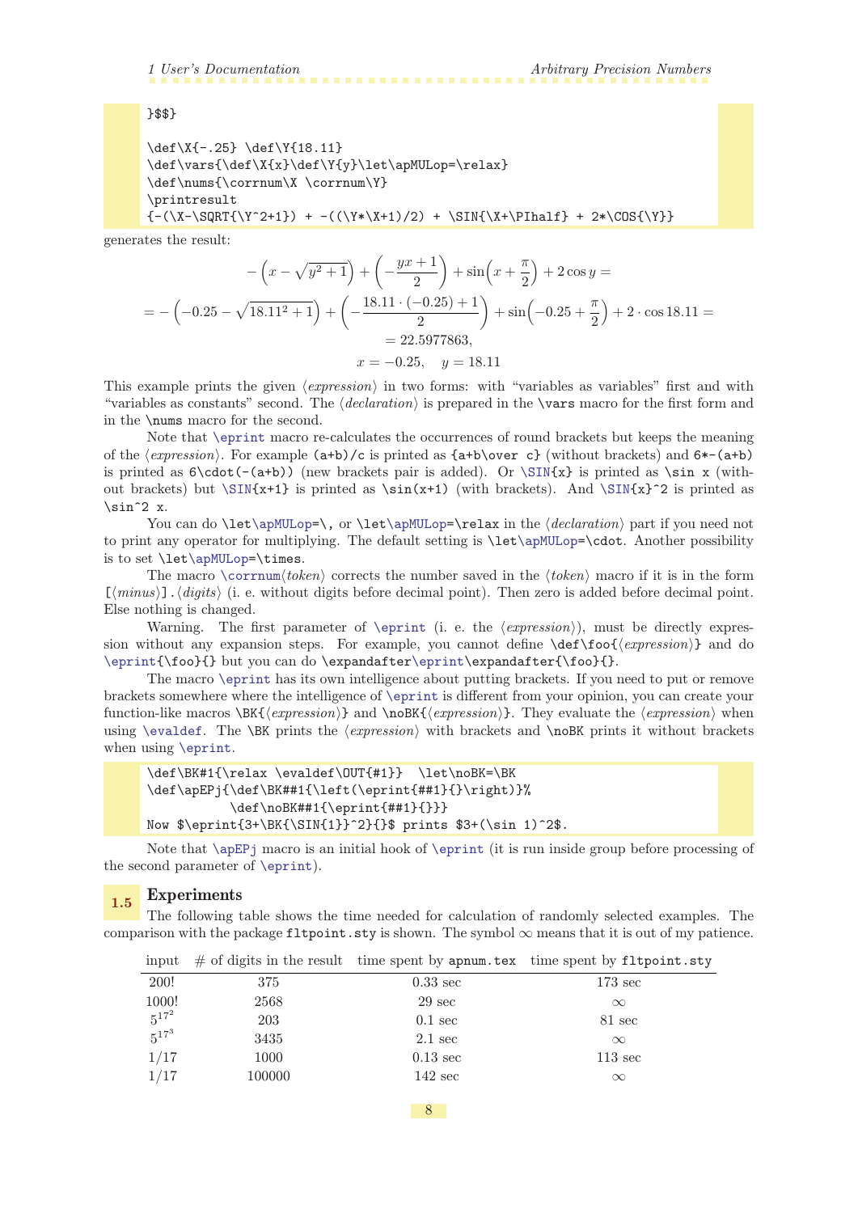```
}$$}

\def\X{-.25} \def\Y{18.11}
\def\vars{\def\X{x}\def\Y{y}\let\apMULop=\relax}
\def\nums{\corrnum\X \corrnum\Y}
\printresult
{-(\X-\SQRT{\Y^2+1}) + -((\Y*\X+1)/2) + \SIN{\X+\PIhalf} + 2*\COS{\Y}}
```

generates the result:

$$-\left(x-\sqrt{y^2+1}\right)+\left(-\frac{yx+1}{2}\right)+\sin\left(x+\frac{\pi}{2}\right)+2\cos y=$$

$$=-\left(-0.25-\sqrt{18.11^2+1}\right)+\left(-\frac{18.11\cdot(-0.25)+1}{2}\right)+\sin\left(-0.25+\frac{\pi}{2}\right)+2\cdot\cos 18.11=$$

$$=22.5977863,$$

$$x=-0.25,\quad y=18.11$$

This example prints the given ⟨*expression*⟩ in two forms: with "variables as variables" first and with "variables as constants" second. The ⟨*declaration*⟩ is prepared in the `\vars` macro for the first form and in the `\nums` macro for the second.

Note that `\eprint` macro re-calculates the occurrences of round brackets but keeps the meaning of the ⟨*expression*⟩. For example `(a+b)/c` is printed as `{a+b\over c}` (without brackets) and `6*-(a+b)` is printed as `6\cdot(-(a+b))` (new brackets pair is added). Or `\SIN{x}` is printed as `\sin x` (without brackets) but `\SIN{x+1}` is printed as `\sin(x+1)` (with brackets). And `\SIN{x}^2` is printed as `\sin^2 x`.

You can do `\let\apMULop=\,` or `\let\apMULop=\relax` in the ⟨*declaration*⟩ part if you need not to print any operator for multiplying. The default setting is `\let\apMULop=\cdot`. Another possibility is to set `\let\apMULop=\times`.

The macro `\corrnum`⟨*token*⟩ corrects the number saved in the ⟨*token*⟩ macro if it is in the form `[`⟨*minus*⟩`].`⟨*digits*⟩ (i. e. without digits before decimal point). Then zero is added before decimal point. Else nothing is changed.

Warning. The first parameter of `\eprint` (i. e. the ⟨*expression*⟩), must be directly expression without any expansion steps. For example, you cannot define `\def\foo{`⟨*expression*⟩`}` and do `\eprint{\foo}{}` but you can do `\expandafter\eprint\expandafter{\foo}{}`.

The macro `\eprint` has its own intelligence about putting brackets. If you need to put or remove brackets somewhere where the intelligence of `\eprint` is different from your opinion, you can create your function-like macros `\BK{`⟨*expression*⟩`}` and `\noBK{`⟨*expression*⟩`}`. They evaluate the ⟨*expression*⟩ when using `\evaldef`. The `\BK` prints the ⟨*expression*⟩ with brackets and `\noBK` prints it without brackets when using `\eprint`.

```
\def\BK#1{\relax \evaldef\OUT{#1}}  \let\noBK=\BK
\def\apEPj{\def\BK##1{\left(\eprint{##1}{}\right)}%
           \def\noBK##1{\eprint{##1}{}}}
Now $\eprint{3+\BK{\SIN{1}}^2}{}$ prints $3+(\sin 1)^2$.
```

Note that `\apEPj` macro is an initial hook of `\eprint` (it is run inside group before processing of the second parameter of `\eprint`).

## 1.5 Experiments

The following table shows the time needed for calculation of randomly selected examples. The comparison with the package `fltpoint.sty` is shown. The symbol $\infty$ means that it is out of my patience.

| input | # of digits in the result | time spent by `apnum.tex` | time spent by `fltpoint.sty` |
|---|---|---|---|
| 200! | 375 | 0.33 sec | 173 sec |
| 1000! | 2568 | 29 sec | $\infty$ |
| $5^{17^2}$ | 203 | 0.1 sec | 81 sec |
| $5^{17^3}$ | 3435 | 2.1 sec | $\infty$ |
| 1/17 | 1000 | 0.13 sec | 113 sec |
| 1/17 | 100000 | 142 sec | $\infty$ |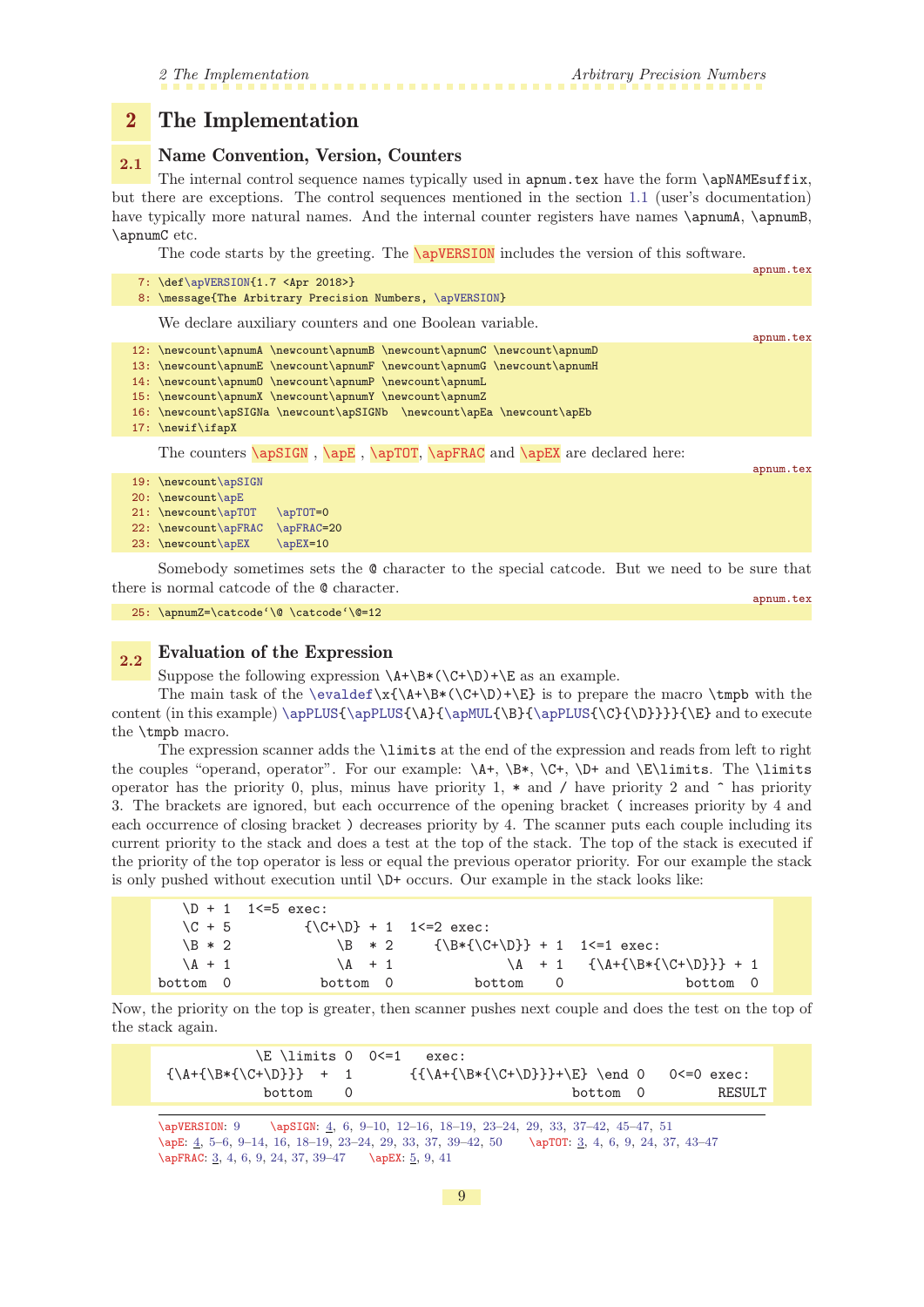# 2 The Implementation

## 2.1 Name Convention, Version, Counters

The internal control sequence names typically used in `apnum.tex` have the form `\apNAMEsuffix`, but there are exceptions. The control sequences mentioned in the section 1.1 (user's documentation) have typically more natural names. And the internal counter registers have names `\apnumA`, `\apnumB`, `\apnumC` etc.

The code starts by the greeting. The `\apVERSION` includes the version of this software.

apnum.tex

```
 7: \def\apVERSION{1.7 <Apr 2018>}
 8: \message{The Arbitrary Precision Numbers, \apVERSION}
```

We declare auxiliary counters and one Boolean variable.

apnum.tex

```
12: \newcount\apnumA \newcount\apnumB \newcount\apnumC \newcount\apnumD
13: \newcount\apnumE \newcount\apnumF \newcount\apnumG \newcount\apnumH
14: \newcount\apnumO \newcount\apnumP \newcount\apnumL
15: \newcount\apnumX \newcount\apnumY \newcount\apnumZ
16: \newcount\apSIGNa \newcount\apSIGNb  \newcount\apEa \newcount\apEb
17: \newif\ifapX
```

The counters `\apSIGN`, `\apE`, `\apTOT`, `\apFRAC` and `\apEX` are declared here:

apnum.tex

```
19: \newcount\apSIGN
20: \newcount\apE
21: \newcount\apTOT   \apTOT=0
22: \newcount\apFRAC  \apFRAC=20
23: \newcount\apEX    \apEX=10
```

Somebody sometimes sets the `@` character to the special catcode. But we need to be sure that there is normal catcode of the `@` character.

apnum.tex

```
25: \apnumZ=\catcode`\@ \catcode`\@=12
```

## 2.2 Evaluation of the Expression

Suppose the following expression `\A+\B*(\C+\D)+\E` as an example.

The main task of the `\evaldef\x{\A+\B*(\C+\D)+\E}` is to prepare the macro `\tmpb` with the content (in this example) `\apPLUS{\apPLUS{\A}{\apMUL{\B}{\apPLUS{\C}{\D}}}}{\E}` and to execute the `\tmpb` macro.

The expression scanner adds the `\limits` at the end of the expression and reads from left to right the couples "operand, operator". For our example: `\A+`, `\B*`, `\C+`, `\D+` and `\E\limits`. The `\limits` operator has the priority 0, plus, minus have priority 1, `*` and `/` have priority 2 and `^` has priority 3. The brackets are ignored, but each occurrence of the opening bracket `(` increases priority by 4 and each occurrence of closing bracket `)` decreases priority by 4. The scanner puts each couple including its current priority to the stack and does a test at the top of the stack. The top of the stack is executed if the priority of the top operator is less or equal the previous operator priority. For our example the stack is only pushed without execution until `\D+` occurs. Our example in the stack looks like:

```
   \D + 1  1<=5 exec:
   \C + 5         {\C+\D} + 1  1<=2 exec:
   \B * 2             \B  * 2     {\B*{\C+\D}} + 1  1<=1 exec:
   \A + 1             \A  + 1              \A  + 1   {\A+{\B*{\C+\D}}} + 1
bottom  0          bottom  0          bottom    0                 bottom  0
```

Now, the priority on the top is greater, then scanner pushes next couple and does the test on the top of the stack again.

```
             \E \limits 0  0<=1   exec:
 {\A+{\B*{\C+\D}}}  +  1       {{\A+{\B*{\C+\D}}}+\E} \end 0   0<=0 exec:
             bottom    0                          bottom  0          RESULT
```

\apVERSION: 9   \apSIGN: 4, 6, 9–10, 12–16, 18–19, 23–24, 29, 33, 37–42, 45–47, 51
\apE: 4, 5–6, 9–14, 16, 18–19, 23–24, 29, 33, 37, 39–42, 50   \apTOT: 3, 4, 6, 9, 24, 37, 43–47
\apFRAC: 3, 4, 6, 9, 24, 37, 39–47   \apEX: 5, 9, 41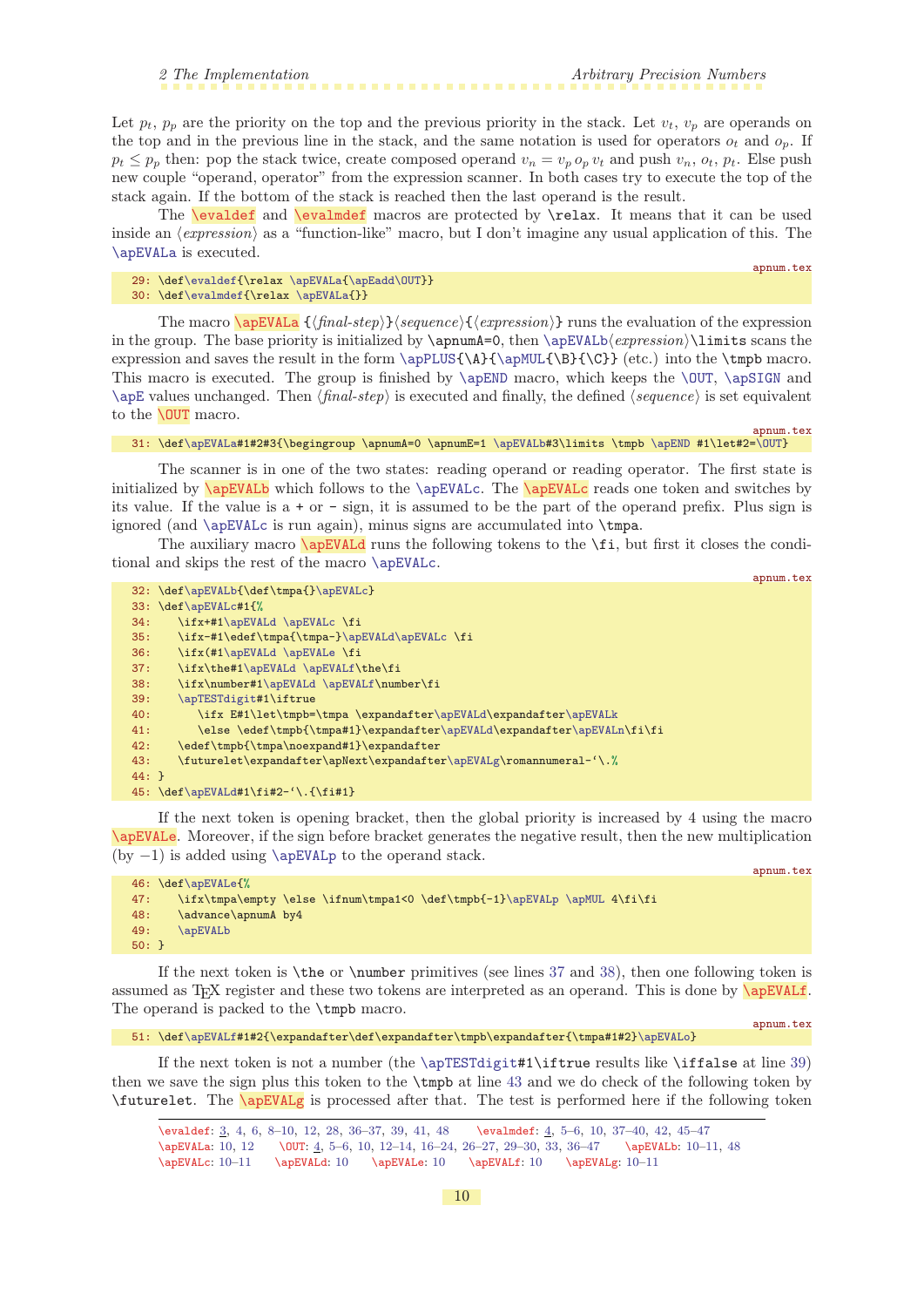Let $p_t$, $p_p$ are the priority on the top and the previous priority in the stack. Let $v_t$, $v_p$ are operands on the top and in the previous line in the stack, and the same notation is used for operators $o_t$ and $o_p$. If $p_t \le p_p$ then: pop the stack twice, create composed operand $v_n = v_p\, o_p\, v_t$ and push $v_n$, $o_t$, $p_t$. Else push new couple "operand, operator" from the expression scanner. In both cases try to execute the top of the stack again. If the bottom of the stack is reached then the last operand is the result.

The `\evaldef` and `\evalmdef` macros are protected by `\relax`. It means that it can be used inside an ⟨*expression*⟩ as a "function-like" macro, but I don't imagine any usual application of this. The `\apEVALa` is executed.

apnum.tex

```
29: \def\evaldef{\relax \apEVALa{\apEadd\OUT}}
30: \def\evalmdef{\relax \apEVALa{}}
```

The macro `\apEVALa` {⟨*final-step*⟩}⟨*sequence*⟩{⟨*expression*⟩} runs the evaluation of the expression in the group. The base priority is initialized by `\apnumA=0`, then `\apEVALb`⟨*expression*⟩`\limits` scans the expression and saves the result in the form `\apPLUS{\A}{\apMUL{\B}{\C}}` (etc.) into the `\tmpb` macro. This macro is executed. The group is finished by `\apEND` macro, which keeps the `\OUT`, `\apSIGN` and `\apE` values unchanged. Then ⟨*final-step*⟩ is executed and finally, the defined ⟨*sequence*⟩ is set equivalent to the `\OUT` macro.

apnum.tex

```
31: \def\apEVALa#1#2#3{\begingroup \apnumA=0 \apnumE=1 \apEVALb#3\limits \tmpb \apEND #1\let#2=\OUT}
```

The scanner is in one of the two states: reading operand or reading operator. The first state is initialized by `\apEVALb` which follows to the `\apEVALc`. The `\apEVALc` reads one token and switches by its value. If the value is a + or - sign, it is assumed to be the part of the operand prefix. Plus sign is ignored (and `\apEVALc` is run again), minus signs are accumulated into `\tmpa`.

The auxiliary macro `\apEVALd` runs the following tokens to the `\fi`, but first it closes the conditional and skips the rest of the macro `\apEVALc`.

apnum.tex

```
32: \def\apEVALb{\def\tmpa{}\apEVALc}
33: \def\apEVALc#1{%
34:    \ifx+#1\apEVALd \apEVALc \fi
35:    \ifx-#1\edef\tmpa{\tmpa-}\apEVALd\apEVALc \fi
36:    \ifx(#1\apEVALd \apEVALe \fi
37:    \ifx\the#1\apEVALd \apEVALf\the\fi
38:    \ifx\number#1\apEVALd \apEVALf\number\fi
39:    \apTESTdigit#1\iftrue
40:       \ifx E#1\let\tmpb=\tmpa \expandafter\apEVALd\expandafter\apEVALk
41:       \else \edef\tmpb{\tmpa#1}\expandafter\apEVALd\expandafter\apEVALn\fi\fi
42:    \edef\tmpb{\tmpa\noexpand#1}\expandafter
43:    \futurelet\expandafter\apNext\expandafter\apEVALg\romannumeral-`\.%
44: }
45: \def\apEVALd#1\fi#2-`\.{\fi#1}
```

If the next token is opening bracket, then the global priority is increased by 4 using the macro `\apEVALe`. Moreover, if the sign before bracket generates the negative result, then the new multiplication (by $-1$) is added using `\apEVALp` to the operand stack.

apnum.tex

```
46: \def\apEVALe{%
47:    \ifx\tmpa\empty \else \ifnum\tmpa1<0 \def\tmpb{-1}\apEVALp \apMUL 4\fi\fi
48:    \advance\apnumA by4
49:    \apEVALb
50: }
```

If the next token is `\the` or `\number` primitives (see lines 37 and 38), then one following token is assumed as TeX register and these two tokens are interpreted as an operand. This is done by `\apEVALf`. The operand is packed to the `\tmpb` macro.

apnum.tex

```
51: \def\apEVALf#1#2{\expandafter\def\expandafter\tmpb\expandafter{\tmpa#1#2}\apEVALo}
```

If the next token is not a number (the `\apTESTdigit#1\iftrue` results like `\iffalse` at line 39) then we save the sign plus this token to the `\tmpb` at line 43 and we do check of the following token by `\futurelet`. The `\apEVALg` is processed after that. The test is performed here if the following token

---

\evaldef: 3, 4, 6, 8–10, 12, 28, 36–37, 39, 41, 48 \evalmdef: 4, 5–6, 10, 37–40, 42, 45–47 \apEVALa: 10, 12 \OUT: 4, 5–6, 10, 12–14, 16–24, 26–27, 29–30, 33, 36–47 \apEVALb: 10–11, 48 \apEVALc: 10–11 \apEVALd: 10 \apEVALe: 10 \apEVALf: 10 \apEVALg: 10–11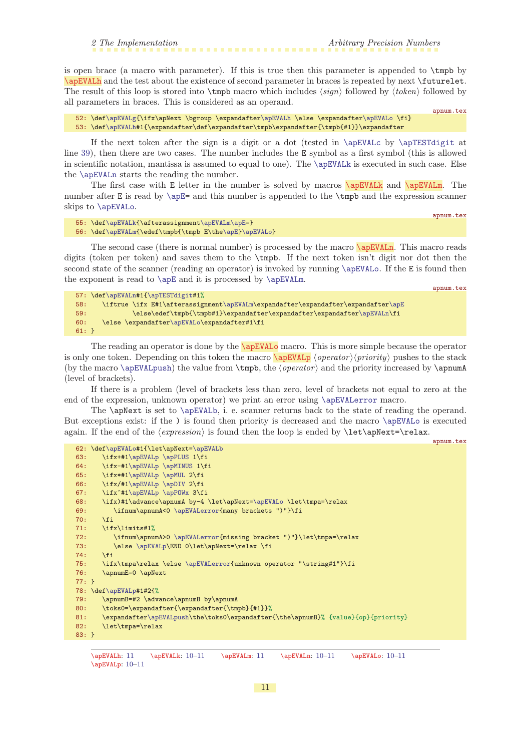is open brace (a macro with parameter). If this is true then this parameter is appended to `\tmpb` by `\apEVALh` and the test about the existence of second parameter in braces is repeated by next `\futurelet`. The result of this loop is stored into `\tmpb` macro which includes ⟨*sign*⟩ followed by ⟨*token*⟩ followed by all parameters in braces. This is considered as an operand.

apnum.tex

```
52: \def\apEVALg{\ifx\apNext \bgroup \expandafter\apEVALh \else \expandafter\apEVALo \fi}
53: \def\apEVALh#1{\expandafter\def\expandafter\tmpb\expandafter{\tmpb{#1}}\expandafter
```

If the next token after the sign is a digit or a dot (tested in `\apEVALc` by `\apTESTdigit` at line 39), then there are two cases. The number includes the `E` symbol as a first symbol (this is allowed in scientific notation, mantissa is assumed to equal to one). The `\apEVALk` is executed in such case. Else the `\apEVALn` starts the reading the number.

The first case with `E` letter in the number is solved by macros `\apEVALk` and `\apEVALm`. The number after `E` is read by `\apE=` and this number is appended to the `\tmpb` and the expression scanner skips to `\apEVALo`.

apnum.tex

```
55: \def\apEVALk{\afterassignment\apEVALm\apE=}
56: \def\apEVALm{\edef\tmpb{\tmpb E\the\apE}\apEVALo}
```

The second case (there is normal number) is processed by the macro `\apEVALn`. This macro reads digits (token per token) and saves them to the `\tmpb`. If the next token isn't digit nor dot then the second state of the scanner (reading an operator) is invoked by running `\apEVALo`. If the `E` is found then the exponent is read to `\apE` and it is processed by `\apEVALm`.

apnum.tex

```
57: \def\apEVALn#1{\apTESTdigit#1%
58:    \iftrue \ifx E#1\afterassignment\apEVALm\expandafter\expandafter\expandafter\apE
59:            \else\edef\tmpb{\tmpb#1}\expandafter\expandafter\expandafter\apEVALn\fi
60:    \else \expandafter\apEVALo\expandafter#1\fi
61: }
```

The reading an operator is done by the `\apEVALo` macro. This is more simple because the operator is only one token. Depending on this token the macro `\apEVALp` ⟨*operator*⟩⟨*priority*⟩ pushes to the stack (by the macro `\apEVALpush`) the value from `\tmpb`, the ⟨*operator*⟩ and the priority increased by `\apnumA` (level of brackets).

If there is a problem (level of brackets less than zero, level of brackets not equal to zero at the end of the expression, unknown operator) we print an error using `\apEVALerror` macro.

The `\apNext` is set to `\apEVALb`, i. e. scanner returns back to the state of reading the operand. But exceptions exist: if the `)` is found then priority is decreased and the macro `\apEVALo` is executed again. If the end of the ⟨*expression*⟩ is found then the loop is ended by `\let\apNext=\relax`.

apnum.tex

```
62: \def\apEVALo#1{\let\apNext=\apEVALb
63:    \ifx+#1\apEVALp \apPLUS 1\fi
64:    \ifx-#1\apEVALp \apMINUS 1\fi
65:    \ifx*#1\apEVALp \apMUL 2\fi
66:    \ifx/#1\apEVALp \apDIV 2\fi
67:    \ifx^#1\apEVALp \apPOWx 3\fi
68:    \ifx)#1\advance\apnumA by-4 \let\apNext=\apEVALo \let\tmpa=\relax
69:       \ifnum\apnumA<0 \apEVALerror{many brackets ")"}\fi
70:    \fi
71:    \ifx\limits#1%
72:       \ifnum\apnumA>0 \apEVALerror{missing bracket ")"}\let\tmpa=\relax
73:       \else \apEVALp\END 0\let\apNext=\relax \fi
74:    \fi
75:    \ifx\tmpa\relax \else \apEVALerror{unknown operator "\string#1"}\fi
76:    \apnumE=0 \apNext
77: }
78: \def\apEVALp#1#2{%
79:    \apnumB=#2 \advance\apnumB by\apnumA
80:    \toks0=\expandafter{\expandafter{\tmpb}{#1}}%
81:    \expandafter\apEVALpush\the\toks0\expandafter{\the\apnumB}% {value}{op}{priority}
82:    \let\tmpa=\relax
83: }
```

---

`\apEVALh`: 11  `\apEVALk`: 10–11  `\apEVALm`: 11  `\apEVALn`: 10–11  `\apEVALo`: 10–11  `\apEVALp`: 10–11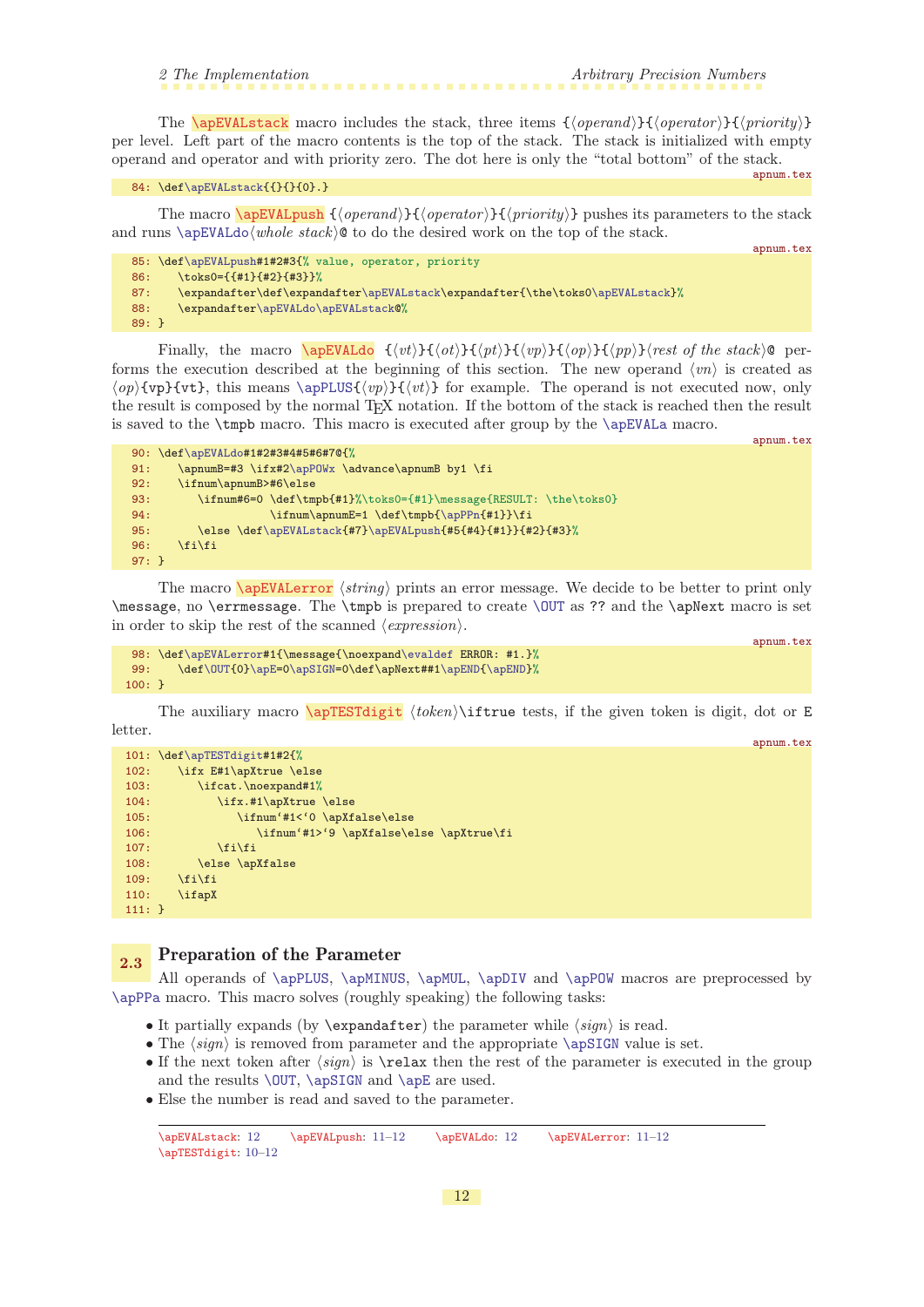The `\apEVALstack` macro includes the stack, three items {⟨*operand*⟩}{⟨*operator*⟩}{⟨*priority*⟩} per level. Left part of the macro contents is the top of the stack. The stack is initialized with empty operand and operator and with priority zero. The dot here is only the "total bottom" of the stack.

apnum.tex

```
84: \def\apEVALstack{{}{}{0}.}
```

The macro `\apEVALpush` {⟨*operand*⟩}{⟨*operator*⟩}{⟨*priority*⟩} pushes its parameters to the stack and runs `\apEVALdo`⟨*whole stack*⟩`@` to do the desired work on the top of the stack.

apnum.tex

```
85: \def\apEVALpush#1#2#3{% value, operator, priority
86:    \toks0={{#1}{#2}{#3}}%
87:    \expandafter\def\expandafter\apEVALstack\expandafter{\the\toks0\apEVALstack}%
88:    \expandafter\apEVALdo\apEVALstack@%
89: }
```

Finally, the macro `\apEVALdo` {⟨*vt*⟩}{⟨*ot*⟩}{⟨*pt*⟩}{⟨*vp*⟩}{⟨*op*⟩}{⟨*pp*⟩}⟨*rest of the stack*⟩`@` performs the execution described at the beginning of this section. The new operand ⟨*vn*⟩ is created as ⟨*op*⟩`{vp}{vt}`, this means `\apPLUS`{⟨*vp*⟩}{⟨*vt*⟩} for example. The operand is not executed now, only the result is composed by the normal TeX notation. If the bottom of the stack is reached then the result is saved to the `\tmpb` macro. This macro is executed after group by the `\apEVALa` macro.

apnum.tex

```
90: \def\apEVALdo#1#2#3#4#5#6#7@{%
91:    \apnumB=#3 \ifx#2\apPOWx \advance\apnumB by1 \fi
92:    \ifnum\apnumB>#6\else
93:       \ifnum#6=0 \def\tmpb{#1}%\toks0={#1}\message{RESULT: \the\toks0}
94:                  \ifnum\apnumE=1 \def\tmpb{\apPPn{#1}}\fi
95:       \else \def\apEVALstack{#7}\apEVALpush{#5{#4}{#1}}{#2}{#3}%
96:    \fi\fi
97: }
```

The macro `\apEVALerror` ⟨*string*⟩ prints an error message. We decide to be better to print only `\message`, no `\errmessage`. The `\tmpb` is prepared to create `\OUT` as `??` and the `\apNext` macro is set in order to skip the rest of the scanned ⟨*expression*⟩.

apnum.tex

```
98: \def\apEVALerror#1{\message{\noexpand\evaldef ERROR: #1.}%
99:    \def\OUT{0}\apE=0\apSIGN=0\def\apNext##1\apEND{\apEND}%
100: }
```

The auxiliary macro `\apTESTdigit` ⟨*token*⟩`\iftrue` tests, if the given token is digit, dot or `E` letter.

apnum.tex

```
101: \def\apTESTdigit#1#2{%
102:    \ifx E#1\apXtrue \else
103:       \ifcat.\noexpand#1%
104:          \ifx.#1\apXtrue \else
105:             \ifnum`#1<`0 \apXfalse\else
106:                \ifnum`#1>`9 \apXfalse\else \apXtrue\fi
107:          \fi\fi
108:       \else \apXfalse
109:    \fi\fi
110:    \ifapX
111: }
```

## 2.3 Preparation of the Parameter

All operands of `\apPLUS`, `\apMINUS`, `\apMUL`, `\apDIV` and `\apPOW` macros are preprocessed by `\apPPa` macro. This macro solves (roughly speaking) the following tasks:

- It partially expands (by `\expandafter`) the parameter while ⟨*sign*⟩ is read.
- The ⟨*sign*⟩ is removed from parameter and the appropriate `\apSIGN` value is set.
- If the next token after ⟨*sign*⟩ is `\relax` then the rest of the parameter is executed in the group and the results `\OUT`, `\apSIGN` and `\apE` are used.
- Else the number is read and saved to the parameter.

---

\apEVALstack: 12 \apEVALpush: 11–12 \apEVALdo: 12 \apEVALerror: 11–12
\apTESTdigit: 10–12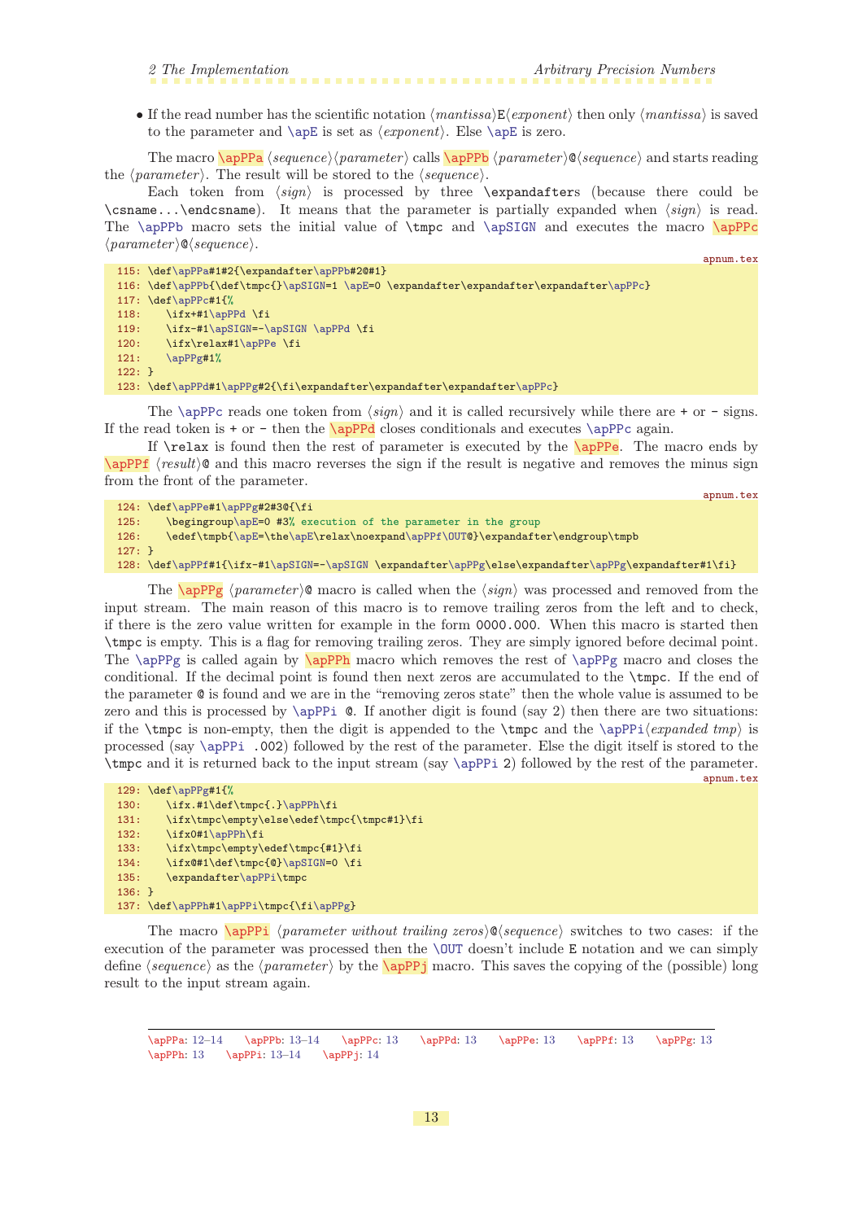- If the read number has the scientific notation ⟨*mantissa*⟩E⟨*exponent*⟩ then only ⟨*mantissa*⟩ is saved to the parameter and \apE is set as ⟨*exponent*⟩. Else \apE is zero.

The macro \apPPa ⟨*sequence*⟩⟨*parameter*⟩ calls \apPPb ⟨*parameter*⟩@⟨*sequence*⟩ and starts reading the ⟨*parameter*⟩. The result will be stored to the ⟨*sequence*⟩.

Each token from ⟨*sign*⟩ is processed by three \expandafters (because there could be \csname...\endcsname). It means that the parameter is partially expanded when ⟨*sign*⟩ is read. The \apPPb macro sets the initial value of \tmpc and \apSIGN and executes the macro \apPPc ⟨*parameter*⟩@⟨*sequence*⟩.

apnum.tex

```
115: \def\apPPa#1#2{\expandafter\apPPb#2@#1}
116: \def\apPPb{\def\tmpc{}\apSIGN=1 \apE=0 \expandafter\expandafter\expandafter\apPPc}
117: \def\apPPc#1{%
118:    \ifx+#1\apPPd \fi
119:    \ifx-#1\apSIGN=-\apSIGN \apPPd \fi
120:    \ifx\relax#1\apPPe \fi
121:    \apPPg#1%
122: }
123: \def\apPPd#1\apPPg#2{\fi\expandafter\expandafter\expandafter\apPPc}
```

The \apPPc reads one token from ⟨*sign*⟩ and it is called recursively while there are + or - signs. If the read token is + or - then the \apPPd closes conditionals and executes \apPPc again.

If \relax is found then the rest of parameter is executed by the \apPPe. The macro ends by \apPPf ⟨*result*⟩@ and this macro reverses the sign if the result is negative and removes the minus sign from the front of the parameter.

apnum.tex

```
124: \def\apPPe#1\apPPg#2#3@{\fi
125:    \begingroup\apE=0 #3% execution of the parameter in the group
126:    \edef\tmpb{\apE=\the\apE\relax\noexpand\apPPf\OUT@}\expandafter\endgroup\tmpb
127: }
128: \def\apPPf#1{\ifx-#1\apSIGN=-\apSIGN \expandafter\apPPg\else\expandafter\apPPg\expandafter#1\fi}
```

The \apPPg ⟨*parameter*⟩@ macro is called when the ⟨*sign*⟩ was processed and removed from the input stream. The main reason of this macro is to remove trailing zeros from the left and to check, if there is the zero value written for example in the form 0000.000. When this macro is started then \tmpc is empty. This is a flag for removing trailing zeros. They are simply ignored before decimal point. The \apPPg is called again by \apPPh macro which removes the rest of \apPPg macro and closes the conditional. If the decimal point is found then next zeros are accumulated to the \tmpc. If the end of the parameter @ is found and we are in the "removing zeros state" then the whole value is assumed to be zero and this is processed by \apPPi @. If another digit is found (say 2) then there are two situations: if the \tmpc is non-empty, then the digit is appended to the \tmpc and the \apPPi⟨*expanded tmp*⟩ is processed (say \apPPi .002) followed by the rest of the parameter. Else the digit itself is stored to the \tmpc and it is returned back to the input stream (say \apPPi 2) followed by the rest of the parameter.

apnum.tex

```
129: \def\apPPg#1{%
130:    \ifx.#1\def\tmpc{.}\apPPh\fi
131:    \ifx\tmpc\empty\else\edef\tmpc{\tmpc#1}\fi
132:    \ifx0#1\apPPh\fi
133:    \ifx\tmpc\empty\edef\tmpc{#1}\fi
134:    \ifx@#1\def\tmpc{@}\apSIGN=0 \fi
135:    \expandafter\apPPi\tmpc
136: }
137: \def\apPPh#1\apPPi\tmpc{\fi\apPPg}
```

The macro \apPPi ⟨*parameter without trailing zeros*⟩@⟨*sequence*⟩ switches to two cases: if the execution of the parameter was processed then the \OUT doesn't include E notation and we can simply define ⟨*sequence*⟩ as the ⟨*parameter*⟩ by the \apPPj macro. This saves the copying of the (possible) long result to the input stream again.

---

\apPPa: 12–14 \apPPb: 13–14 \apPPc: 13 \apPPd: 13 \apPPe: 13 \apPPf: 13 \apPPg: 13 \apPPh: 13 \apPPi: 13–14 \apPPj: 14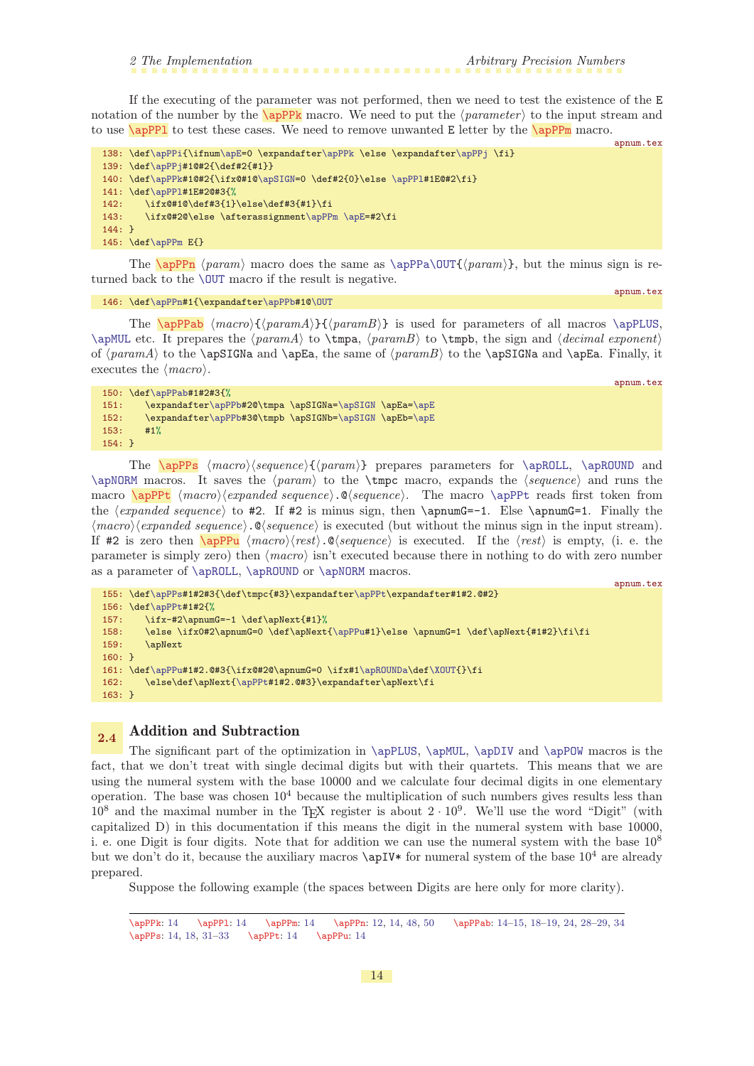If the executing of the parameter was not performed, then we need to test the existence of the E notation of the number by the \apPPk macro. We need to put the ⟨parameter⟩ to the input stream and to use \apPPl to test these cases. We need to remove unwanted E letter by the \apPPm macro.

apnum.tex

```
138: \def\apPPi{\ifnum\apE=0 \expandafter\apPPk \else \expandafter\apPPj \fi}
139: \def\apPPj#1@#2{\def#2{#1}}
140: \def\apPPk#1@#2{\ifx@#1@\apSIGN=0 \def#2{0}\else \apPPl#1E@#2\fi}
141: \def\apPPl#1E#2@#3{%
142:    \ifx@#1@\def#3{1}\else\def#3{#1}\fi
143:    \ifx@#2@\else \afterassignment\apPPm \apE=#2\fi
144: }
145: \def\apPPm E{}
```

The \apPPn ⟨param⟩ macro does the same as \apPPa\OUT{⟨param⟩}, but the minus sign is returned back to the \OUT macro if the result is negative.

apnum.tex

```
146: \def\apPPn#1{\expandafter\apPPb#1@\OUT
```

The \apPPab ⟨macro⟩{⟨paramA⟩}{⟨paramB⟩} is used for parameters of all macros \apPLUS, \apMUL etc. It prepares the ⟨paramA⟩ to \tmpa, ⟨paramB⟩ to \tmpb, the sign and ⟨decimal exponent⟩ of ⟨paramA⟩ to the \apSIGNa and \apEa, the same of ⟨paramB⟩ to the \apSIGNa and \apEa. Finally, it executes the ⟨macro⟩.

apnum.tex

```
150: \def\apPPab#1#2#3{%
151:    \expandafter\apPPb#2@\tmpa \apSIGNa=\apSIGN \apEa=\apE
152:    \expandafter\apPPb#3@\tmpb \apSIGNb=\apSIGN \apEb=\apE
153:    #1%
154: }
```

The \apPPs ⟨macro⟩⟨sequence⟩{⟨param⟩} prepares parameters for \apROLL, \apROUND and \apNORM macros. It saves the ⟨param⟩ to the \tmpc macro, expands the ⟨sequence⟩ and runs the macro \apPPt ⟨macro⟩⟨expanded sequence⟩.@⟨sequence⟩. The macro \apPPt reads first token from the ⟨expanded sequence⟩ to #2. If #2 is minus sign, then \apnumG=-1. Else \apnumG=1. Finally the ⟨macro⟩⟨expanded sequence⟩.@⟨sequence⟩ is executed (but without the minus sign in the input stream). If #2 is zero then \apPPu ⟨macro⟩⟨rest⟩.@⟨sequence⟩ is executed. If the ⟨rest⟩ is empty, (i. e. the parameter is simply zero) then ⟨macro⟩ isn't executed because there in nothing to do with zero number as a parameter of \apROLL, \apROUND or \apNORM macros.

apnum.tex

```
155: \def\apPPs#1#2#3{\def\tmpc{#3}\expandafter\apPPt\expandafter#1#2.@#2}
156: \def\apPPt#1#2{%
157:    \ifx-#2\apnumG=-1 \def\apNext{#1}%
158:    \else \ifx0#2\apnumG=0 \def\apNext{\apPPu#1}\else \apnumG=1 \def\apNext{#1#2}\fi\fi
159:    \apNext
160: }
161: \def\apPPu#1#2.@#3{\ifx@#2@\apnumG=0 \ifx#1\apROUNDa\def\XOUT{}\fi
162:    \else\def\apNext{\apPPt#1#2.@#3}\expandafter\apNext\fi
163: }
```

## 2.4 Addition and Subtraction

The significant part of the optimization in \apPLUS, \apMUL, \apDIV and \apPOW macros is the fact, that we don't treat with single decimal digits but with their quartets. This means that we are using the numeral system with the base 10000 and we calculate four decimal digits in one elementary operation. The base was chosen $10^4$ because the multiplication of such numbers gives results less than $10^8$ and the maximal number in the TeX register is about $2 \cdot 10^9$. We'll use the word "Digit" (with capitalized D) in this documentation if this means the digit in the numeral system with base 10000, i. e. one Digit is four digits. Note that for addition we can use the numeral system with the base $10^8$ but we don't do it, because the auxiliary macros \apIV* for numeral system of the base $10^4$ are already prepared.

Suppose the following example (the spaces between Digits are here only for more clarity).

---

\apPPk: 14 \apPPl: 14 \apPPm: 14 \apPPn: 12, 14, 48, 50 \apPPab: 14–15, 18–19, 24, 28–29, 34
\apPPs: 14, 18, 31–33 \apPPt: 14 \apPPu: 14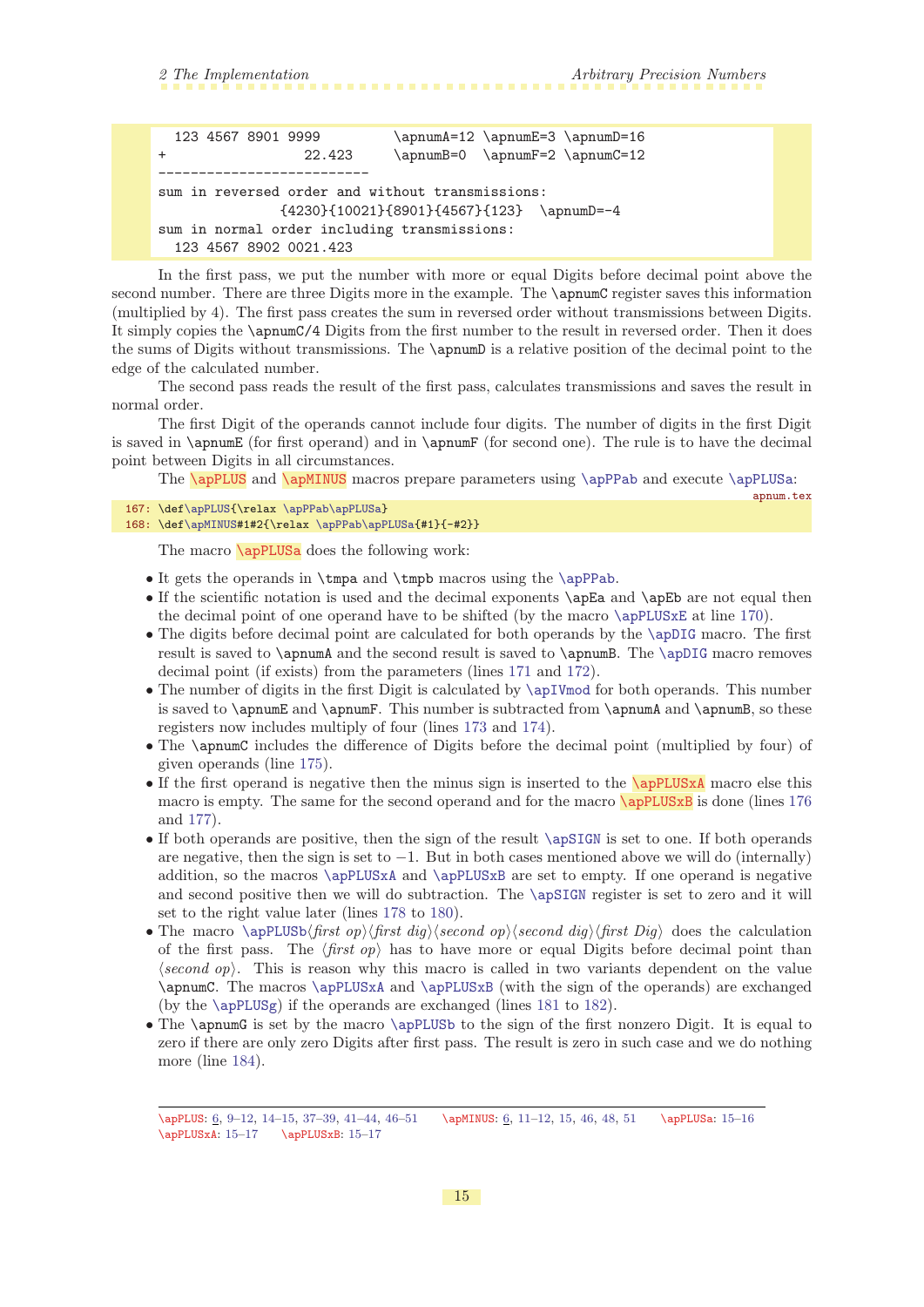```
  123 4567 8901 9999         \apnumA=12 \apnumE=3 \apnumD=16
+                  22.423    \apnumB=0  \apnumF=2 \apnumC=12
-------------------------
sum in reversed order and without transmissions:
               {4230}{10021}{8901}{4567}{123}  \apnumD=-4
sum in normal order including transmissions:
  123 4567 8902 0021.423
```

In the first pass, we put the number with more or equal Digits before decimal point above the second number. There are three Digits more in the example. The \apnumC register saves this information (multiplied by 4). The first pass creates the sum in reversed order without transmissions between Digits. It simply copies the \apnumC/4 Digits from the first number to the result in reversed order. Then it does the sums of Digits without transmissions. The \apnumD is a relative position of the decimal point to the edge of the calculated number.

The second pass reads the result of the first pass, calculates transmissions and saves the result in normal order.

The first Digit of the operands cannot include four digits. The number of digits in the first Digit is saved in \apnumE (for first operand) and in \apnumF (for second one). The rule is to have the decimal point between Digits in all circumstances.

The \apPLUS and \apMINUS macros prepare parameters using \apPPab and execute \apPLUSa:

apnum.tex

```
167: \def\apPLUS{\relax \apPPab\apPLUSa}
168: \def\apMINUS#1#2{\relax \apPPab\apPLUSa{#1}{-#2}}
```

The macro \apPLUSa does the following work:

- It gets the operands in \tmpa and \tmpb macros using the \apPPab.
- If the scientific notation is used and the decimal exponents \apEa and \apEb are not equal then the decimal point of one operand have to be shifted (by the macro \apPLUSxE at line 170).
- The digits before decimal point are calculated for both operands by the \apDIG macro. The first result is saved to \apnumA and the second result is saved to \apnumB. The \apDIG macro removes decimal point (if exists) from the parameters (lines 171 and 172).
- The number of digits in the first Digit is calculated by \apIVmod for both operands. This number is saved to \apnumE and \apnumF. This number is subtracted from \apnumA and \apnumB, so these registers now includes multiply of four (lines 173 and 174).
- The \apnumC includes the difference of Digits before the decimal point (multiplied by four) of given operands (line 175).
- If the first operand is negative then the minus sign is inserted to the \apPLUSxA macro else this macro is empty. The same for the second operand and for the macro \apPLUSxB is done (lines 176 and 177).
- If both operands are positive, then the sign of the result \apSIGN is set to one. If both operands are negative, then the sign is set to $-1$. But in both cases mentioned above we will do (internally) addition, so the macros \apPLUSxA and \apPLUSxB are set to empty. If one operand is negative and second positive then we will do subtraction. The \apSIGN register is set to zero and it will set to the right value later (lines 178 to 180).
- The macro \apPLUSb⟨*first op*⟩⟨*first dig*⟩⟨*second op*⟩⟨*second dig*⟩⟨*first Dig*⟩ does the calculation of the first pass. The ⟨*first op*⟩ has to have more or equal Digits before decimal point than ⟨*second op*⟩. This is reason why this macro is called in two variants dependent on the value \apnumC. The macros \apPLUSxA and \apPLUSxB (with the sign of the operands) are exchanged (by the \apPLUSg) if the operands are exchanged (lines 181 to 182).
- The \apnumG is set by the macro \apPLUSb to the sign of the first nonzero Digit. It is equal to zero if there are only zero Digits after first pass. The result is zero in such case and we do nothing more (line 184).

---

\apPLUS: 6, 9–12, 14–15, 37–39, 41–44, 46–51 \apMINUS: 6, 11–12, 15, 46, 48, 51 \apPLUSa: 15–16 \apPLUSxA: 15–17 \apPLUSxB: 15–17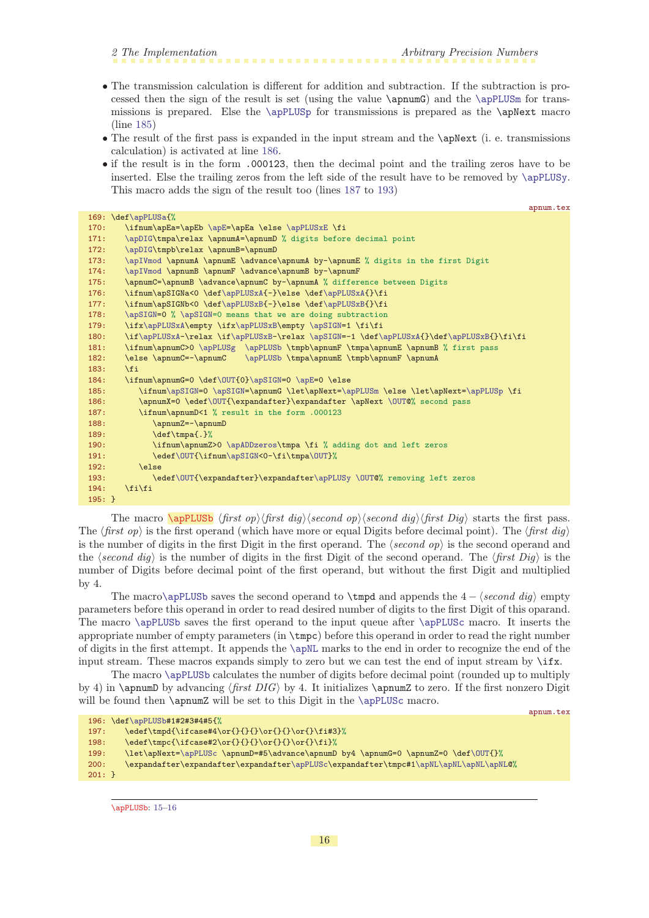- The transmission calculation is different for addition and subtraction. If the subtraction is processed then the sign of the result is set (using the value `\apnumG`) and the `\apPLUSm` for transmissions is prepared. Else the `\apPLUSp` for transmissions is prepared as the `\apNext` macro (line 185)
- The result of the first pass is expanded in the input stream and the `\apNext` (i. e. transmissions calculation) is activated at line 186.
- if the result is in the form `.000123`, then the decimal point and the trailing zeros have to be inserted. Else the trailing zeros from the left side of the result have to be removed by `\apPLUSy`. This macro adds the sign of the result too (lines 187 to 193)

apnum.tex

```
169: \def\apPLUSa{%
170:    \ifnum\apEa=\apEb \apE=\apEa \else \apPLUSxE \fi
171:    \apDIG\tmpa\relax \apnumA=\apnumD % digits before decimal point
172:    \apDIG\tmpb\relax \apnumB=\apnumD
173:    \apIVmod \apnumA \apnumE \advance\apnumA by-\apnumE % digits in the first Digit
174:    \apIVmod \apnumB \apnumF \advance\apnumB by-\apnumF
175:    \apnumC=\apnumB \advance\apnumC by-\apnumA % difference between Digits
176:    \ifnum\apSIGNa<0 \def\apPLUSxA{-}\else \def\apPLUSxA{}\fi
177:    \ifnum\apSIGNb<0 \def\apPLUSxB{-}\else \def\apPLUSxB{}\fi
178:    \apSIGN=0 % \apSIGN=0 means that we are doing subtraction
179:    \ifx\apPLUSxA\empty \ifx\apPLUSxB\empty \apSIGN=1 \fi\fi
180:    \if\apPLUSxA-\relax \if\apPLUSxB-\relax \apSIGN=-1 \def\apPLUSxA{}\def\apPLUSxB{}\fi\fi
181:    \ifnum\apnumC>0 \apPLUSg  \apPLUSb \tmpb\apnumF \tmpa\apnumE \apnumB % first pass
182:    \else \apnumC=-\apnumC    \apPLUSb \tmpa\apnumE \tmpb\apnumF \apnumA
183:    \fi
184:    \ifnum\apnumG=0 \def\OUT{0}\apSIGN=0 \apE=0 \else
185:       \ifnum\apSIGN=0 \apSIGN=\apnumG \let\apNext=\apPLUSm \else \let\apNext=\apPLUSp \fi
186:       \apnumX=0 \edef\OUT{\expandafter}\expandafter \apNext \OUT@% second pass
187:       \ifnum\apnumD<1 % result in the form .000123
188:          \apnumZ=-\apnumD
189:          \def\tmpa{.}%
190:          \ifnum\apnumZ>0 \apADDzeros\tmpa \fi % adding dot and left zeros
191:          \edef\OUT{\ifnum\apSIGN<0-\fi\tmpa\OUT}%
192:       \else
193:          \edef\OUT{\expandafter}\expandafter\apPLUSy \OUT@% removing left zeros
194:    \fi\fi
195: }
```

The macro `\apPLUSb` ⟨*first op*⟩⟨*first dig*⟩⟨*second op*⟩⟨*second dig*⟩⟨*first Dig*⟩ starts the first pass. The ⟨*first op*⟩ is the first operand (which have more or equal Digits before decimal point). The ⟨*first dig*⟩ is the number of digits in the first Digit in the first operand. The ⟨*second op*⟩ is the second operand and the ⟨*second dig*⟩ is the number of digits in the first Digit of the second operand. The ⟨*first Dig*⟩ is the number of Digits before decimal point of the first operand, but without the first Digit and multiplied by 4.

The macro`\apPLUSb` saves the second operand to `\tmpd` and appends the $4 -$ ⟨*second dig*⟩ empty parameters before this operand in order to read desired number of digits to the first Digit of this oparand. The macro `\apPLUSb` saves the first operand to the input queue after `\apPLUSc` macro. It inserts the appropriate number of empty parameters (in `\tmpc`) before this operand in order to read the right number of digits in the first attempt. It appends the `\apNL` marks to the end in order to recognize the end of the input stream. These macros expands simply to zero but we can test the end of input stream by `\ifx`.

The macro `\apPLUSb` calculates the number of digits before decimal point (rounded up to multiply by 4) in `\apnumD` by advancing ⟨*first DIG*⟩ by 4. It initializes `\apnumZ` to zero. If the first nonzero Digit will be found then `\apnumZ` will be set to this Digit in the `\apPLUSc` macro.

apnum.tex

```
196: \def\apPLUSb#1#2#3#4#5{%
197:    \edef\tmpd{\ifcase#4\or{}{}{}\or{}{}\or{}\fi#3}%
198:    \edef\tmpc{\ifcase#2\or{}{}{}\or{}{}\or{}\fi}%
199:    \let\apNext=\apPLUSc \apnumD=#5\advance\apnumD by4 \apnumG=0 \apnumZ=0 \def\OUT{}%
200:    \expandafter\expandafter\expandafter\apPLUSc\expandafter\tmpc#1\apNL\apNL\apNL\apNL@%
201: }
```

---

`\apPLUSb`: 15–16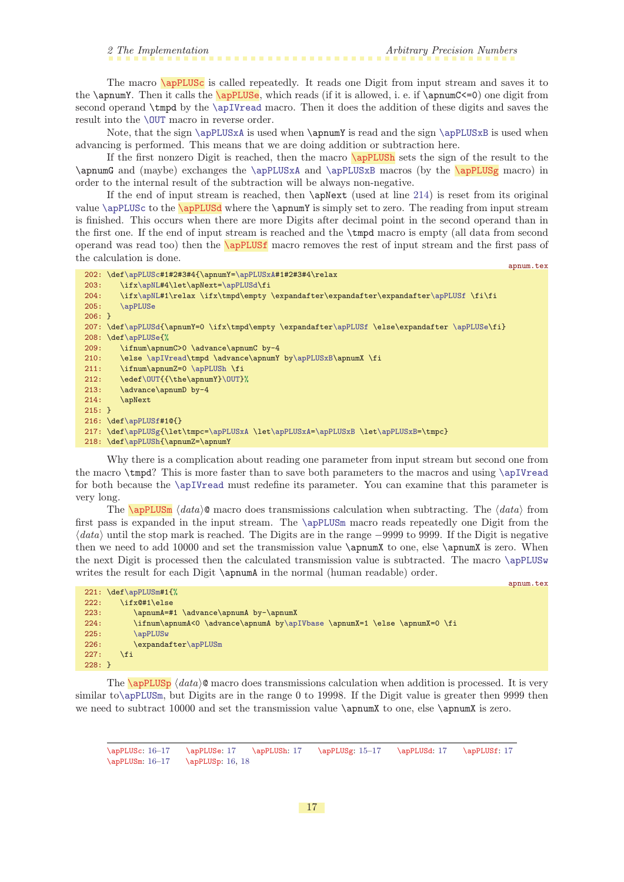The macro \apPLUSc is called repeatedly. It reads one Digit from input stream and saves it to the \apnumY. Then it calls the \apPLUSe, which reads (if it is allowed, i. e. if \apnumC<=0) one digit from second operand \tmpd by the \apIVread macro. Then it does the addition of these digits and saves the result into the \OUT macro in reverse order.

Note, that the sign \apPLUSxA is used when \apnumY is read and the sign \apPLUSxB is used when advancing is performed. This means that we are doing addition or subtraction here.

If the first nonzero Digit is reached, then the macro \apPLUSh sets the sign of the result to the \apnumG and (maybe) exchanges the \apPLUSxA and \apPLUSxB macros (by the \apPLUSg macro) in order to the internal result of the subtraction will be always non-negative.

If the end of input stream is reached, then \apNext (used at line 214) is reset from its original value \apPLUSc to the \apPLUSd where the \apnumY is simply set to zero. The reading from input stream is finished. This occurs when there are more Digits after decimal point in the second operand than in the first one. If the end of input stream is reached and the \tmpd macro is empty (all data from second operand was read too) then the \apPLUSf macro removes the rest of input stream and the first pass of the calculation is done.

apnum.tex

```
202: \def\apPLUSc#1#2#3#4{\apnumY=\apPLUSxA#1#2#3#4\relax
203:    \ifx\apNL#4\let\apNext=\apPLUSd\fi
204:    \ifx\apNL#1\relax \ifx\tmpd\empty \expandafter\expandafter\expandafter\apPLUSf \fi\fi
205:    \apPLUSe
206: }
207: \def\apPLUSd{\apnumY=0 \ifx\tmpd\empty \expandafter\apPLUSf \else\expandafter \apPLUSe\fi}
208: \def\apPLUSe{%
209:    \ifnum\apnumC>0 \advance\apnumC by-4
210:    \else \apIVread\tmpd \advance\apnumY by\apPLUSxB\apnumX \fi
211:    \ifnum\apnumZ=0 \apPLUSh \fi
212:    \edef\OUT{{\the\apnumY}\OUT}%
213:    \advance\apnumD by-4
214:    \apNext
215: }
216: \def\apPLUSf#1@{}
217: \def\apPLUSg{\let\tmpc=\apPLUSxA \let\apPLUSxA=\apPLUSxB \let\apPLUSxB=\tmpc}
218: \def\apPLUSh{\apnumZ=\apnumY
```

Why there is a complication about reading one parameter from input stream but second one from the macro \tmpd? This is more faster than to save both parameters to the macros and using \apIVread for both because the \apIVread must redefine its parameter. You can examine that this parameter is very long.

The \apPLUSm ⟨*data*⟩@ macro does transmissions calculation when subtracting. The ⟨*data*⟩ from first pass is expanded in the input stream. The \apPLUSm macro reads repeatedly one Digit from the ⟨*data*⟩ until the stop mark is reached. The Digits are in the range −9999 to 9999. If the Digit is negative then we need to add 10000 and set the transmission value \apnumX to one, else \apnumX is zero. When the next Digit is processed then the calculated transmission value is subtracted. The macro \apPLUSw writes the result for each Digit \apnumA in the normal (human readable) order.

apnum.tex

```
221: \def\apPLUSm#1{%
222:    \ifx@#1\else
223:       \apnumA=#1 \advance\apnumA by-\apnumX
224:       \ifnum\apnumA<0 \advance\apnumA by\apIVbase \apnumX=1 \else \apnumX=0 \fi
225:       \apPLUSw
226:       \expandafter\apPLUSm
227:    \fi
228: }
```

The \apPLUSp ⟨*data*⟩@ macro does transmissions calculation when addition is processed. It is very similar to\apPLUSm, but Digits are in the range 0 to 19998. If the Digit value is greater then 9999 then we need to subtract 10000 and set the transmission value \apnumX to one, else \apnumX is zero.

---

\apPLUSc: 16–17 \apPLUSe: 17 \apPLUSh: 17 \apPLUSg: 15–17 \apPLUSd: 17 \apPLUSf: 17
\apPLUSm: 16–17 \apPLUSp: 16, 18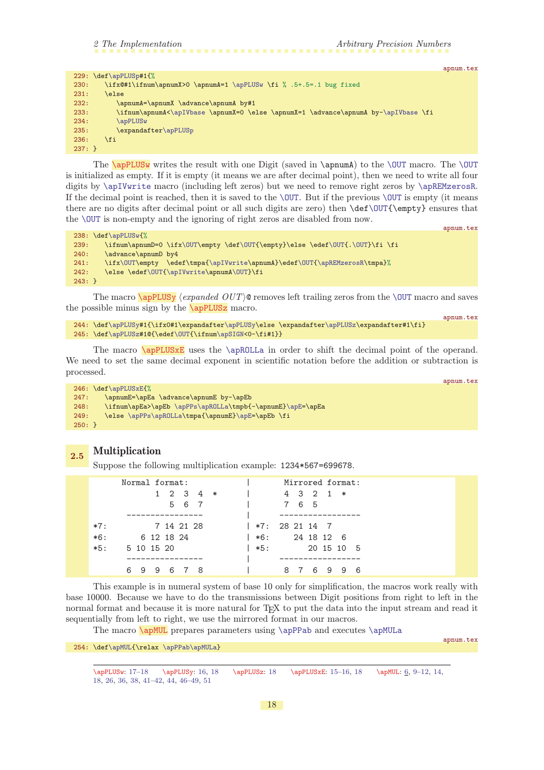apnum.tex

```
229: \def\apPLUSp#1{%
230:    \ifx@#1\ifnum\apnumX>0 \apnumA=1 \apPLUSw \fi % .5+.5=.1 bug fixed
231:    \else
232:       \apnumA=\apnumX \advance\apnumA by#1
233:       \ifnum\apnumA<\apIVbase \apnumX=0 \else \apnumX=1 \advance\apnumA by-\apIVbase \fi
234:       \apPLUSw
235:       \expandafter\apPLUSp
236:    \fi
237: }
```

The \apPLUSw writes the result with one Digit (saved in \apnumA) to the \OUT macro. The \OUT is initialized as empty. If it is empty (it means we are after decimal point), then we need to write all four digits by \apIVwrite macro (including left zeros) but we need to remove right zeros by \apREMzerosR. If the decimal point is reached, then it is saved to the \OUT. But if the previous \OUT is empty (it means there are no digits after decimal point or all such digits are zero) then \def\OUT{\empty} ensures that the \OUT is non-empty and the ignoring of right zeros are disabled from now.

apnum.tex

```
238: \def\apPLUSw{%
239:    \ifnum\apnumD=0 \ifx\OUT\empty \def\OUT{\empty}\else \edef\OUT{.\OUT}\fi \fi
240:    \advance\apnumD by4
241:    \ifx\OUT\empty  \edef\tmpa{\apIVwrite\apnumA}\edef\OUT{\apREMzerosR\tmpa}%
242:    \else \edef\OUT{\apIVwrite\apnumA\OUT}\fi
243: }
```

The macro \apPLUSy ⟨*expanded OUT*⟩@ removes left trailing zeros from the \OUT macro and saves the possible minus sign by the \apPLUSz macro.

apnum.tex

```
244: \def\apPLUSy#1{\ifx0#1\expandafter\apPLUSy\else \expandafter\apPLUSz\expandafter#1\fi}
245: \def\apPLUSz#1@{\edef\OUT{\ifnum\apSIGN<0-\fi#1}}
```

The macro \apPLUSxE uses the \apROLLa in order to shift the decimal point of the operand. We need to set the same decimal exponent in scientific notation before the addition or subtraction is processed.

apnum.tex

```
246: \def\apPLUSxE{%
247:    \apnumE=\apEa \advance\apnumE by-\apEb
248:    \ifnum\apEa>\apEb \apPPs\apROLLa\tmpb{-\apnumE}\apE=\apEa
249:    \else \apPPs\apROLLa\tmpa{\apnumE}\apE=\apEb \fi
250: }
```

## 2.5 Multiplication

Suppose the following multiplication example: 1234*567=699678.

```
       Normal format:              |       Mirrored format:
               1  2  3  4  *       |       4  3  2  1  *
                  5  6  7          |       7  6  5
         ----------------          |     -----------------
*7:            7 14 21 28          | *7:  28 21 14  7
*6:         6 12 18 24             | *6:     24 18 12  6
*5:      5 10 15 20                | *5:        20 15 10  5
         ----------------          |     -----------------
         6  9  9  6  7  8          |       8  7  6  9  9  6
```

This example is in numeral system of base 10 only for simplification, the macros work really with base 10000. Because we have to do the transmissions between Digit positions from right to left in the normal format and because it is more natural for TEX to put the data into the input stream and read it sequentially from left to right, we use the mirrored format in our macros.

The macro \apMUL prepares parameters using \apPPab and executes \apMULa

apnum.tex

```
254: \def\apMUL{\relax \apPPab\apMULa}
```

---

\apPLUSw: 17–18 \apPLUSy: 16, 18 \apPLUSz: 18 \apPLUSxE: 15–16, 18 \apMUL: 6, 9–12, 14, 18, 26, 36, 38, 41–42, 44, 46–49, 51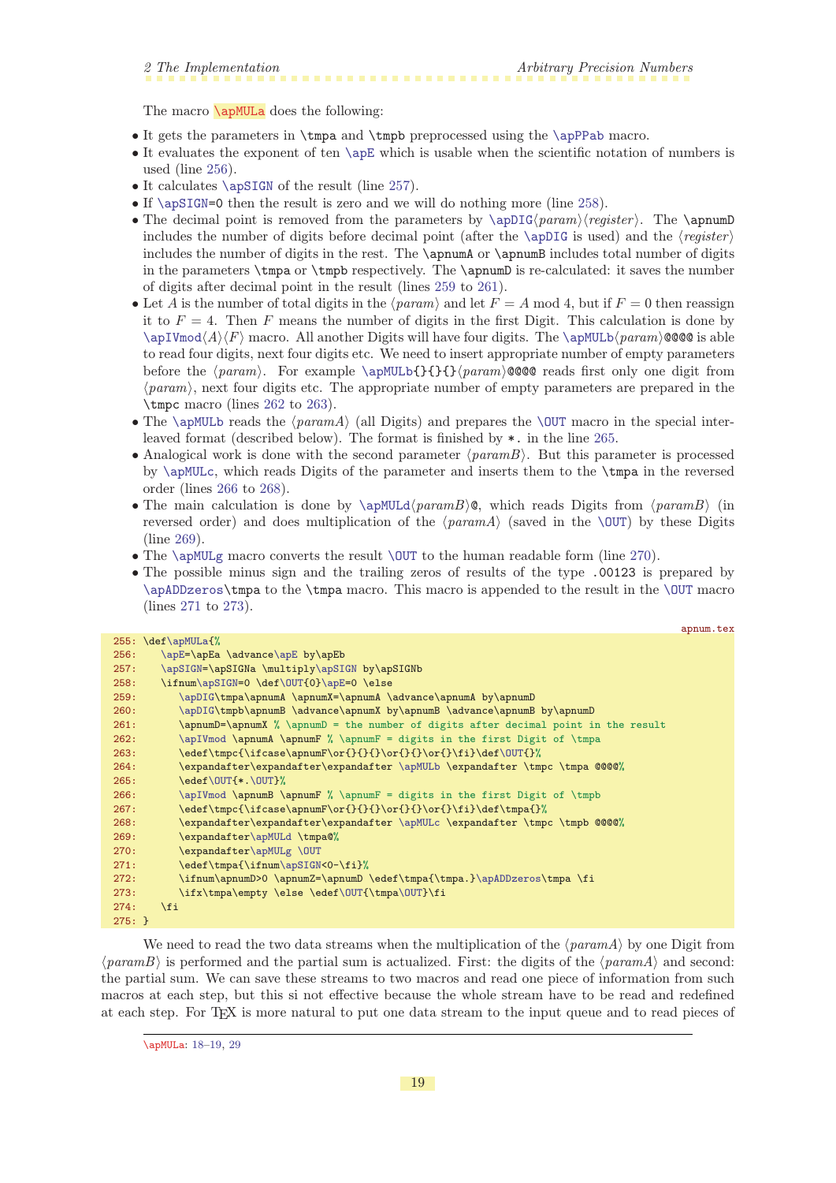The macro `\apMULa` does the following:

- It gets the parameters in `\tmpa` and `\tmpb` preprocessed using the `\apPPab` macro.
- It evaluates the exponent of ten `\apE` which is usable when the scientific notation of numbers is used (line 256).
- It calculates `\apSIGN` of the result (line 257).
- If `\apSIGN=0` then the result is zero and we will do nothing more (line 258).
- The decimal point is removed from the parameters by `\apDIG`⟨*param*⟩⟨*register*⟩. The `\apnumD` includes the number of digits before decimal point (after the `\apDIG` is used) and the ⟨*register*⟩ includes the number of digits in the rest. The `\apnumA` or `\apnumB` includes total number of digits in the parameters `\tmpa` or `\tmpb` respectively. The `\apnumD` is re-calculated: it saves the number of digits after decimal point in the result (lines 259 to 261).
- Let $A$ is the number of total digits in the ⟨*param*⟩ and let $F = A \bmod 4$, but if $F = 0$ then reassign it to $F = 4$. Then $F$ means the number of digits in the first Digit. This calculation is done by `\apIVmod`⟨$A$⟩⟨$F$⟩ macro. All another Digits will have four digits. The `\apMULb`⟨*param*⟩`@@@@` is able to read four digits, next four digits etc. We need to insert appropriate number of empty parameters before the ⟨*param*⟩. For example `\apMULb{}{}{}`⟨*param*⟩`@@@@` reads first only one digit from ⟨*param*⟩, next four digits etc. The appropriate number of empty parameters are prepared in the `\tmpc` macro (lines 262 to 263).
- The `\apMULb` reads the ⟨*paramA*⟩ (all Digits) and prepares the `\OUT` macro in the special interleaved format (described below). The format is finished by `*.` in the line 265.
- Analogical work is done with the second parameter ⟨*paramB*⟩. But this parameter is processed by `\apMULc`, which reads Digits of the parameter and inserts them to the `\tmpa` in the reversed order (lines 266 to 268).
- The main calculation is done by `\apMULd`⟨*paramB*⟩`@`, which reads Digits from ⟨*paramB*⟩ (in reversed order) and does multiplication of the ⟨*paramA*⟩ (saved in the `\OUT`) by these Digits (line 269).
- The `\apMULg` macro converts the result `\OUT` to the human readable form (line 270).
- The possible minus sign and the trailing zeros of results of the type `.00123` is prepared by `\apADDzeros\tmpa` to the `\tmpa` macro. This macro is appended to the result in the `\OUT` macro (lines 271 to 273).

apnum.tex

```
255: \def\apMULa{%
256:    \apE=\apEa \advance\apE by\apEb
257:    \apSIGN=\apSIGNa \multiply\apSIGN by\apSIGNb
258:    \ifnum\apSIGN=0 \def\OUT{0}\apE=0 \else
259:       \apDIG\tmpa\apnumA \apnumX=\apnumA \advance\apnumA by\apnumD
260:       \apDIG\tmpb\apnumB \advance\apnumX by\apnumB \advance\apnumB by\apnumD
261:       \apnumD=\apnumX % \apnumD = the number of digits after decimal point in the result
262:       \apIVmod \apnumA \apnumF % \apnumF = digits in the first Digit of \tmpa
263:       \edef\tmpc{\ifcase\apnumF\or{}{}{}\or{}{}\or{}\fi}\def\OUT{}%
264:       \expandafter\expandafter\expandafter \apMULb \expandafter \tmpc \tmpa @@@@%
265:       \edef\OUT{*.\OUT}%
266:       \apIVmod \apnumB \apnumF % \apnumF = digits in the first Digit of \tmpb
267:       \edef\tmpc{\ifcase\apnumF\or{}{}{}\or{}{}\or{}\fi}\def\tmpa{}%
268:       \expandafter\expandafter\expandafter \apMULc \expandafter \tmpc \tmpb @@@@%
269:       \expandafter\apMULd \tmpa@%
270:       \expandafter\apMULg \OUT
271:       \edef\tmpa{\ifnum\apSIGN<0-\fi}%
272:       \ifnum\apnumD>0 \apnumZ=\apnumD \edef\tmpa{\tmpa.}\apADDzeros\tmpa \fi
273:       \ifx\tmpa\empty \else \edef\OUT{\tmpa\OUT}\fi
274:    \fi
275: }
```

We need to read the two data streams when the multiplication of the ⟨*paramA*⟩ by one Digit from ⟨*paramB*⟩ is performed and the partial sum is actualized. First: the digits of the ⟨*paramA*⟩ and second: the partial sum. We can save these streams to two macros and read one piece of information from such macros at each step, but this si not effective because the whole stream have to be read and redefined at each step. For TeX is more natural to put one data stream to the input queue and to read pieces of

`\apMULa`: 18–19, 29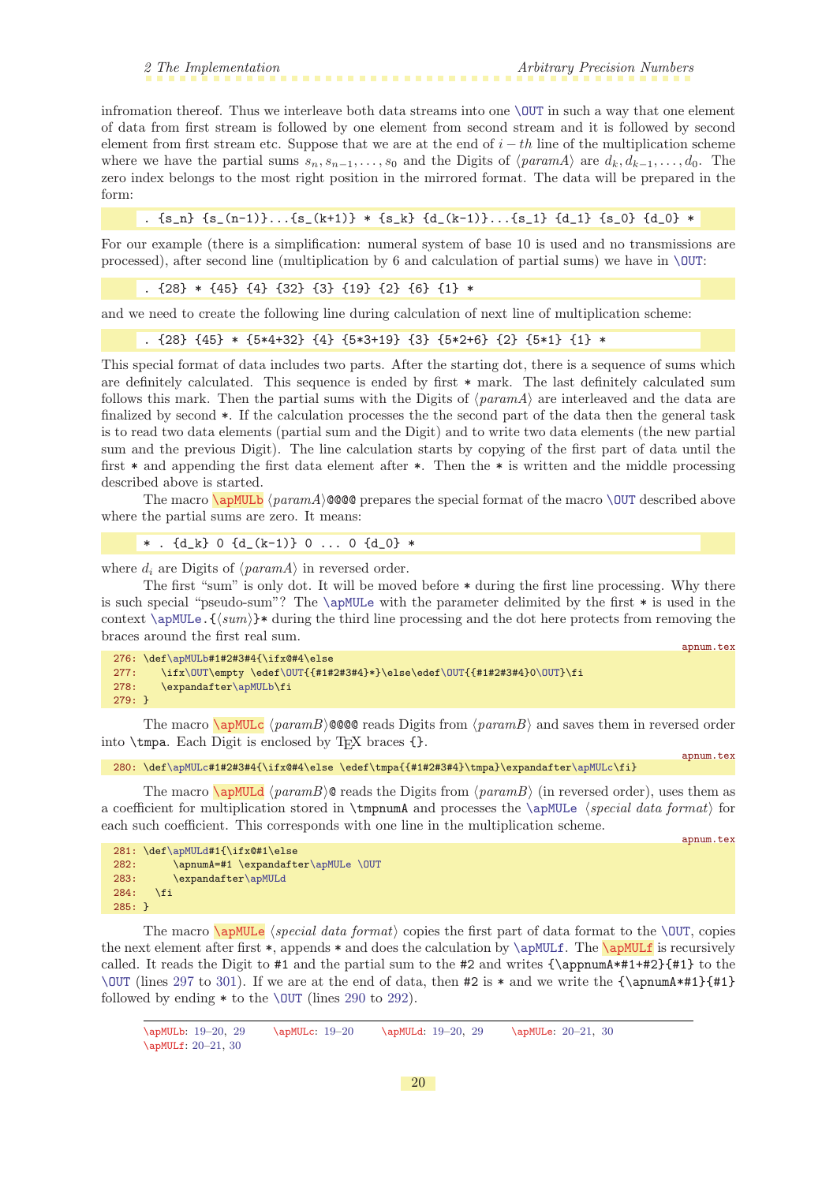infromation thereof. Thus we interleave both data streams into one \OUT in such a way that one element of data from first stream is followed by one element from second stream and it is followed by second element from first stream etc. Suppose that we are at the end of $i-th$ line of the multiplication scheme where we have the partial sums $s_n, s_{n-1}, \ldots, s_0$ and the Digits of ⟨*paramA*⟩ are $d_k, d_{k-1}, \ldots, d_0$. The zero index belongs to the most right position in the mirrored format. The data will be prepared in the form:

```
. {s_n} {s_(n-1)}...{s_(k+1)} * {s_k} {d_(k-1)}...{s_1} {d_1} {s_0} {d_0} *
```

For our example (there is a simplification: numeral system of base 10 is used and no transmissions are processed), after second line (multiplication by 6 and calculation of partial sums) we have in \OUT:

```
. {28} * {45} {4} {32} {3} {19} {2} {6} {1} *
```

and we need to create the following line during calculation of next line of multiplication scheme:

```
. {28} {45} * {5*4+32} {4} {5*3+19} {3} {5*2+6} {2} {5*1} {1} *
```

This special format of data includes two parts. After the starting dot, there is a sequence of sums which are definitely calculated. This sequence is ended by first * mark. The last definitely calculated sum follows this mark. Then the partial sums with the Digits of ⟨*paramA*⟩ are interleaved and the data are finalized by second *. If the calculation processes the the second part of the data then the general task is to read two data elements (partial sum and the Digit) and to write two data elements (the new partial sum and the previous Digit). The line calculation starts by copying of the first part of data until the first * and appending the first data element after *. Then the * is written and the middle processing described above is started.

The macro \apMULb ⟨*paramA*⟩@@@@ prepares the special format of the macro \OUT described above where the partial sums are zero. It means:

```
* . {d_k} 0 {d_(k-1)} 0 ... 0 {d_0} *
```

where $d_i$ are Digits of ⟨*paramA*⟩ in reversed order.

The first "sum" is only dot. It will be moved before * during the first line processing. Why there is such special "pseudo-sum"? The \apMULe with the parameter delimited by the first * is used in the context \apMULe.{⟨*sum*⟩}* during the third line processing and the dot here protects from removing the braces around the first real sum.

apnum.tex

```
276: \def\apMULb#1#2#3#4{\ifx@#4\else
277:    \ifx\OUT\empty \edef\OUT{{#1#2#3#4}*}\else\edef\OUT{{#1#2#3#4}0\OUT}\fi
278:    \expandafter\apMULb\fi
279: }
```

The macro \apMULc ⟨*paramB*⟩@@@@ reads Digits from ⟨*paramB*⟩ and saves them in reversed order into \tmpa. Each Digit is enclosed by TeX braces {}.

apnum.tex

```
280: \def\apMULc#1#2#3#4{\ifx@#4\else \edef\tmpa{{#1#2#3#4}\tmpa}\expandafter\apMULc\fi}
```

The macro \apMULd ⟨*paramB*⟩@ reads the Digits from ⟨*paramB*⟩ (in reversed order), uses them as a coefficient for multiplication stored in \tmpnumA and processes the \apMULe ⟨*special data format*⟩ for each such coefficient. This corresponds with one line in the multiplication scheme.

apnum.tex

```
281: \def\apMULd#1{\ifx@#1\else
282:      \apnumA=#1 \expandafter\apMULe \OUT
283:      \expandafter\apMULd
284:   \fi
285: }
```

The macro \apMULe ⟨*special data format*⟩ copies the first part of data format to the \OUT, copies the next element after first *, appends * and does the calculation by \apMULf. The \apMULf is recursively called. It reads the Digit to #1 and the partial sum to the #2 and writes {\appnumA*#1+#2}{#1} to the \OUT (lines 297 to 301). If we are at the end of data, then #2 is * and we write the {\apnumA*#1}{#1} followed by ending * to the \OUT (lines 290 to 292).

---

\apMULb: 19–20, 29    \apMULc: 19–20    \apMULd: 19–20, 29    \apMULe: 20–21, 30
\apMULf: 20–21, 30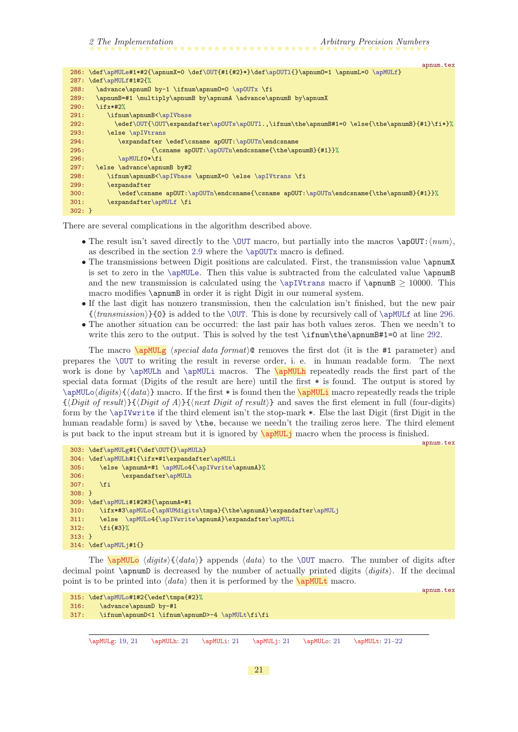apnum.tex

```
286: \def\apMULe#1*#2{\apnumX=0 \def\OUT{#1{#2}*}\def\apOUTl{}\apnumO=1 \apnumL=0 \apMULf}
287: \def\apMULf#1#2{%
288:    \advance\apnumO by-1 \ifnum\apnumO=0 \apOUTx \fi
289:    \apnumB=#1 \multiply\apnumB by\apnumA \advance\apnumB by\apnumX
290:    \ifx*#2%
291:       \ifnum\apnumB<\apIVbase
292:         \edef\OUT{\OUT\expandafter\apOUTs\apOUTl.,\ifnum\the\apnumB#1=0 \else{\the\apnumB}{#1}\fi*}%
293:       \else \apIVtrans
294:          \expandafter \edef\csname apOUT:\apOUTn\endcsname
295:                   {\csname apOUT:\apOUTn\endcsname{\the\apnumB}{#1}}%
296:          \apMULf0*\fi
297:    \else \advance\apnumB by#2
298:       \ifnum\apnumB<\apIVbase \apnumX=0 \else \apIVtrans \fi
299:       \expandafter
300:          \edef\csname apOUT:\apOUTn\endcsname{\csname apOUT:\apOUTn\endcsname{\the\apnumB}{#1}}%
301:       \expandafter\apMULf \fi
302: }
```

There are several complications in the algorithm described above.

- The result isn't saved directly to the \OUT macro, but partially into the macros \apOUT:⟨*num*⟩, as described in the section 2.9 where the \apOUTx macro is defined.
- The transmissions between Digit positions are calculated. First, the transmission value \apnumX is set to zero in the \apMULe. Then this value is subtracted from the calculated value \apnumB and the new transmission is calculated using the \apIVtrans macro if \apnumB ≥ 10000. This macro modifies \apnumB in order it is right Digit in our numeral system.
- If the last digit has nonzero transmission, then the calculation isn't finished, but the new pair {⟨*transmission*⟩}{0} is added to the \OUT. This is done by recursively call of \apMULf at line 296.
- The another situation can be occurred: the last pair has both values zeros. Then we needn't to write this zero to the output. This is solved by the test \ifnum\the\apnumB#1=0 at line 292.

The macro \apMULg ⟨*special data format*⟩@ removes the first dot (it is the #1 parameter) and prepares the \OUT to writing the result in reverse order, i. e. in human readable form. The next work is done by \apMULh and \apMULi macros. The \apMULh repeatedly reads the first part of the special data format (Digits of the result are here) until the first * is found. The output is stored by \apMULo⟨*digits*⟩{⟨*data*⟩} macro. If the first * is found then the \apMULi macro repeatedly reads the triple {⟨*Digit of result*⟩}{⟨*Digit of A*⟩}{⟨*next Digit of result*⟩} and saves the first element in full (four-digits) form by the \apIVwrite if the third element isn't the stop-mark *. Else the last Digit (first Digit in the human readable form) is saved by \the, because we needn't the trailing zeros here. The third element is put back to the input stream but it is ignored by \apMULj macro when the process is finished.

apnum.tex

```
303: \def\apMULg#1{\def\OUT{}\apMULh}
304: \def\apMULh#1{\ifx*#1\expandafter\apMULi
305:    \else \apnumA=#1 \apMULo4{\apIVwrite\apnumA}%
306:          \expandafter\apMULh
307:    \fi
308: }
309: \def\apMULi#1#2#3{\apnumA=#1
310:    \ifx*#3\apMULo{\apNUMdigits\tmpa}{\the\apnumA}\expandafter\apMULj
311:    \else  \apMULo4{\apIVwrite\apnumA}\expandafter\apMULi
312:    \fi{#3}%
313: }
314: \def\apMULj#1{}
```

The \apMULo ⟨*digits*⟩{⟨*data*⟩} appends ⟨*data*⟩ to the \OUT macro. The number of digits after decimal point \apnumD is decreased by the number of actually printed digits ⟨*digits*⟩. If the decimal point is to be printed into ⟨*data*⟩ then it is performed by the \apMULt macro.

apnum.tex

```
315: \def\apMULo#1#2{\edef\tmpa{#2}%
316:    \advance\apnumD by-#1
317:    \ifnum\apnumD<1 \ifnum\apnumD>-4 \apMULt\fi\fi
```

\apMULg: 19, 21 \apMULh: 21 \apMULi: 21 \apMULj: 21 \apMULo: 21 \apMULt: 21–22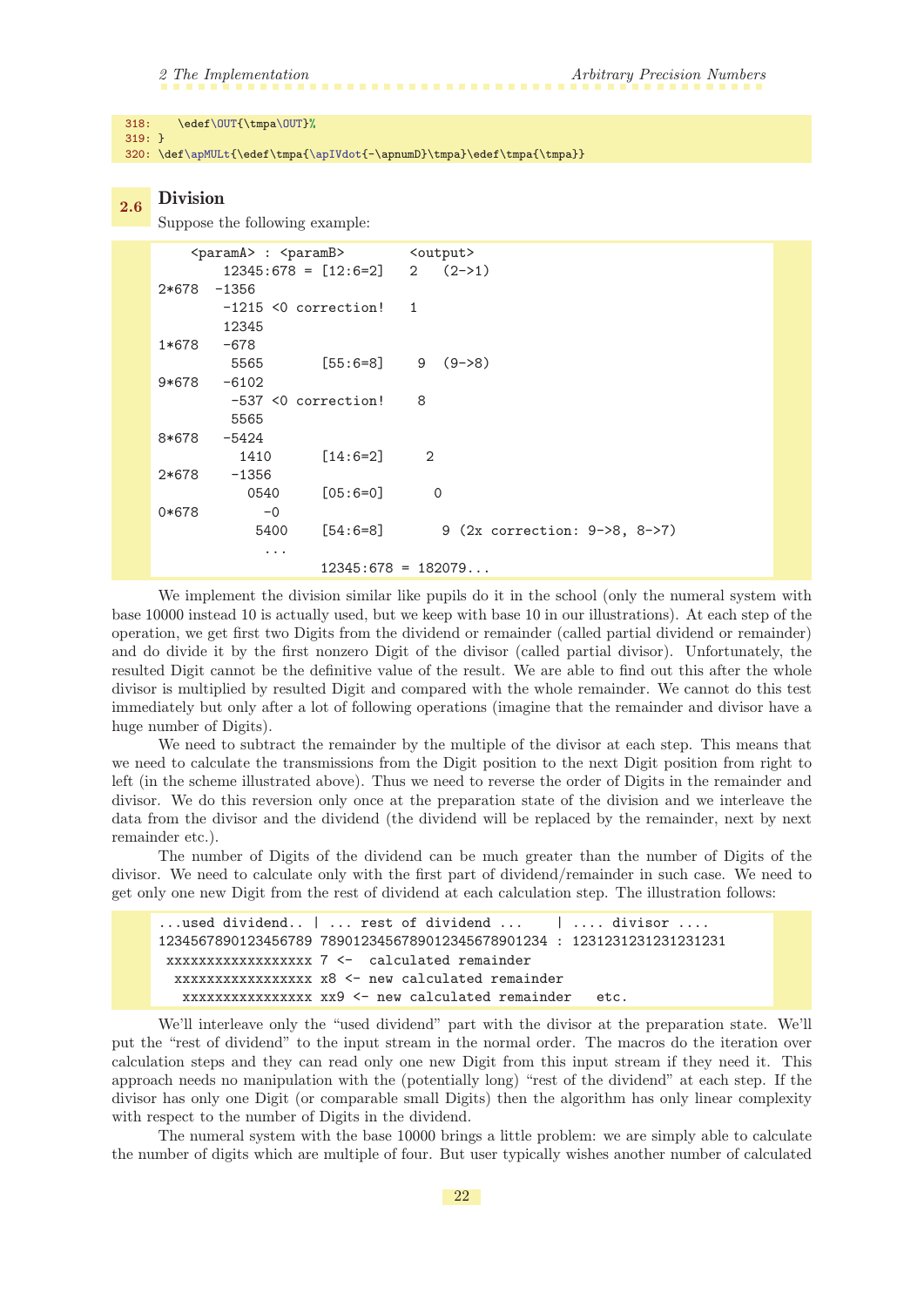```
318:    \edef\OUT{\tmpa\OUT}%
319: }
320: \def\apMULt{\edef\tmpa{\apIVdot{-\apnumD}\tmpa}\edef\tmpa{\tmpa}}
```

## 2.6 Division

Suppose the following example:

```
    <paramA> : <paramB>        <output>
        12345:678 = [12:6=2]   2   (2->1)
2*678  -1356
        -1215 <0 correction!   1
        12345
1*678   -678
         5565       [55:6=8]    9  (9->8)
9*678   -6102
         -537 <0 correction!    8
         5565
8*678   -5424
          1410      [14:6=2]     2
2*678    -1356
           0540     [05:6=0]      0
0*678        -0
            5400    [54:6=8]       9 (2x correction: 9->8, 8->7)
             ...
                    12345:678 = 182079...
```

We implement the division similar like pupils do it in the school (only the numeral system with base 10000 instead 10 is actually used, but we keep with base 10 in our illustrations). At each step of the operation, we get first two Digits from the dividend or remainder (called partial dividend or remainder) and do divide it by the first nonzero Digit of the divisor (called partial divisor). Unfortunately, the resulted Digit cannot be the definitive value of the result. We are able to find out this after the whole divisor is multiplied by resulted Digit and compared with the whole remainder. We cannot do this test immediately but only after a lot of following operations (imagine that the remainder and divisor have a huge number of Digits).

We need to subtract the remainder by the multiple of the divisor at each step. This means that we need to calculate the transmissions from the Digit position to the next Digit position from right to left (in the scheme illustrated above). Thus we need to reverse the order of Digits in the remainder and divisor. We do this reversion only once at the preparation state of the division and we interleave the data from the divisor and the dividend (the dividend will be replaced by the remainder, next by next remainder etc.).

The number of Digits of the dividend can be much greater than the number of Digits of the divisor. We need to calculate only with the first part of dividend/remainder in such case. We need to get only one new Digit from the rest of dividend at each calculation step. The illustration follows:

```
...used dividend.. | ... rest of dividend ...     | .... divisor ....
1234567890123456789 7890123456789012345678901234 : 1231231231231231231
 xxxxxxxxxxxxxxxxxx 7 <-  calculated remainder
  xxxxxxxxxxxxxxxxx x8 <- new calculated remainder
   xxxxxxxxxxxxxxxx xx9 <- new calculated remainder   etc.
```

We'll interleave only the "used dividend" part with the divisor at the preparation state. We'll put the "rest of dividend" to the input stream in the normal order. The macros do the iteration over calculation steps and they can read only one new Digit from this input stream if they need it. This approach needs no manipulation with the (potentially long) "rest of the dividend" at each step. If the divisor has only one Digit (or comparable small Digits) then the algorithm has only linear complexity with respect to the number of Digits in the dividend.

The numeral system with the base 10000 brings a little problem: we are simply able to calculate the number of digits which are multiple of four. But user typically wishes another number of calculated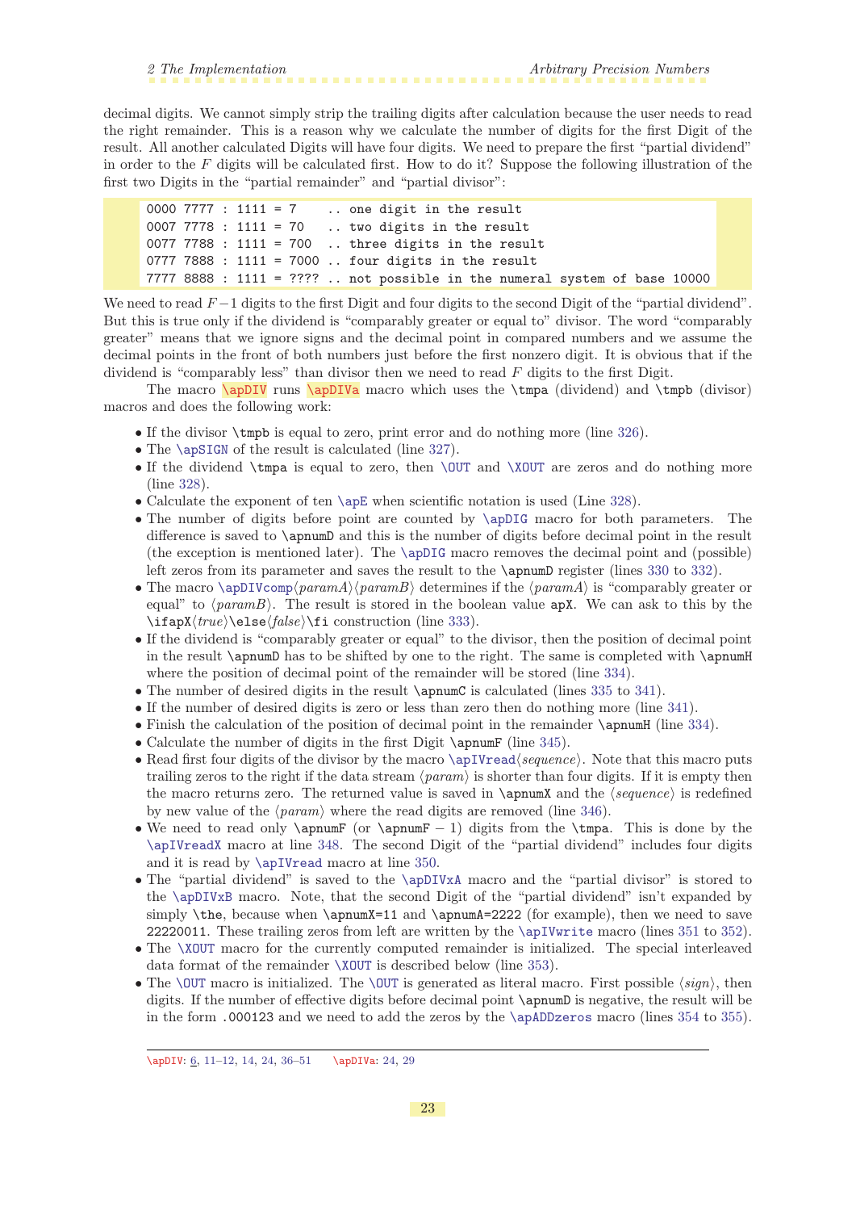decimal digits. We cannot simply strip the trailing digits after calculation because the user needs to read the right remainder. This is a reason why we calculate the number of digits for the first Digit of the result. All another calculated Digits will have four digits. We need to prepare the first "partial dividend" in order to the $F$ digits will be calculated first. How to do it? Suppose the following illustration of the first two Digits in the "partial remainder" and "partial divisor":

```
0000 7777 : 1111 = 7    .. one digit in the result
0007 7778 : 1111 = 70   .. two digits in the result
0077 7788 : 1111 = 700  .. three digits in the result
0777 7888 : 1111 = 7000 .. four digits in the result
7777 8888 : 1111 = ???? .. not possible in the numeral system of base 10000
```

We need to read $F-1$ digits to the first Digit and four digits to the second Digit of the "partial dividend". But this is true only if the dividend is "comparably greater or equal to" divisor. The word "comparably greater" means that we ignore signs and the decimal point in compared numbers and we assume the decimal points in the front of both numbers just before the first nonzero digit. It is obvious that if the dividend is "comparably less" than divisor then we need to read $F$ digits to the first Digit.

The macro \apDIV runs \apDIVa macro which uses the \tmpa (dividend) and \tmpb (divisor) macros and does the following work:

- If the divisor \tmpb is equal to zero, print error and do nothing more (line 326).
- The \apSIGN of the result is calculated (line 327).
- If the dividend \tmpa is equal to zero, then \OUT and \XOUT are zeros and do nothing more (line 328).
- Calculate the exponent of ten \apE when scientific notation is used (Line 328).
- The number of digits before point are counted by \apDIG macro for both parameters. The difference is saved to \apnumD and this is the number of digits before decimal point in the result (the exception is mentioned later). The \apDIG macro removes the decimal point and (possible) left zeros from its parameter and saves the result to the \apnumD register (lines 330 to 332).
- The macro \apDIVcomp⟨*paramA*⟩⟨*paramB*⟩ determines if the ⟨*paramA*⟩ is "comparably greater or equal" to ⟨*paramB*⟩. The result is stored in the boolean value apX. We can ask to this by the \ifapX⟨*true*⟩\else⟨*false*⟩\fi construction (line 333).
- If the dividend is "comparably greater or equal" to the divisor, then the position of decimal point in the result \apnumD has to be shifted by one to the right. The same is completed with \apnumH where the position of decimal point of the remainder will be stored (line 334).
- The number of desired digits in the result \apnumC is calculated (lines 335 to 341).
- If the number of desired digits is zero or less than zero then do nothing more (line 341).
- Finish the calculation of the position of decimal point in the remainder \apnumH (line 334).
- Calculate the number of digits in the first Digit \apnumF (line 345).
- Read first four digits of the divisor by the macro \apIVread⟨*sequence*⟩. Note that this macro puts trailing zeros to the right if the data stream ⟨*param*⟩ is shorter than four digits. If it is empty then the macro returns zero. The returned value is saved in \apnumX and the ⟨*sequence*⟩ is redefined by new value of the ⟨*param*⟩ where the read digits are removed (line 346).
- We need to read only \apnumF (or \apnumF $-$ 1) digits from the \tmpa. This is done by the \apIVreadX macro at line 348. The second Digit of the "partial dividend" includes four digits and it is read by \apIVread macro at line 350.
- The "partial dividend" is saved to the \apDIVxA macro and the "partial divisor" is stored to the \apDIVxB macro. Note, that the second Digit of the "partial dividend" isn't expanded by simply \the, because when \apnumX=11 and \apnumA=2222 (for example), then we need to save 22220011. These trailing zeros from left are written by the \apIVwrite macro (lines 351 to 352).
- The \XOUT macro for the currently computed remainder is initialized. The special interleaved data format of the remainder \XOUT is described below (line 353).
- The \OUT macro is initialized. The \OUT is generated as literal macro. First possible ⟨*sign*⟩, then digits. If the number of effective digits before decimal point \apnumD is negative, the result will be in the form .000123 and we need to add the zeros by the \apADDzeros macro (lines 354 to 355).

---

\apDIV: 6, 11–12, 14, 24, 36–51 \apDIVa: 24, 29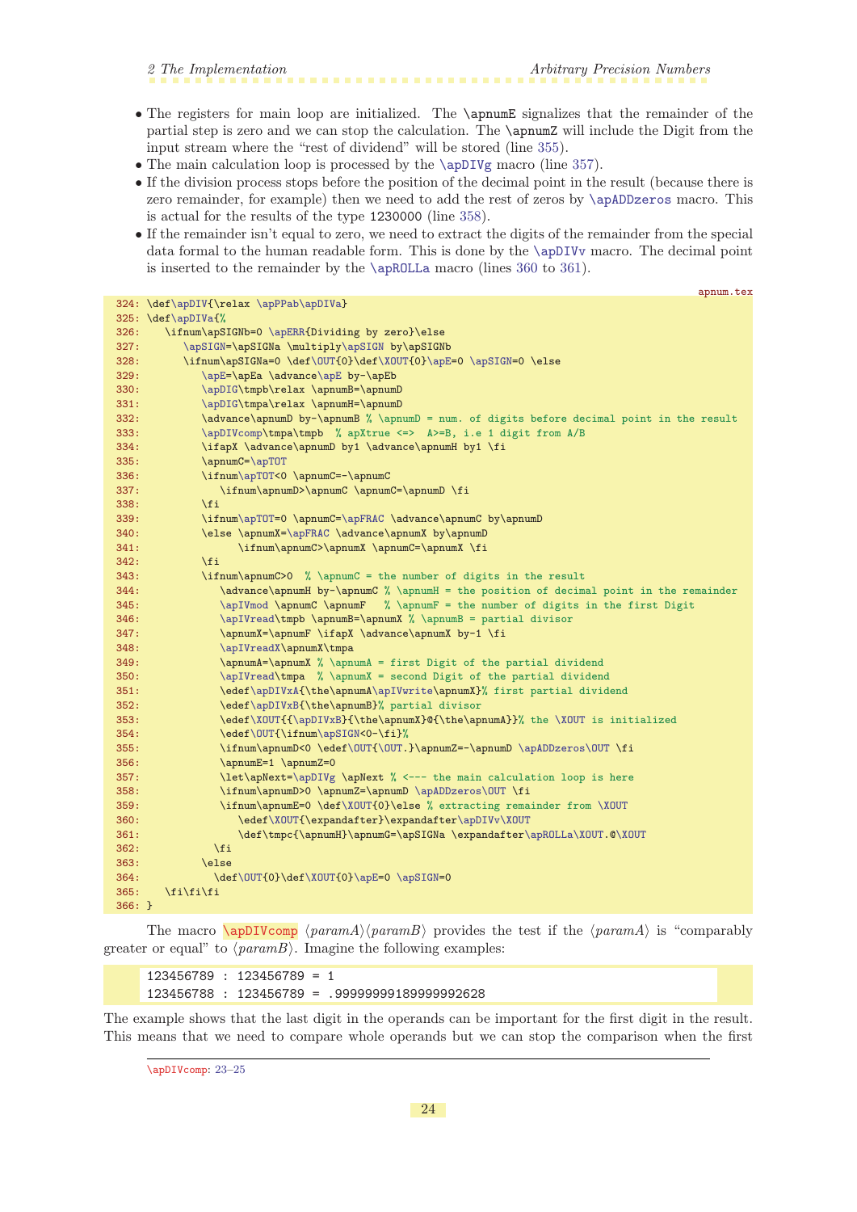- The registers for main loop are initialized. The `\apnumE` signalizes that the remainder of the partial step is zero and we can stop the calculation. The `\apnumZ` will include the Digit from the input stream where the "rest of dividend" will be stored (line 355).
- The main calculation loop is processed by the `\apDIVg` macro (line 357).
- If the division process stops before the position of the decimal point in the result (because there is zero remainder, for example) then we need to add the rest of zeros by `\apADDzeros` macro. This is actual for the results of the type 1230000 (line 358).
- If the remainder isn't equal to zero, we need to extract the digits of the remainder from the special data formal to the human readable form. This is done by the `\apDIVv` macro. The decimal point is inserted to the remainder by the `\apROLLa` macro (lines 360 to 361).

apnum.tex

```
324: \def\apDIV{\relax \apPPab\apDIVa}
325: \def\apDIVa{%
326:    \ifnum\apSIGNb=0 \apERR{Dividing by zero}\else
327:       \apSIGN=\apSIGNa \multiply\apSIGN by\apSIGNb
328:       \ifnum\apSIGNa=0 \def\OUT{0}\def\XOUT{0}\apE=0 \apSIGN=0 \else
329:          \apE=\apEa \advance\apE by-\apEb
330:          \apDIG\tmpb\relax \apnumB=\apnumD
331:          \apDIG\tmpa\relax \apnumH=\apnumD
332:          \advance\apnumD by-\apnumB % \apnumD = num. of digits before decimal point in the result
333:          \apDIVcomp\tmpa\tmpb  % apXtrue <=>  A>=B, i.e 1 digit from A/B
334:          \ifapX \advance\apnumD by1 \advance\apnumH by1 \fi
335:          \apnumC=\apTOT
336:          \ifnum\apTOT<0 \apnumC=-\apnumC
337:             \ifnum\apnumD>\apnumC \apnumC=\apnumD \fi
338:          \fi
339:          \ifnum\apTOT=0 \apnumC=\apFRAC \advance\apnumC by\apnumD
340:          \else \apnumX=\apFRAC \advance\apnumX by\apnumD
341:               \ifnum\apnumC>\apnumX \apnumC=\apnumX \fi
342:          \fi
343:          \ifnum\apnumC>0  % \apnumC = the number of digits in the result
344:             \advance\apnumH by-\apnumC % \apnumH = the position of decimal point in the remainder
345:             \apIVmod \apnumC \apnumF   % \apnumF = the number of digits in the first Digit
346:             \apIVread\tmpb \apnumB=\apnumX % \apnumB = partial divisor
347:             \apnumX=\apnumF \ifapX \advance\apnumX by-1 \fi
348:             \apIVreadX\apnumX\tmpa
349:             \apnumA=\apnumX % \apnumA = first Digit of the partial dividend
350:             \apIVread\tmpa  % \apnumX = second Digit of the partial dividend
351:             \edef\apDIVxA{\the\apnumA\apIVwrite\apnumX}% first partial dividend
352:             \edef\apDIVxB{\the\apnumB}% partial divisor
353:             \edef\XOUT{{\apDIVxB}{\the\apnumX}@{\the\apnumA}}% the \XOUT is initialized
354:             \edef\OUT{\ifnum\apSIGN<0-\fi}%
355:             \ifnum\apnumD<0 \edef\OUT{\OUT.}\apnumZ=-\apnumD \apADDzeros\OUT \fi
356:             \apnumE=1 \apnumZ=0
357:             \let\apNext=\apDIVg \apNext % <--- the main calculation loop is here
358:             \ifnum\apnumD>0 \apnumZ=\apnumD \apADDzeros\OUT \fi
359:             \ifnum\apnumE=0 \def\XOUT{0}\else % extracting remainder from \XOUT
360:                \edef\XOUT{\expandafter}\expandafter\apDIVv\XOUT
361:                \def\tmpc{\apnumH}\apnumG=\apSIGNa \expandafter\apROLLa\XOUT.@\XOUT
362:            \fi
363:          \else
364:            \def\OUT{0}\def\XOUT{0}\apE=0 \apSIGN=0
365:    \fi\fi\fi
366: }
```

The macro `\apDIVcomp` ⟨*paramA*⟩⟨*paramB*⟩ provides the test if the ⟨*paramA*⟩ is "comparably greater or equal" to ⟨*paramB*⟩. Imagine the following examples:

```
123456789 : 123456789 = 1
123456788 : 123456789 = .99999999189999992628
```

The example shows that the last digit in the operands can be important for the first digit in the result. This means that we need to compare whole operands but we can stop the comparison when the first

`\apDIVcomp`: 23–25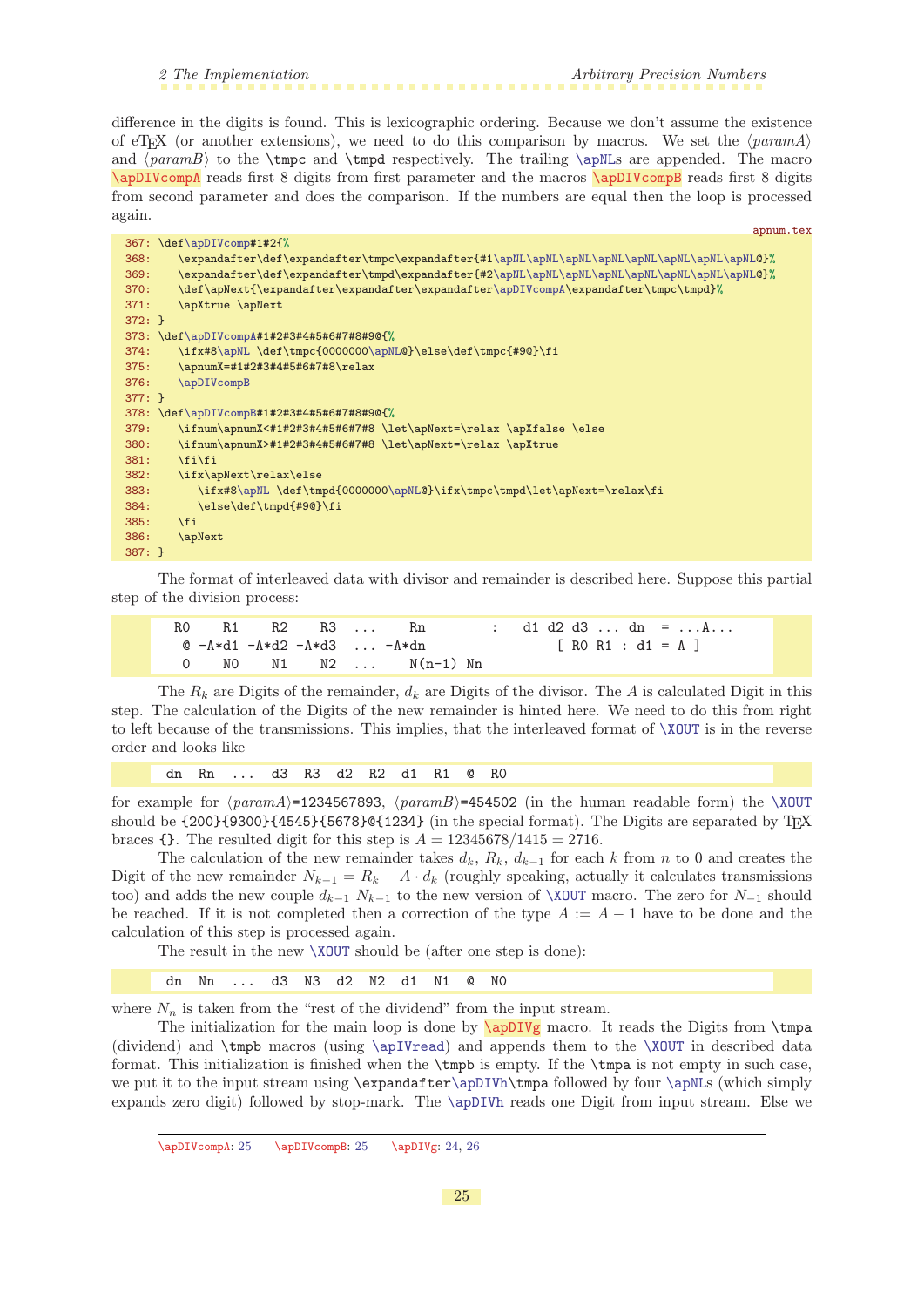difference in the digits is found. This is lexicographic ordering. Because we don't assume the existence of eTeX (or another extensions), we need to do this comparison by macros. We set the ⟨*paramA*⟩ and ⟨*paramB*⟩ to the `\tmpc` and `\tmpd` respectively. The trailing `\apNL`s are appended. The macro `\apDIVcompA` reads first 8 digits from first parameter and the macros `\apDIVcompB` reads first 8 digits from second parameter and does the comparison. If the numbers are equal then the loop is processed again.

apnum.tex

```
367: \def\apDIVcomp#1#2{%
368:    \expandafter\def\expandafter\tmpc\expandafter{#1\apNL\apNL\apNL\apNL\apNL\apNL\apNL\apNL@}%
369:    \expandafter\def\expandafter\tmpd\expandafter{#2\apNL\apNL\apNL\apNL\apNL\apNL\apNL\apNL@}%
370:    \def\apNext{\expandafter\expandafter\expandafter\apDIVcompA\expandafter\tmpc\tmpd}%
371:    \apXtrue \apNext
372: }
373: \def\apDIVcompA#1#2#3#4#5#6#7#8#9@{%
374:    \ifx#8\apNL \def\tmpc{0000000\apNL@}\else\def\tmpc{#9@}\fi
375:    \apnumX=#1#2#3#4#5#6#7#8\relax
376:    \apDIVcompB
377: }
378: \def\apDIVcompB#1#2#3#4#5#6#7#8#9@{%
379:    \ifnum\apnumX<#1#2#3#4#5#6#7#8 \let\apNext=\relax \apXfalse \else
380:    \ifnum\apnumX>#1#2#3#4#5#6#7#8 \let\apNext=\relax \apXtrue
381:    \fi\fi
382:    \ifx\apNext\relax\else
383:       \ifx#8\apNL \def\tmpd{0000000\apNL@}\ifx\tmpc\tmpd\let\apNext=\relax\fi
384:       \else\def\tmpd{#9@}\fi
385:    \fi
386:    \apNext
387: }
```

The format of interleaved data with divisor and remainder is described here. Suppose this partial step of the division process:

```
R0    R1    R2    R3  ...    Rn        :   d1 d2 d3 ... dn  = ...A...
 @ -A*d1 -A*d2 -A*d3  ... -A*dn               [ R0 R1 : d1 = A ]
 0    N0    N1    N2  ...    N(n-1) Nn
```

The $R_k$ are Digits of the remainder, $d_k$ are Digits of the divisor. The $A$ is calculated Digit in this step. The calculation of the Digits of the new remainder is hinted here. We need to do this from right to left because of the transmissions. This implies, that the interleaved format of `\XOUT` is in the reverse order and looks like

```
dn  Rn  ...  d3  R3  d2  R2  d1  R1  @  R0
```

for example for ⟨*paramA*⟩=`1234567893`, ⟨*paramB*⟩=`454502` (in the human readable form) the `\XOUT` should be `{200}{9300}{4545}{5678}@{1234}` (in the special format). The Digits are separated by TeX braces `{}`. The resulted digit for this step is $A = 12345678/1415 = 2716$.

The calculation of the new remainder takes $d_k$, $R_k$, $d_{k-1}$ for each $k$ from $n$ to 0 and creates the Digit of the new remainder $N_{k-1} = R_k - A \cdot d_k$ (roughly speaking, actually it calculates transmissions too) and adds the new couple $d_{k-1}$ $N_{k-1}$ to the new version of `\XOUT` macro. The zero for $N_{-1}$ should be reached. If it is not completed then a correction of the type $A := A - 1$ have to be done and the calculation of this step is processed again.

The result in the new `\XOUT` should be (after one step is done):

```
dn  Nn  ...  d3  N3  d2  N2  d1  N1  @  N0
```

where $N_n$ is taken from the "rest of the dividend" from the input stream.

The initialization for the main loop is done by `\apDIVg` macro. It reads the Digits from `\tmpa` (dividend) and `\tmpb` macros (using `\apIVread`) and appends them to the `\XOUT` in described data format. This initialization is finished when the `\tmpb` is empty. If the `\tmpa` is not empty in such case, we put it to the input stream using `\expandafter\apDIVh\tmpa` followed by four `\apNL`s (which simply expands zero digit) followed by stop-mark. The `\apDIVh` reads one Digit from input stream. Else we

---

`\apDIVcompA`: 25   `\apDIVcompB`: 25   `\apDIVg`: 24, 26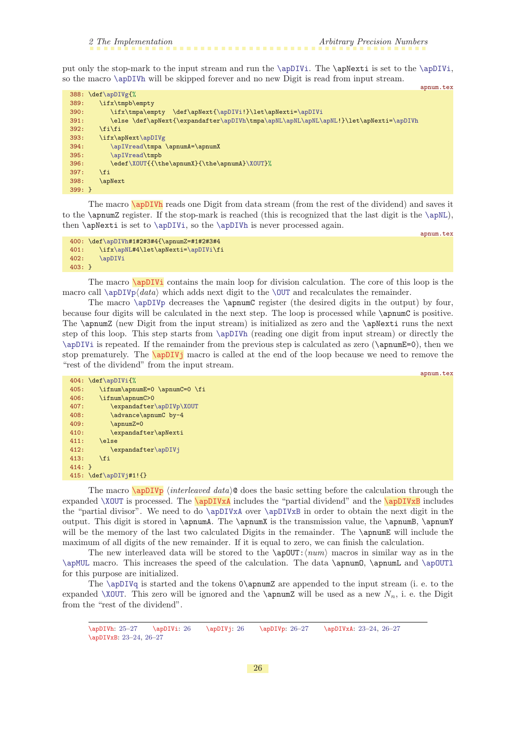put only the stop-mark to the input stream and run the \apDIVi. The \apNexti is set to the \apDIVi, so the macro \apDIVh will be skipped forever and no new Digit is read from input stream.

apnum.tex

```
388: \def\apDIVg{%
389:    \ifx\tmpb\empty
390:       \ifx\tmpa\empty  \def\apNext{\apDIVi!}\let\apNexti=\apDIVi
391:       \else \def\apNext{\expandafter\apDIVh\tmpa\apNL\apNL\apNL\apNL!}\let\apNexti=\apDIVh
392:    \fi\fi
393:    \ifx\apNext\apDIVg
394:       \apIVread\tmpa \apnumA=\apnumX
395:       \apIVread\tmpb
396:       \edef\XOUT{{\the\apnumX}{\the\apnumA}\XOUT}%
397:    \fi
398:    \apNext
399: }
```

The macro \apDIVh reads one Digit from data stream (from the rest of the dividend) and saves it to the \apnumZ register. If the stop-mark is reached (this is recognized that the last digit is the \apNL), then \apNexti is set to \apDIVi, so the \apDIVh is never processed again.

apnum.tex

```
400: \def\apDIVh#1#2#3#4{\apnumZ=#1#2#3#4
401:    \ifx\apNL#4\let\apNexti=\apDIVi\fi
402:    \apDIVi
403: }
```

The macro \apDIVi contains the main loop for division calculation. The core of this loop is the macro call \apDIVp⟨*data*⟩ which adds next digit to the \OUT and recalculates the remainder.

The macro \apDIVp decreases the \apnumC register (the desired digits in the output) by four, because four digits will be calculated in the next step. The loop is processed while \apnumC is positive. The \apnumZ (new Digit from the input stream) is initialized as zero and the \apNexti runs the next step of this loop. This step starts from \apDIVh (reading one digit from input stream) or directly the \apDIVi is repeated. If the remainder from the previous step is calculated as zero (\apnumE=0), then we stop prematurely. The \apDIVj macro is called at the end of the loop because we need to remove the "rest of the dividend" from the input stream.

apnum.tex

```
404: \def\apDIVi{%
405:    \ifnum\apnumE=0 \apnumC=0 \fi
406:    \ifnum\apnumC>0
407:       \expandafter\apDIVp\XOUT
408:       \advance\apnumC by-4
409:       \apnumZ=0
410:       \expandafter\apNexti
411:    \else
412:       \expandafter\apDIVj
413:    \fi
414: }
415: \def\apDIVj#1!{}
```

The macro \apDIVp ⟨*interleaved data*⟩@ does the basic setting before the calculation through the expanded \XOUT is processed. The \apDIVxA includes the "partial dividend" and the \apDIVxB includes the "partial divisor". We need to do \apDIVxA over \apDIVxB in order to obtain the next digit in the output. This digit is stored in \apnumA. The \apnumX is the transmission value, the \apnumB, \apnumY will be the memory of the last two calculated Digits in the remainder. The \apnumE will include the maximum of all digits of the new remainder. If it is equal to zero, we can finish the calculation.

The new interleaved data will be stored to the \apOUT:⟨*num*⟩ macros in similar way as in the \apMUL macro. This increases the speed of the calculation. The data \apnumO, \apnumL and \apOUTl for this purpose are initialized.

The \apDIVq is started and the tokens 0\apnumZ are appended to the input stream (i. e. to the expanded \XOUT. This zero will be ignored and the \apnumZ will be used as a new $N_n$, i. e. the Digit from the "rest of the dividend".

---

\apDIVh: 25–27 \apDIVi: 26 \apDIVj: 26 \apDIVp: 26–27 \apDIVxA: 23–24, 26–27
\apDIVxB: 23–24, 26–27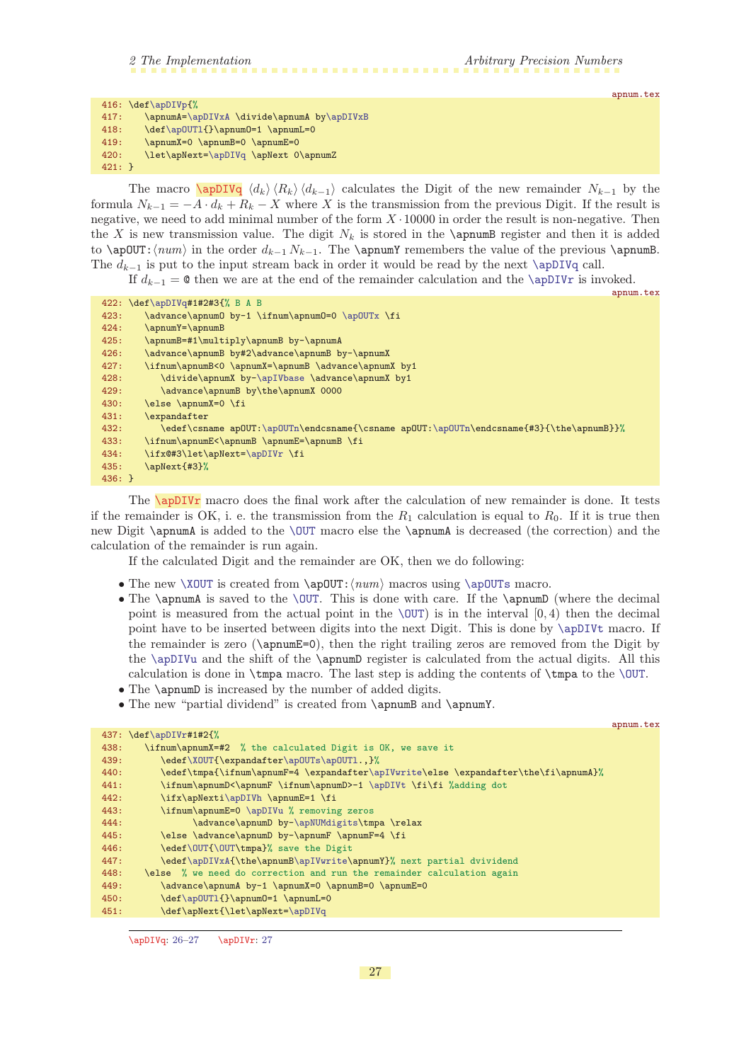apnum.tex

```
416: \def\apDIVp{%
417:    \apnumA=\apDIVxA \divide\apnumA by\apDIVxB
418:    \def\apOUTl{}\apnumO=1 \apnumL=0
419:    \apnumX=0 \apnumB=0 \apnumE=0
420:    \let\apNext=\apDIVq \apNext 0\apnumZ
421: }
```

The macro \apDIVq ⟨$d_k$⟩ ⟨$R_k$⟩ ⟨$d_{k-1}$⟩ calculates the Digit of the new remainder $N_{k-1}$ by the formula $N_{k-1} = -A \cdot d_k + R_k - X$ where $X$ is the transmission from the previous Digit. If the result is negative, we need to add minimal number of the form $X \cdot 10000$ in order the result is non-negative. Then the $X$ is new transmission value. The digit $N_k$ is stored in the \apnumB register and then it is added to \apOUT:⟨*num*⟩ in the order $d_{k-1}\,N_{k-1}$. The \apnumY remembers the value of the previous \apnumB. The $d_{k-1}$ is put to the input stream back in order it would be read by the next \apDIVq call.

If $d_{k-1} =$ @ then we are at the end of the remainder calculation and the \apDIVr is invoked.

apnum.tex

```
422: \def\apDIVq#1#2#3{% B A B
423:    \advance\apnumO by-1 \ifnum\apnumO=0 \apOUTx \fi
424:    \apnumY=\apnumB
425:    \apnumB=#1\multiply\apnumB by-\apnumA
426:    \advance\apnumB by#2\advance\apnumB by-\apnumX
427:    \ifnum\apnumB<0 \apnumX=\apnumB \advance\apnumX by1
428:       \divide\apnumX by-\apIVbase \advance\apnumX by1
429:       \advance\apnumB by\the\apnumX 0000
430:    \else \apnumX=0 \fi
431:    \expandafter
432:       \edef\csname apOUT:\apOUTn\endcsname{\csname apOUT:\apOUTn\endcsname{#3}{\the\apnumB}}%
433:    \ifnum\apnumE<\apnumB \apnumE=\apnumB \fi
434:    \ifx@#3\let\apNext=\apDIVr \fi
435:    \apNext{#3}%
436: }
```

The \apDIVr macro does the final work after the calculation of new remainder is done. It tests if the remainder is OK, i. e. the transmission from the $R_1$ calculation is equal to $R_0$. If it is true then new Digit \apnumA is added to the \OUT macro else the \apnumA is decreased (the correction) and the calculation of the remainder is run again.

If the calculated Digit and the remainder are OK, then we do following:

- The new \XOUT is created from \apOUT:⟨*num*⟩ macros using \apOUTs macro.
- The \apnumA is saved to the \OUT. This is done with care. If the \apnumD (where the decimal point is measured from the actual point in the \OUT) is in the interval $[0, 4)$ then the decimal point have to be inserted between digits into the next Digit. This is done by \apDIVt macro. If the remainder is zero (\apnumE=0), then the right trailing zeros are removed from the Digit by the \apDIVu and the shift of the \apnumD register is calculated from the actual digits. All this calculation is done in \tmpa macro. The last step is adding the contents of \tmpa to the \OUT.
- The \apnumD is increased by the number of added digits.
- The new "partial dividend" is created from \apnumB and \apnumY.

apnum.tex

```
437: \def\apDIVr#1#2{%
438:    \ifnum\apnumX=#2  % the calculated Digit is OK, we save it
439:       \edef\XOUT{\expandafter\apOUTs\apOUTl.,}%
440:       \edef\tmpa{\ifnum\apnumF=4 \expandafter\apIVwrite\else \expandafter\the\fi\apnumA}%
441:       \ifnum\apnumD<\apnumF \ifnum\apnumD>-1 \apDIVt \fi\fi %adding dot
442:       \ifx\apNexti\apDIVh \apnumE=1 \fi
443:       \ifnum\apnumE=0 \apDIVu % removing zeros
444:             \advance\apnumD by-\apNUMdigits\tmpa \relax
445:       \else \advance\apnumD by-\apnumF \apnumF=4 \fi
446:       \edef\OUT{\OUT\tmpa}% save the Digit
447:       \edef\apDIVxA{\the\apnumB\apIVwrite\apnumY}% next partial dvividend
448:    \else  % we need do correction and run the remainder calculation again
449:       \advance\apnumA by-1 \apnumX=0 \apnumB=0 \apnumE=0
450:       \def\apOUTl{}\apnumO=1 \apnumL=0
451:       \def\apNext{\let\apNext=\apDIVq
```

\apDIVq: 26–27 \apDIVr: 27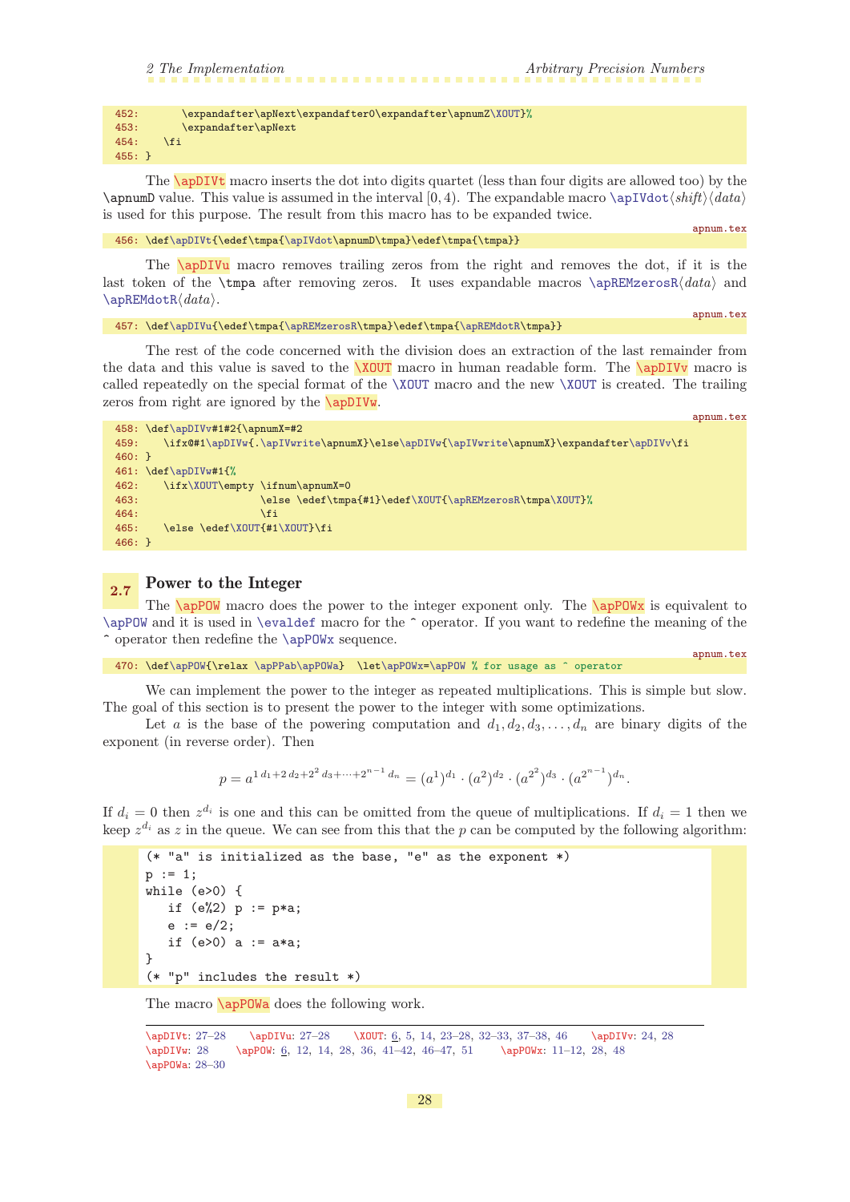```
452:       \expandafter\apNext\expandafter0\expandafter\apnumZ\XOUT}%
453:       \expandafter\apNext
454:    \fi
455: }
```

The \apDIVt macro inserts the dot into digits quartet (less than four digits are allowed too) by the \apnumD value. This value is assumed in the interval $[0, 4)$. The expandable macro \apIVdot⟨*shift*⟩⟨*data*⟩ is used for this purpose. The result from this macro has to be expanded twice.

apnum.tex
```
456: \def\apDIVt{\edef\tmpa{\apIVdot\apnumD\tmpa}\edef\tmpa{\tmpa}}
```

The \apDIVu macro removes trailing zeros from the right and removes the dot, if it is the last token of the \tmpa after removing zeros. It uses expandable macros \apREMzerosR⟨*data*⟩ and \apREMdotR⟨*data*⟩.

apnum.tex
```
457: \def\apDIVu{\edef\tmpa{\apREMzerosR\tmpa}\edef\tmpa{\apREMdotR\tmpa}}
```

The rest of the code concerned with the division does an extraction of the last remainder from the data and this value is saved to the \XOUT macro in human readable form. The \apDIVv macro is called repeatedly on the special format of the \XOUT macro and the new \XOUT is created. The trailing zeros from right are ignored by the \apDIVw.

apnum.tex
```
458: \def\apDIVv#1#2{\apnumX=#2
459:    \ifx@#1\apDIVw{.\apIVwrite\apnumX}\else\apDIVw{\apIVwrite\apnumX}\expandafter\apDIVv\fi
460: }
461: \def\apDIVw#1{%
462:    \ifx\XOUT\empty \ifnum\apnumX=0
463:                    \else \edef\tmpa{#1}\edef\XOUT{\apREMzerosR\tmpa\XOUT}%
464:                    \fi
465:    \else \edef\XOUT{#1\XOUT}\fi
466: }
```

## 2.7 Power to the Integer

The \apPOW macro does the power to the integer exponent only. The \apPOWx is equivalent to \apPOW and it is used in \evaldef macro for the ^ operator. If you want to redefine the meaning of the ^ operator then redefine the \apPOWx sequence.

apnum.tex
```
470: \def\apPOW{\relax \apPPab\apPOWa}  \let\apPOWx=\apPOW % for usage as ^ operator
```

We can implement the power to the integer as repeated multiplications. This is simple but slow. The goal of this section is to present the power to the integer with some optimizations.

Let $a$ is the base of the powering computation and $d_1, d_2, d_3, \ldots, d_n$ are binary digits of the exponent (in reverse order). Then

$$p = a^{1\,d_1 + 2\,d_2 + 2^2\,d_3 + \cdots + 2^{n-1}\,d_n} = (a^1)^{d_1} \cdot (a^2)^{d_2} \cdot (a^{2^2})^{d_3} \cdot (a^{2^{n-1}})^{d_n}.$$

If $d_i = 0$ then $z^{d_i}$ is one and this can be omitted from the queue of multiplications. If $d_i = 1$ then we keep $z^{d_i}$ as $z$ in the queue. We can see from this that the $p$ can be computed by the following algorithm:

```
(* "a" is initialized as the base, "e" as the exponent *)
p := 1;
while (e>0) {
   if (e%2) p := p*a;
   e := e/2;
   if (e>0) a := a*a;
}
(* "p" includes the result *)
```

The macro \apPOWa does the following work.

---

\apDIVt: 27–28 \apDIVu: 27–28 \XOUT: 6, 5, 14, 23–28, 32–33, 37–38, 46 \apDIVv: 24, 28 \apDIVw: 28 \apPOW: 6, 12, 14, 28, 36, 41–42, 46–47, 51 \apPOWx: 11–12, 28, 48 \apPOWa: 28–30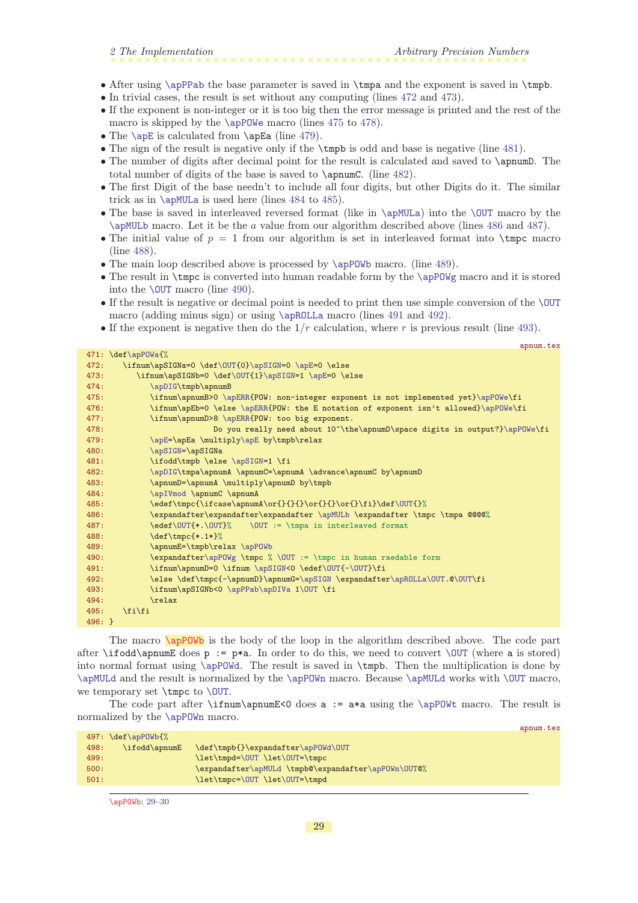- After using \apPPab the base parameter is saved in \tmpa and the exponent is saved in \tmpb.
- In trivial cases, the result is set without any computing (lines 472 and 473).
- If the exponent is non-integer or it is too big then the error message is printed and the rest of the macro is skipped by the \apPOWe macro (lines 475 to 478).
- The \apE is calculated from \apEa (line 479).
- The sign of the result is negative only if the \tmpb is odd and base is negative (line 481).
- The number of digits after decimal point for the result is calculated and saved to \apnumD. The total number of digits of the base is saved to \apnumC. (line 482).
- The first Digit of the base needn't to include all four digits, but other Digits do it. The similar trick as in \apMULa is used here (lines 484 to 485).
- The base is saved in interleaved reversed format (like in \apMULa) into the \OUT macro by the \apMULb macro. Let it be the $a$ value from our algorithm described above (lines 486 and 487).
- The initial value of $p = 1$ from our algorithm is set in interleaved format into \tmpc macro (line 488).
- The main loop described above is processed by \apPOWb macro. (line 489).
- The result in \tmpc is converted into human readable form by the \apPOWg macro and it is stored into the \OUT macro (line 490).
- If the result is negative or decimal point is needed to print then use simple conversion of the \OUT macro (adding minus sign) or using \apROLLa macro (lines 491 and 492).
- If the exponent is negative then do the $1/r$ calculation, where $r$ is previous result (line 493).

apnum.tex

```
471: \def\apPOWa{%
472:    \ifnum\apSIGNa=0 \def\OUT{0}\apSIGN=0 \apE=0 \else
473:       \ifnum\apSIGNb=0 \def\OUT{1}\apSIGN=1 \apE=0 \else
474:          \apDIG\tmpb\apnumB
475:          \ifnum\apnumB>0 \apERR{POW: non-integer exponent is not implemented yet}\apPOWe\fi
476:          \ifnum\apEb=0 \else \apERR{POW: the E notation of exponent isn't allowed}\apPOWe\fi
477:          \ifnum\apnumD>8 \apERR{POW: too big exponent.
478:                      Do you really need about 10^\the\apnumD\space digits in output?}\apPOWe\fi
479:          \apE=\apEa \multiply\apE by\tmpb\relax
480:          \apSIGN=\apSIGNa
481:          \ifodd\tmpb \else \apSIGN=1 \fi
482:          \apDIG\tmpa\apnumA \apnumC=\apnumA \advance\apnumC by\apnumD
483:          \apnumD=\apnumA \multiply\apnumD by\tmpb
484:          \apIVmod \apnumC \apnumA
485:          \edef\tmpc{\ifcase\apnumA\or{}{}{}\or{}{}\or{}\fi}\def\OUT{}%
486:          \expandafter\expandafter\expandafter \apMULb \expandafter \tmpc \tmpa @@@@%
487:          \edef\OUT{*.\OUT}%    \OUT := \tmpa in interleaved format
488:          \def\tmpc{*.1*}%
489:          \apnumE=\tmpb\relax \apPOWb
490:          \expandafter\apPOWg \tmpc % \OUT := \tmpc in human raedable form
491:          \ifnum\apnumD=0 \ifnum \apSIGN<0 \edef\OUT{-\OUT}\fi
492:          \else \def\tmpc{-\apnumD}\apnumG=\apSIGN \expandafter\apROLLa\OUT.@\OUT\fi
493:          \ifnum\apSIGNb<0 \apPPab\apDIVa 1\OUT \fi
494:          \relax
495:    \fi\fi
496: }
```

The macro \apPOWb is the body of the loop in the algorithm described above. The code part after \ifodd\apnumE does p := p*a. In order to do this, we need to convert \OUT (where a is stored) into normal format using \apPOWd. The result is saved in \tmpb. Then the multiplication is done by \apMULd and the result is normalized by the \apPOWn macro. Because \apMULd works with \OUT macro, we temporary set \tmpc to \OUT.

The code part after \ifnum\apnumE<0 does a := a*a using the \apPOWt macro. The result is normalized by the \apPOWn macro.

apnum.tex

```
497: \def\apPOWb{%
498:    \ifodd\apnumE   \def\tmpb{}\expandafter\apPOWd\OUT
499:                    \let\tmpd=\OUT \let\OUT=\tmpc
500:                    \expandafter\apMULd \tmpb@\expandafter\apPOWn\OUT@%
501:                    \let\tmpc=\OUT \let\OUT=\tmpd
```

\apPOWb: 29–30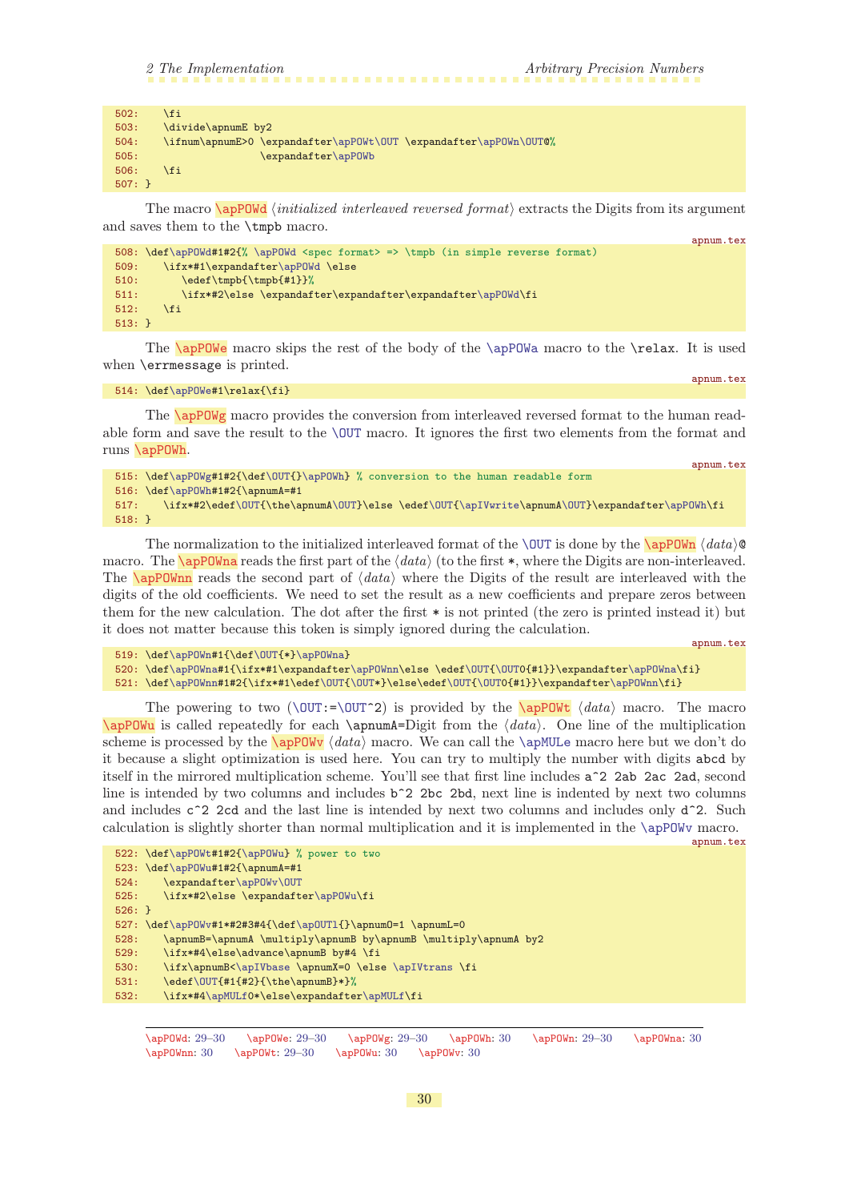```
502:    \fi
503:    \divide\apnumE by2
504:    \ifnum\apnumE>0 \expandafter\apPOWt\OUT \expandafter\apPOWn\OUT@%
505:                    \expandafter\apPOWb
506:    \fi
507: }
```

The macro \apPOWd ⟨*initialized interleaved reversed format*⟩ extracts the Digits from its argument and saves them to the \tmpb macro.

apnum.tex

```
508: \def\apPOWd#1#2{% \apPOWd <spec format> => \tmpb (in simple reverse format)
509:    \ifx*#1\expandafter\apPOWd \else
510:       \edef\tmpb{\tmpb{#1}}%
511:       \ifx*#2\else \expandafter\expandafter\expandafter\apPOWd\fi
512:    \fi
513: }
```

The \apPOWe macro skips the rest of the body of the \apPOWa macro to the \relax. It is used when \errmessage is printed.

apnum.tex

```
514: \def\apPOWe#1\relax{\fi}
```

The \apPOWg macro provides the conversion from interleaved reversed format to the human readable form and save the result to the \OUT macro. It ignores the first two elements from the format and runs \apPOWh.

apnum.tex

```
515: \def\apPOWg#1#2{\def\OUT{}\apPOWh} % conversion to the human readable form
516: \def\apPOWh#1#2{\apnumA=#1
517:    \ifx*#2\edef\OUT{\the\apnumA\OUT}\else \edef\OUT{\apIVwrite\apnumA\OUT}\expandafter\apPOWh\fi
518: }
```

The normalization to the initialized interleaved format of the \OUT is done by the \apPOWn ⟨*data*⟩@ macro. The \apPOWna reads the first part of the ⟨*data*⟩ (to the first *, where the Digits are non-interleaved. The \apPOWnn reads the second part of ⟨*data*⟩ where the Digits of the result are interleaved with the digits of the old coefficients. We need to set the result as a new coefficients and prepare zeros between them for the new calculation. The dot after the first * is not printed (the zero is printed instead it) but it does not matter because this token is simply ignored during the calculation.

apnum.tex

```
519: \def\apPOWn#1{\def\OUT{*}\apPOWna}
520: \def\apPOWna#1{\ifx*#1\expandafter\apPOWnn\else \edef\OUT{\OUT0{#1}}\expandafter\apPOWna\fi}
521: \def\apPOWnn#1#2{\ifx*#1\edef\OUT{\OUT*}\else\edef\OUT{\OUT0{#1}}\expandafter\apPOWnn\fi}
```

The powering to two (\OUT:=\OUT^2) is provided by the \apPOWt ⟨*data*⟩ macro. The macro \apPOWu is called repeatedly for each \apnumA=Digit from the ⟨*data*⟩. One line of the multiplication scheme is processed by the \apPOWv ⟨*data*⟩ macro. We can call the \apMULe macro here but we don't do it because a slight optimization is used here. You can try to multiply the number with digits abcd by itself in the mirrored multiplication scheme. You'll see that first line includes a^2 2ab 2ac 2ad, second line is intended by two columns and includes b^2 2bc 2bd, next line is indented by next two columns and includes c^2 2cd and the last line is intended by next two columns and includes only d^2. Such calculation is slightly shorter than normal multiplication and it is implemented in the \apPOWv macro.

apnum.tex

```
522: \def\apPOWt#1#2{\apPOWu} % power to two
523: \def\apPOWu#1#2{\apnumA=#1
524:    \expandafter\apPOWv\OUT
525:    \ifx*#2\else \expandafter\apPOWu\fi
526: }
527: \def\apPOWv#1*#2#3#4{\def\apOUTl{}\apnumO=1 \apnumL=0
528:    \apnumB=\apnumA \multiply\apnumB by\apnumB \multiply\apnumA by2
529:    \ifx*#4\else\advance\apnumB by#4 \fi
530:    \ifx\apnumB<\apIVbase \apnumX=0 \else \apIVtrans \fi
531:    \edef\OUT{#1{#2}{\the\apnumB}*}%
532:    \ifx*#4\apMULf0*\else\expandafter\apMULf\fi
```

\apPOWd: 29–30   \apPOWe: 29–30   \apPOWg: 29–30   \apPOWh: 30   \apPOWn: 29–30   \apPOWna: 30   \apPOWnn: 30   \apPOWt: 29–30   \apPOWu: 30   \apPOWv: 30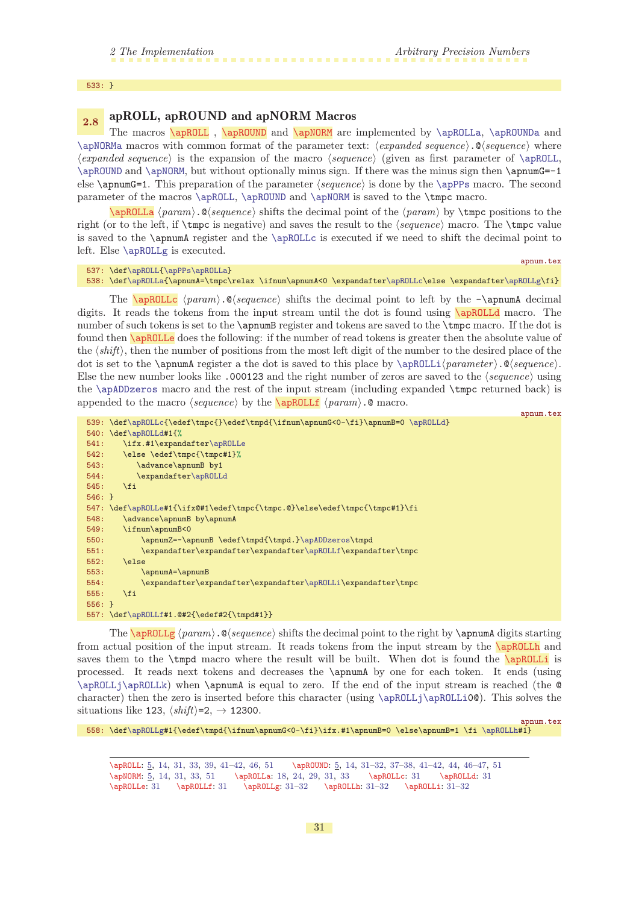```
533: }
```

## 2.8 apROLL, apROUND and apNORM Macros

The macros \apROLL , \apROUND and \apNORM are implemented by \apROLLa, \apROUNDa and \apNORMa macros with common format of the parameter text: ⟨*expanded sequence*⟩.@⟨*sequence*⟩ where ⟨*expanded sequence*⟩ is the expansion of the macro ⟨*sequence*⟩ (given as first parameter of \apROLL, \apROUND and \apNORM, but without optionally minus sign. If there was the minus sign then \apnumG=-1 else \apnumG=1. This preparation of the parameter ⟨*sequence*⟩ is done by the \apPPs macro. The second parameter of the macros \apROLL, \apROUND and \apNORM is saved to the \tmpc macro.

\apROLLa ⟨*param*⟩.@⟨*sequence*⟩ shifts the decimal point of the ⟨*param*⟩ by \tmpc positions to the right (or to the left, if \tmpc is negative) and saves the result to the ⟨*sequence*⟩ macro. The \tmpc value is saved to the \apnumA register and the \apROLLc is executed if we need to shift the decimal point to left. Else \apROLLg is executed.

apnum.tex

```
537: \def\apROLL{\apPPs\apROLLa}
538: \def\apROLLa{\apnumA=\tmpc\relax \ifnum\apnumA<0 \expandafter\apROLLc\else \expandafter\apROLLg\fi}
```

The \apROLLc ⟨*param*⟩.@⟨*sequence*⟩ shifts the decimal point to left by the -\apnumA decimal digits. It reads the tokens from the input stream until the dot is found using \apROLLd macro. The number of such tokens is set to the \apnumB register and tokens are saved to the \tmpc macro. If the dot is found then \apROLLe does the following: if the number of read tokens is greater then the absolute value of the ⟨*shift*⟩, then the number of positions from the most left digit of the number to the desired place of the dot is set to the \apnumA register a the dot is saved to this place by \apROLLi⟨*parameter*⟩.@⟨*sequence*⟩. Else the new number looks like .000123 and the right number of zeros are saved to the ⟨*sequence*⟩ using the \apADDzeros macro and the rest of the input stream (including expanded \tmpc returned back) is appended to the macro ⟨*sequence*⟩ by the \apROLLf ⟨*param*⟩.@ macro.

apnum.tex

```
539: \def\apROLLc{\edef\tmpc{}\edef\tmpd{\ifnum\apnumG<0-\fi}\apnumB=0 \apROLLd}
540: \def\apROLLd#1{%
541:    \ifx.#1\expandafter\apROLLe
542:    \else \edef\tmpc{\tmpc#1}%
543:       \advance\apnumB by1
544:       \expandafter\apROLLd
545:    \fi
546: }
547: \def\apROLLe#1{\ifx@#1\edef\tmpc{\tmpc.@}\else\edef\tmpc{\tmpc#1}\fi
548:    \advance\apnumB by\apnumA
549:    \ifnum\apnumB<0
550:       \apnumZ=-\apnumB \edef\tmpd{\tmpd.}\apADDzeros\tmpd
551:       \expandafter\expandafter\expandafter\apROLLf\expandafter\tmpc
552:    \else
553:       \apnumA=\apnumB
554:       \expandafter\expandafter\expandafter\apROLLi\expandafter\tmpc
555:    \fi
556: }
557: \def\apROLLf#1.@#2{\edef#2{\tmpd#1}}
```

The \apROLLg ⟨*param*⟩.@⟨*sequence*⟩ shifts the decimal point to the right by \apnumA digits starting from actual position of the input stream. It reads tokens from the input stream by the \apROLLh and saves them to the \tmpd macro where the result will be built. When dot is found the \apROLLi is processed. It reads next tokens and decreases the \apnumA by one for each token. It ends (using \apROLLj\apROLLk) when \apnumA is equal to zero. If the end of the input stream is reached (the @ character) then the zero is inserted before this character (using \apROLLj\apROLLi0@). This solves the situations like 123, ⟨*shift*⟩=2, → 12300.

apnum.tex

```
558: \def\apROLLg#1{\edef\tmpd{\ifnum\apnumG<0-\fi}\ifx.#1\apnumB=0 \else\apnumB=1 \fi \apROLLh#1}
```

---

\apROLL: 5, 14, 31, 33, 39, 41–42, 46, 51 \apROUND: 5, 14, 31–32, 37–38, 41–42, 44, 46–47, 51 \apNORM: 5, 14, 31, 33, 51 \apROLLa: 18, 24, 29, 31, 33 \apROLLc: 31 \apROLLd: 31 \apROLLe: 31 \apROLLf: 31 \apROLLg: 31–32 \apROLLh: 31–32 \apROLLi: 31–32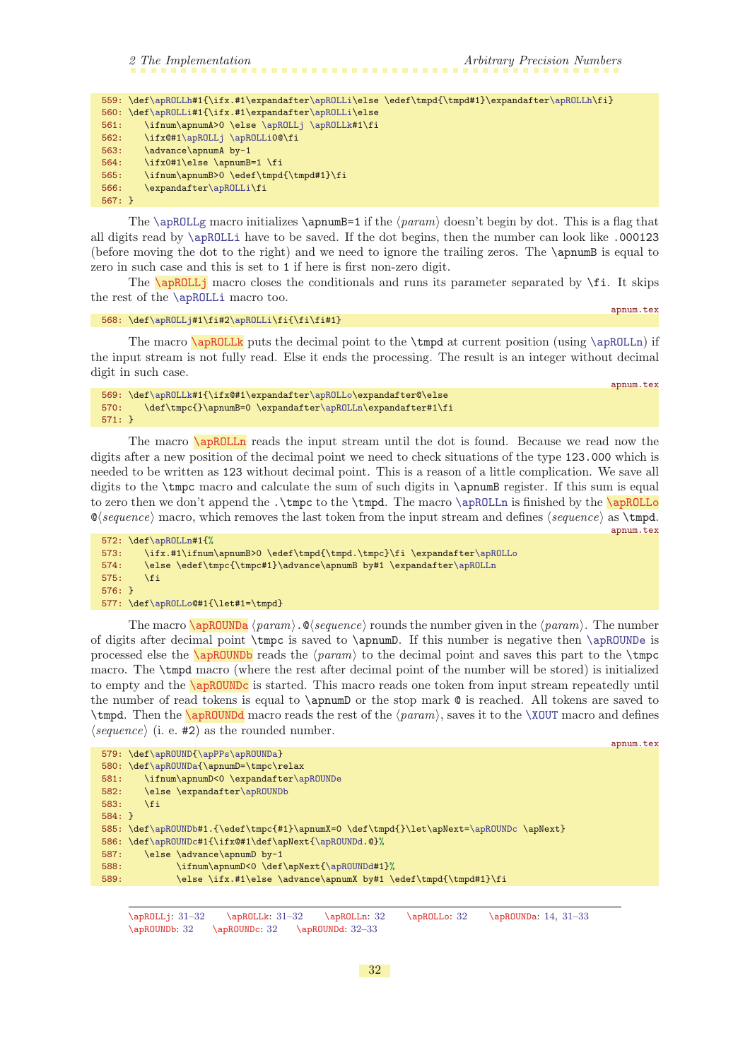```
559: \def\apROLLh#1{\ifx.#1\expandafter\apROLLi\else \edef\tmpd{\tmpd#1}\expandafter\apROLLh\fi}
560: \def\apROLLi#1{\ifx.#1\expandafter\apROLLi\else
561:    \ifnum\apnumA>0 \else \apROLLj \apROLLk#1\fi
562:    \ifx@#1\apROLLj \apROLLi0@\fi
563:    \advance\apnumA by-1
564:    \ifx0#1\else \apnumB=1 \fi
565:    \ifnum\apnumB>0 \edef\tmpd{\tmpd#1}\fi
566:    \expandafter\apROLLi\fi
567: }
```

The \apROLLg macro initializes \apnumB=1 if the ⟨*param*⟩ doesn't begin by dot. This is a flag that all digits read by \apROLLi have to be saved. If the dot begins, then the number can look like .000123 (before moving the dot to the right) and we need to ignore the trailing zeros. The \apnumB is equal to zero in such case and this is set to 1 if here is first non-zero digit.

The \apROLLj macro closes the conditionals and runs its parameter separated by \fi. It skips the rest of the \apROLLi macro too.

apnum.tex

```
568: \def\apROLLj#1\fi#2\apROLLi\fi{\fi\fi#1}
```

The macro \apROLLk puts the decimal point to the \tmpd at current position (using \apROLLn) if the input stream is not fully read. Else it ends the processing. The result is an integer without decimal digit in such case.

apnum.tex

```
569: \def\apROLLk#1{\ifx@#1\expandafter\apROLLo\expandafter@\else
570:    \def\tmpc{}\apnumB=0 \expandafter\apROLLn\expandafter#1\fi
571: }
```

The macro \apROLLn reads the input stream until the dot is found. Because we read now the digits after a new position of the decimal point we need to check situations of the type 123.000 which is needed to be written as 123 without decimal point. This is a reason of a little complication. We save all digits to the \tmpc macro and calculate the sum of such digits in \apnumB register. If this sum is equal to zero then we don't append the .\tmpc to the \tmpd. The macro \apROLLn is finished by the \apROLLo @⟨*sequence*⟩ macro, which removes the last token from the input stream and defines ⟨*sequence*⟩ as \tmpd.

apnum.tex

```
572: \def\apROLLn#1{%
573:    \ifx.#1\ifnum\apnumB>0 \edef\tmpd{\tmpd.\tmpc}\fi \expandafter\apROLLo
574:    \else \edef\tmpc{\tmpc#1}\advance\apnumB by#1 \expandafter\apROLLn
575:    \fi
576: }
577: \def\apROLLo@#1{\let#1=\tmpd}
```

The macro \apROUNDa ⟨*param*⟩.@⟨*sequence*⟩ rounds the number given in the ⟨*param*⟩. The number of digits after decimal point \tmpc is saved to \apnumD. If this number is negative then \apROUNDe is processed else the \apROUNDb reads the ⟨*param*⟩ to the decimal point and saves this part to the \tmpc macro. The \tmpd macro (where the rest after decimal point of the number will be stored) is initialized to empty and the \apROUNDc is started. This macro reads one token from input stream repeatedly until the number of read tokens is equal to \apnumD or the stop mark @ is reached. All tokens are saved to \tmpd. Then the \apROUNDd macro reads the rest of the ⟨*param*⟩, saves it to the \XOUT macro and defines ⟨*sequence*⟩ (i. e. #2) as the rounded number.

apnum.tex

```
579: \def\apROUND{\apPPs\apROUNDa}
580: \def\apROUNDa{\apnumD=\tmpc\relax
581:    \ifnum\apnumD<0 \expandafter\apROUNDe
582:    \else \expandafter\apROUNDb
583:    \fi
584: }
585: \def\apROUNDb#1.{\edef\tmpc{#1}\apnumX=0 \def\tmpd{}\let\apNext=\apROUNDc \apNext}
586: \def\apROUNDc#1{\ifx@#1\def\apNext{\apROUNDd.@}%
587:    \else \advance\apnumD by-1
588:          \ifnum\apnumD<0 \def\apNext{\apROUNDd#1}%
589:          \else \ifx.#1\else \advance\apnumX by#1 \edef\tmpd{\tmpd#1}\fi
```

\apROLLj: 31–32 \apROLLk: 31–32 \apROLLn: 32 \apROLLo: 32 \apROUNDa: 14, 31–33 \apROUNDb: 32 \apROUNDc: 32 \apROUNDd: 32–33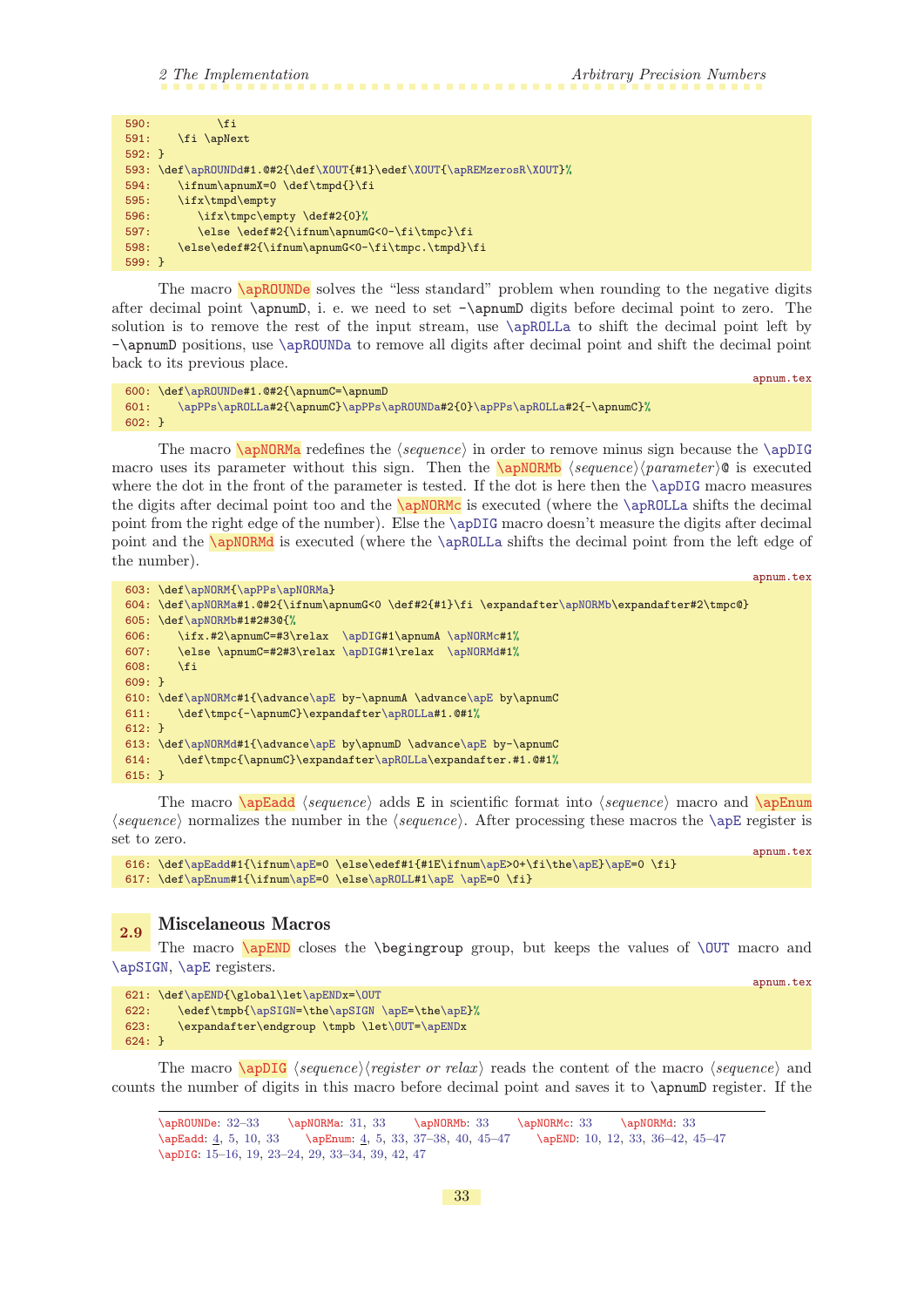```
590:          \fi
591:    \fi \apNext
592: }
593: \def\apROUNDd#1.@#2{\def\XOUT{#1}\edef\XOUT{\apREMzerosR\XOUT}%
594:    \ifnum\apnumX=0 \def\tmpd{}\fi
595:    \ifx\tmpd\empty
596:       \ifx\tmpc\empty \def#2{0}%
597:       \else \edef#2{\ifnum\apnumG<0-\fi\tmpc}\fi
598:    \else\edef#2{\ifnum\apnumG<0-\fi\tmpc.\tmpd}\fi
599: }
```

The macro \apROUNDe solves the "less standard" problem when rounding to the negative digits after decimal point \apnumD, i. e. we need to set -\apnumD digits before decimal point to zero. The solution is to remove the rest of the input stream, use \apROLLa to shift the decimal point left by -\apnumD positions, use \apROUNDa to remove all digits after decimal point and shift the decimal point back to its previous place.

apnum.tex

```
600: \def\apROUNDe#1.@#2{\apnumC=\apnumD
601:    \apPPs\apROLLa#2{\apnumC}\apPPs\apROUNDa#2{0}\apPPs\apROLLa#2{-\apnumC}%
602: }
```

The macro \apNORMa redefines the ⟨*sequence*⟩ in order to remove minus sign because the \apDIG macro uses its parameter without this sign. Then the \apNORMb ⟨*sequence*⟩⟨*parameter*⟩@ is executed where the dot in the front of the parameter is tested. If the dot is here then the \apDIG macro measures the digits after decimal point too and the \apNORMc is executed (where the \apROLLa shifts the decimal point from the right edge of the number). Else the \apDIG macro doesn't measure the digits after decimal point and the \apNORMd is executed (where the \apROLLa shifts the decimal point from the left edge of the number).

apnum.tex

```
603: \def\apNORM{\apPPs\apNORMa}
604: \def\apNORMa#1.@#2{\ifnum\apnumG<0 \def#2{#1}\fi \expandafter\apNORMb\expandafter#2\tmpc@}
605: \def\apNORMb#1#2#3@{%
606:    \ifx.#2\apnumC=#3\relax  \apDIG#1\apnumA \apNORMc#1%
607:    \else \apnumC=#2#3\relax \apDIG#1\relax  \apNORMd#1%
608:    \fi
609: }
610: \def\apNORMc#1{\advance\apE by-\apnumA \advance\apE by\apnumC
611:    \def\tmpc{-\apnumC}\expandafter\apROLLa#1.@#1%
612: }
613: \def\apNORMd#1{\advance\apE by\apnumD \advance\apE by-\apnumC
614:    \def\tmpc{\apnumC}\expandafter\apROLLa\expandafter.#1.@#1%
615: }
```

The macro \apEadd ⟨*sequence*⟩ adds E in scientific format into ⟨*sequence*⟩ macro and \apEnum ⟨*sequence*⟩ normalizes the number in the ⟨*sequence*⟩. After processing these macros the \apE register is set to zero.

apnum.tex

```
616: \def\apEadd#1{\ifnum\apE=0 \else\edef#1{#1E\ifnum\apE>0+\fi\the\apE}\apE=0 \fi}
617: \def\apEnum#1{\ifnum\apE=0 \else\apROLL#1\apE \apE=0 \fi}
```

## 2.9 Miscelaneous Macros

The macro \apEND closes the \begingroup group, but keeps the values of \OUT macro and \apSIGN, \apE registers.

apnum.tex

```
621: \def\apEND{\global\let\apENDx=\OUT
622:    \edef\tmpb{\apSIGN=\the\apSIGN \apE=\the\apE}%
623:    \expandafter\endgroup \tmpb \let\OUT=\apENDx
624: }
```

The macro \apDIG ⟨*sequence*⟩⟨*register or relax*⟩ reads the content of the macro ⟨*sequence*⟩ and counts the number of digits in this macro before decimal point and saves it to \apnumD register. If the

---

\apROUNDe: 32–33   \apNORMa: 31, 33   \apNORMb: 33   \apNORMc: 33   \apNORMd: 33
\apEadd: 4, 5, 10, 33   \apEnum: 4, 5, 33, 37–38, 40, 45–47   \apEND: 10, 12, 33, 36–42, 45–47
\apDIG: 15–16, 19, 23–24, 29, 33–34, 39, 42, 47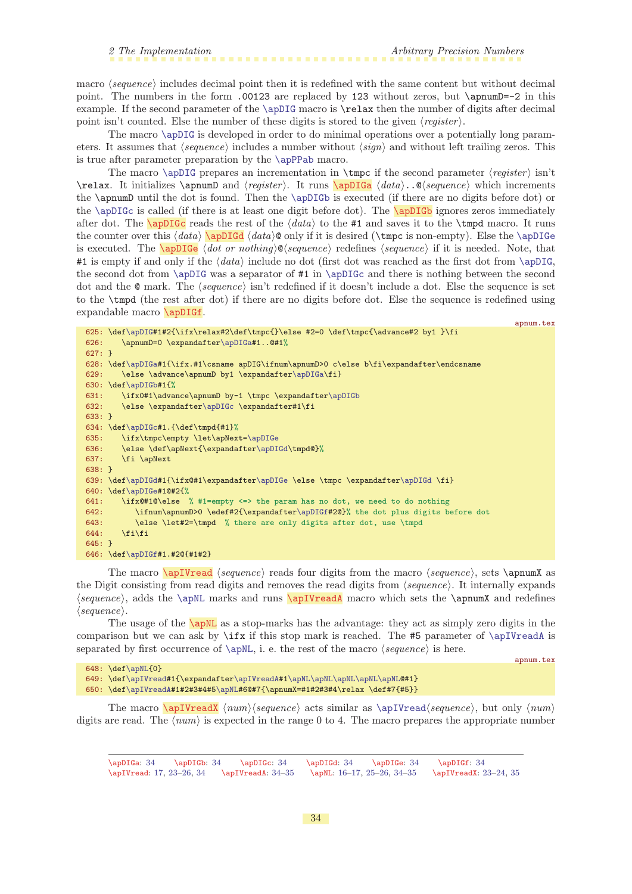macro ⟨*sequence*⟩ includes decimal point then it is redefined with the same content but without decimal point. The numbers in the form .00123 are replaced by 123 without zeros, but \apnumD=-2 in this example. If the second parameter of the \apDIG macro is \relax then the number of digits after decimal point isn't counted. Else the number of these digits is stored to the given ⟨*register*⟩.

The macro \apDIG is developed in order to do minimal operations over a potentially long parameters. It assumes that ⟨*sequence*⟩ includes a number without ⟨*sign*⟩ and without left trailing zeros. This is true after parameter preparation by the \apPPab macro.

The macro \apDIG prepares an incrementation in \tmpc if the second parameter ⟨*register*⟩ isn't \relax. It initializes \apnumD and ⟨*register*⟩. It runs \apDIGa ⟨*data*⟩..@⟨*sequence*⟩ which increments the \apnumD until the dot is found. Then the \apDIGb is executed (if there are no digits before dot) or the \apDIGc is called (if there is at least one digit before dot). The \apDIGb ignores zeros immediately after dot. The \apDIGc reads the rest of the ⟨*data*⟩ to the #1 and saves it to the \tmpd macro. It runs the counter over this ⟨*data*⟩ \apDIGd ⟨*data*⟩@ only if it is desired (\tmpc is non-empty). Else the \apDIGe is executed. The \apDIGe ⟨*dot or nothing*⟩@⟨*sequence*⟩ redefines ⟨*sequence*⟩ if it is needed. Note, that #1 is empty if and only if the ⟨*data*⟩ include no dot (first dot was reached as the first dot from \apDIG, the second dot from \apDIG was a separator of #1 in \apDIGc and there is nothing between the second dot and the @ mark. The ⟨*sequence*⟩ isn't redefined if it doesn't include a dot. Else the sequence is set to the \tmpd (the rest after dot) if there are no digits before dot. Else the sequence is redefined using expandable macro \apDIGf.

apnum.tex

```
625: \def\apDIG#1#2{\ifx\relax#2\def\tmpc{}\else #2=0 \def\tmpc{\advance#2 by1 }\fi
626:    \apnumD=0 \expandafter\apDIGa#1..@#1%
627: }
628: \def\apDIGa#1{\ifx.#1\csname apDIG\ifnum\apnumD>0 c\else b\fi\expandafter\endcsname
629:    \else \advance\apnumD by1 \expandafter\apDIGa\fi}
630: \def\apDIGb#1{%
631:    \ifx0#1\advance\apnumD by-1 \tmpc \expandafter\apDIGb
632:    \else \expandafter\apDIGc \expandafter#1\fi
633: }
634: \def\apDIGc#1.{\def\tmpd{#1}%
635:    \ifx\tmpc\empty \let\apNext=\apDIGe
636:    \else \def\apNext{\expandafter\apDIGd\tmpd@}%
637:    \fi \apNext
638: }
639: \def\apDIGd#1{\ifx@#1\expandafter\apDIGe \else \tmpc \expandafter\apDIGd \fi}
640: \def\apDIGe#1@#2{%
641:    \ifx@#1@\else  % #1=empty <=> the param has no dot, we need to do nothing
642:       \ifnum\apnumD>0 \edef#2{\expandafter\apDIGf#2@}% the dot plus digits before dot
643:       \else \let#2=\tmpd  % there are only digits after dot, use \tmpd
644:    \fi\fi
645: }
646: \def\apDIGf#1.#2@{#1#2}
```

The macro \apIVread ⟨*sequence*⟩ reads four digits from the macro ⟨*sequence*⟩, sets \apnumX as the Digit consisting from read digits and removes the read digits from ⟨*sequence*⟩. It internally expands ⟨*sequence*⟩, adds the \apNL marks and runs \apIVreadA macro which sets the \apnumX and redefines ⟨*sequence*⟩.

The usage of the \apNL as a stop-marks has the advantage: they act as simply zero digits in the comparison but we can ask by \ifx if this stop mark is reached. The #5 parameter of \apIVreadA is separated by first occurrence of \apNL, i. e. the rest of the macro ⟨*sequence*⟩ is here.

apnum.tex

```
648: \def\apNL{0}
649: \def\apIVread#1{\expandafter\apIVreadA#1\apNL\apNL\apNL\apNL\apNL@#1}
650: \def\apIVreadA#1#2#3#4#5\apNL#6@#7{\apnumX=#1#2#3#4\relax \def#7{#5}}
```

The macro \apIVreadX ⟨*num*⟩⟨*sequence*⟩ acts similar as \apIVread⟨*sequence*⟩, but only ⟨*num*⟩ digits are read. The ⟨*num*⟩ is expected in the range 0 to 4. The macro prepares the appropriate number

---

\apDIGa: 34  \apDIGb: 34  \apDIGc: 34  \apDIGd: 34  \apDIGe: 34  \apDIGf: 34
\apIVread: 17, 23–26, 34  \apIVreadA: 34–35  \apNL: 16–17, 25–26, 34–35  \apIVreadX: 23–24, 35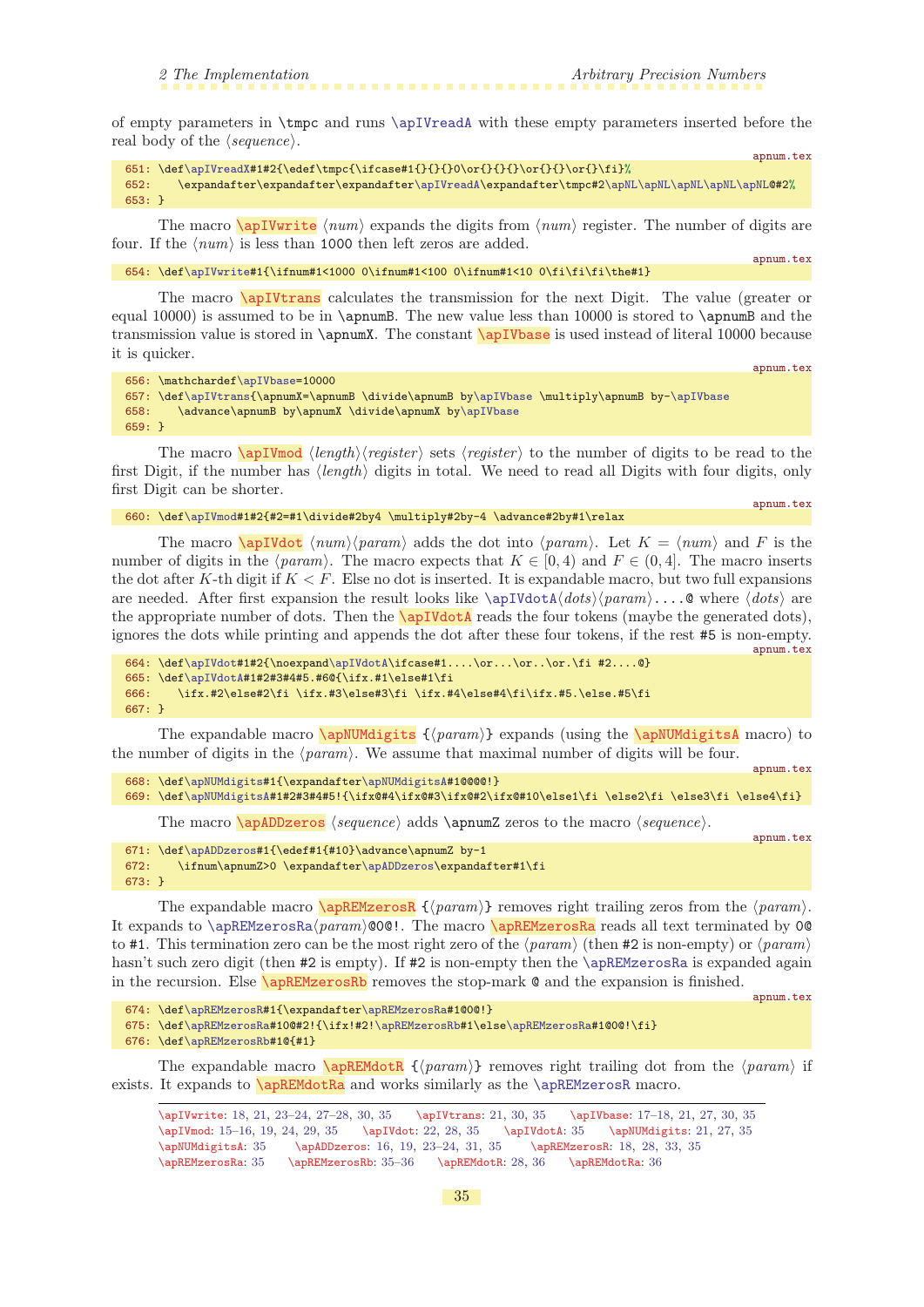of empty parameters in `\tmpc` and runs `\apIVreadA` with these empty parameters inserted before the real body of the ⟨*sequence*⟩.

apnum.tex

```
651: \def\apIVreadX#1#2{\edef\tmpc{\ifcase#1{}{}{}0\or{}{}{}\or{}{}\or{}\fi}%
652:    \expandafter\expandafter\expandafter\apIVreadA\expandafter\tmpc#2\apNL\apNL\apNL\apNL\apNL@#2%
653: }
```

The macro `\apIVwrite` ⟨*num*⟩ expands the digits from ⟨*num*⟩ register. The number of digits are four. If the ⟨*num*⟩ is less than `1000` then left zeros are added.

apnum.tex

```
654: \def\apIVwrite#1{\ifnum#1<1000 0\ifnum#1<100 0\ifnum#1<10 0\fi\fi\fi\the#1}
```

The macro `\apIVtrans` calculates the transmission for the next Digit. The value (greater or equal 10000) is assumed to be in `\apnumB`. The new value less than 10000 is stored to `\apnumB` and the transmission value is stored in `\apnumX`. The constant `\apIVbase` is used instead of literal 10000 because it is quicker.

apnum.tex

```
656: \mathchardef\apIVbase=10000
657: \def\apIVtrans{\apnumX=\apnumB \divide\apnumB by\apIVbase \multiply\apnumB by-\apIVbase
658:    \advance\apnumB by\apnumX \divide\apnumX by\apIVbase
659: }
```

The macro `\apIVmod` ⟨*length*⟩⟨*register*⟩ sets ⟨*register*⟩ to the number of digits to be read to the first Digit, if the number has ⟨*length*⟩ digits in total. We need to read all Digits with four digits, only first Digit can be shorter.

apnum.tex

```
660: \def\apIVmod#1#2{#2=#1\divide#2by4 \multiply#2by-4 \advance#2by#1\relax
```

The macro `\apIVdot` ⟨*num*⟩⟨*param*⟩ adds the dot into ⟨*param*⟩. Let $K = \langle num\rangle$ and $F$ is the number of digits in the ⟨*param*⟩. The macro expects that $K \in [0, 4)$ and $F \in (0, 4]$. The macro inserts the dot after $K$-th digit if $K < F$. Else no dot is inserted. It is expandable macro, but two full expansions are needed. After first expansion the result looks like `\apIVdotA`⟨*dots*⟩⟨*param*⟩`....@` where ⟨*dots*⟩ are the appropriate number of dots. Then the `\apIVdotA` reads the four tokens (maybe the generated dots), ignores the dots while printing and appends the dot after these four tokens, if the rest `#5` is non-empty.

apnum.tex

```
664: \def\apIVdot#1#2{\noexpand\apIVdotA\ifcase#1....\or...\or..\or.\fi #2....@}
665: \def\apIVdotA#1#2#3#4#5.#6@{\ifx.#1\else#1\fi
666:    \ifx.#2\else#2\fi \ifx.#3\else#3\fi \ifx.#4\else#4\fi\ifx.#5.\else.#5\fi
667: }
```

The expandable macro `\apNUMdigits` {⟨*param*⟩} expands (using the `\apNUMdigitsA` macro) to the number of digits in the ⟨*param*⟩. We assume that maximal number of digits will be four.

apnum.tex

```
668: \def\apNUMdigits#1{\expandafter\apNUMdigitsA#1@@@@!}
669: \def\apNUMdigitsA#1#2#3#4#5!{\ifx@#4\ifx@#3\ifx@#2\ifx@#10\else1\fi \else2\fi \else3\fi \else4\fi}
```

The macro `\apADDzeros` ⟨*sequence*⟩ adds `\apnumZ` zeros to the macro ⟨*sequence*⟩.

apnum.tex

```
671: \def\apADDzeros#1{\edef#1{#10}\advance\apnumZ by-1
672:    \ifnum\apnumZ>0 \expandafter\apADDzeros\expandafter#1\fi
673: }
```

The expandable macro `\apREMzerosR` {⟨*param*⟩} removes right trailing zeros from the ⟨*param*⟩. It expands to `\apREMzerosRa`⟨*param*⟩`@0@!`. The macro `\apREMzerosRa` reads all text terminated by `0@` to `#1`. This termination zero can be the most right zero of the ⟨*param*⟩ (then `#2` is non-empty) or ⟨*param*⟩ hasn't such zero digit (then `#2` is empty). If `#2` is non-empty then the `\apREMzerosRa` is expanded again in the recursion. Else `\apREMzerosRb` removes the stop-mark `@` and the expansion is finished.

apnum.tex

```
674: \def\apREMzerosR#1{\expandafter\apREMzerosRa#1@0@!}
675: \def\apREMzerosRa#10@#2!{\ifx!#2!\apREMzerosRb#1\else\apREMzerosRa#1@0@!\fi}
676: \def\apREMzerosRb#1@{#1}
```

The expandable macro `\apREMdotR` {⟨*param*⟩} removes right trailing dot from the ⟨*param*⟩ if exists. It expands to `\apREMdotRa` and works similarly as the `\apREMzerosR` macro.

---

`\apIVwrite`: 18, 21, 23–24, 27–28, 30, 35 `\apIVtrans`: 21, 30, 35 `\apIVbase`: 17–18, 21, 27, 30, 35 `\apIVmod`: 15–16, 19, 24, 29, 35 `\apIVdot`: 22, 28, 35 `\apIVdotA`: 35 `\apNUMdigits`: 21, 27, 35 `\apNUMdigitsA`: 35 `\apADDzeros`: 16, 19, 23–24, 31, 35 `\apREMzerosR`: 18, 28, 33, 35 `\apREMzerosRa`: 35 `\apREMzerosRb`: 35–36 `\apREMdotR`: 28, 36 `\apREMdotRa`: 36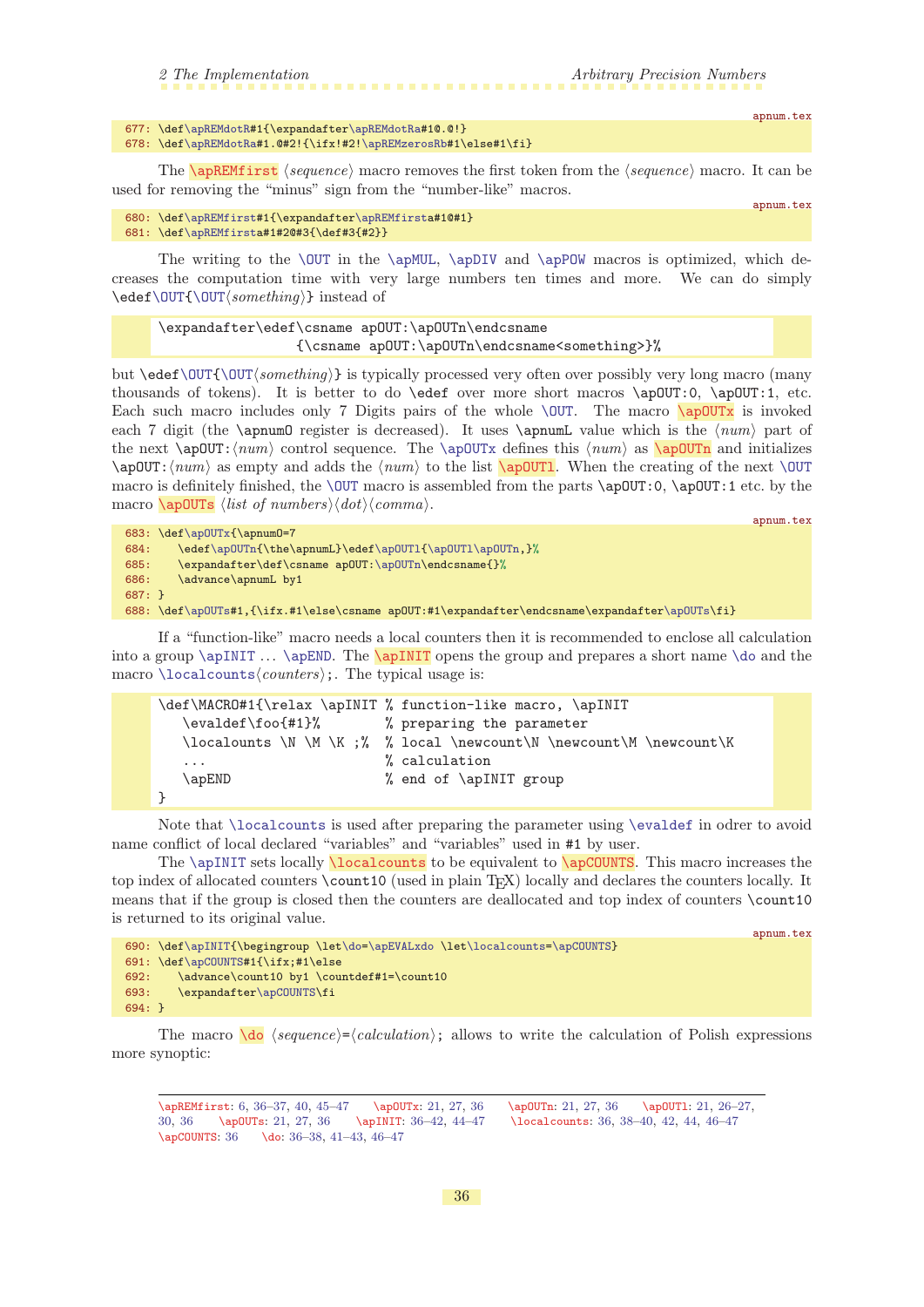apnum.tex

```
677: \def\apREMdotR#1{\expandafter\apREMdotRa#1@.@!}
678: \def\apREMdotRa#1.@#2!{\ifx!#2!\apREMzerosRb#1\else#1\fi}
```

The \apREMfirst ⟨*sequence*⟩ macro removes the first token from the ⟨*sequence*⟩ macro. It can be used for removing the "minus" sign from the "number-like" macros.

apnum.tex

```
680: \def\apREMfirst#1{\expandafter\apREMfirsta#1@#1}
681: \def\apREMfirsta#1#2@#3{\def#3{#2}}
```

The writing to the \OUT in the \apMUL, \apDIV and \apPOW macros is optimized, which decreases the computation time with very large numbers ten times and more. We can do simply \edef\OUT{\OUT⟨*something*⟩} instead of

```
\expandafter\edef\csname apOUT:\apOUTn\endcsname
                  {\csname apOUT:\apOUTn\endcsname<something>}%
```

but \edef\OUT{\OUT⟨*something*⟩} is typically processed very often over possibly very long macro (many thousands of tokens). It is better to do \edef over more short macros \apOUT:0, \apOUT:1, etc. Each such macro includes only 7 Digits pairs of the whole \OUT. The macro \apOUTx is invoked each 7 digit (the \apnumO register is decreased). It uses \apnumL value which is the ⟨*num*⟩ part of the next \apOUT:⟨*num*⟩ control sequence. The \apOUTx defines this ⟨*num*⟩ as \apOUTn and initializes \apOUT:⟨*num*⟩ as empty and adds the ⟨*num*⟩ to the list \apOUTl. When the creating of the next \OUT macro is definitely finished, the \OUT macro is assembled from the parts \apOUT:0, \apOUT:1 etc. by the macro \apOUTs ⟨*list of numbers*⟩⟨*dot*⟩⟨*comma*⟩.

apnum.tex

```
683: \def\apOUTx{\apnumO=7
684:    \edef\apOUTn{\the\apnumL}\edef\apOUTl{\apOUTl\apOUTn,}%
685:    \expandafter\def\csname apOUT:\apOUTn\endcsname{}%
686:    \advance\apnumL by1
687: }
688: \def\apOUTs#1,{\ifx.#1\else\csname apOUT:#1\expandafter\endcsname\expandafter\apOUTs\fi}
```

If a "function-like" macro needs a local counters then it is recommended to enclose all calculation into a group \apINIT ... \apEND. The \apINIT opens the group and prepares a short name \do and the macro \localcounts⟨*counters*⟩;. The typical usage is:

```
\def\MACRO#1{\relax \apINIT % function-like macro, \apINIT
   \evaldef\foo{#1}%        % preparing the parameter
   \localounts \N \M \K ;%  % local \newcount\N \newcount\M \newcount\K
   ...                      % calculation
   \apEND                   % end of \apINIT group
}
```

Note that \localcounts is used after preparing the parameter using \evaldef in odrer to avoid name conflict of local declared "variables" and "variables" used in #1 by user.

The \apINIT sets locally \localcounts to be equivalent to \apCOUNTS. This macro increases the top index of allocated counters \count10 (used in plain TeX) locally and declares the counters locally. It means that if the group is closed then the counters are deallocated and top index of counters \count10 is returned to its original value.

apnum.tex

```
690: \def\apINIT{\begingroup \let\do=\apEVALxdo \let\localcounts=\apCOUNTS}
691: \def\apCOUNTS#1{\ifx;#1\else
692:    \advance\count10 by1 \countdef#1=\count10
693:    \expandafter\apCOUNTS\fi
694: }
```

The macro \do ⟨*sequence*⟩=⟨*calculation*⟩; allows to write the calculation of Polish expressions more synoptic:

---

\apREMfirst: 6, 36–37, 40, 45–47 \apOUTx: 21, 27, 36 \apOUTn: 21, 27, 36 \apOUTl: 21, 26–27, 30, 36 \apOUTs: 21, 27, 36 \apINIT: 36–42, 44–47 \localcounts: 36, 38–40, 42, 44, 46–47 \apCOUNTS: 36 \do: 36–38, 41–43, 46–47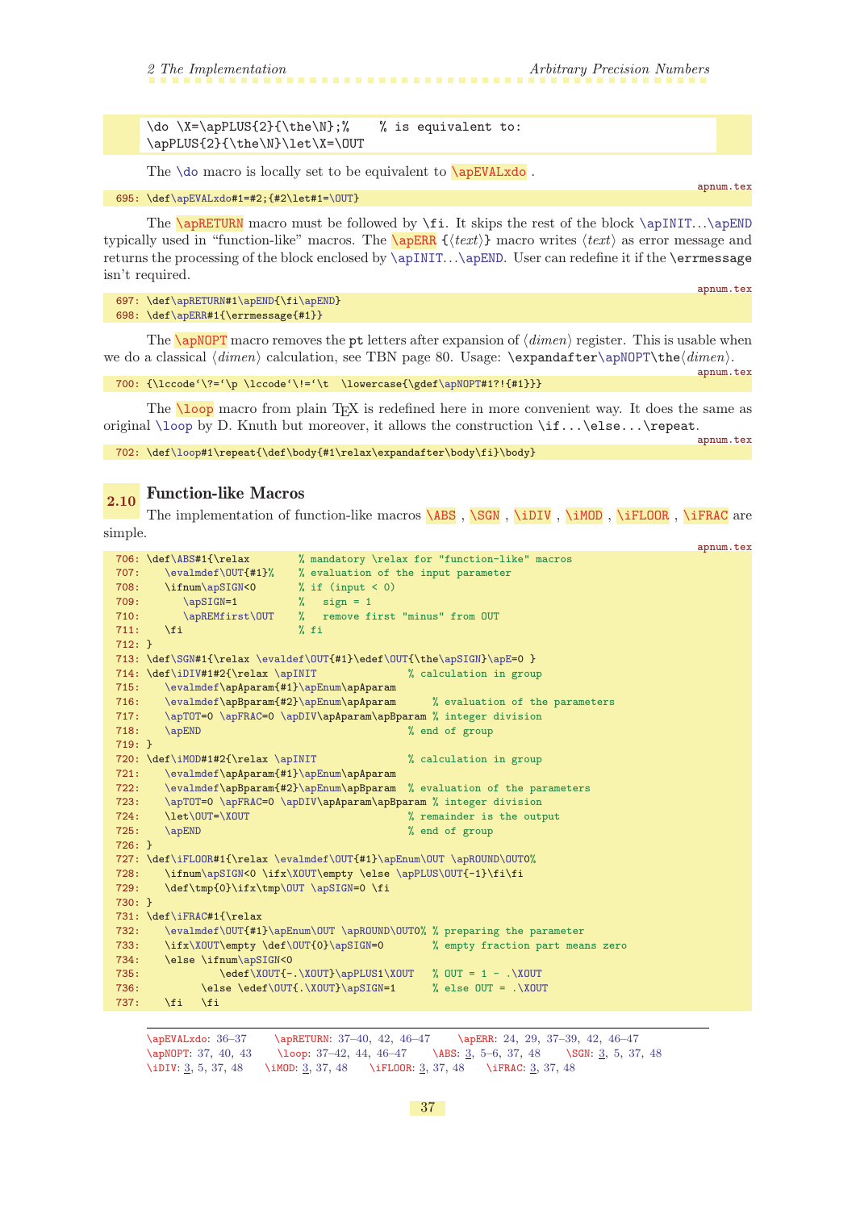```
\do \X=\apPLUS{2}{\the\N};%    % is equivalent to:
\apPLUS{2}{\the\N}\let\X=\OUT
```

The `\do` macro is locally set to be equivalent to `\apEVALxdo` .

apnum.tex

```
695: \def\apEVALxdo#1=#2;{#2\let#1=\OUT}
```

The `\apRETURN` macro must be followed by `\fi`. It skips the rest of the block `\apINIT`...`\apEND` typically used in "function-like" macros. The `\apERR` {⟨*text*⟩} macro writes ⟨*text*⟩ as error message and returns the processing of the block enclosed by `\apINIT`...`\apEND`. User can redefine it if the `\errmessage` isn't required.

apnum.tex

```
697: \def\apRETURN#1\apEND{\fi\apEND}
698: \def\apERR#1{\errmessage{#1}}
```

The `\apNOPT` macro removes the `pt` letters after expansion of ⟨*dimen*⟩ register. This is usable when we do a classical ⟨*dimen*⟩ calculation, see TBN page 80. Usage: `\expandafter\apNOPT\the`⟨*dimen*⟩.

apnum.tex

```
700: {\lccode`\?=`\p \lccode`\!=`\t  \lowercase{\gdef\apNOPT#1?!{#1}}}
```

The `\loop` macro from plain TeX is redefined here in more convenient way. It does the same as original `\loop` by D. Knuth but moreover, it allows the construction `\if...\else...\repeat`.

apnum.tex

```
702: \def\loop#1\repeat{\def\body{#1\relax\expandafter\body\fi}\body}
```

## 2.10 Function-like Macros

The implementation of function-like macros `\ABS` , `\SGN` , `\iDIV` , `\iMOD` , `\iFLOOR` , `\iFRAC` are simple.

apnum.tex

```
706: \def\ABS#1{\relax        % mandatory \relax for "function-like" macros
707:    \evalmdef\OUT{#1}%    % evaluation of the input parameter
708:    \ifnum\apSIGN<0       % if (input < 0)
709:       \apSIGN=1          %   sign = 1
710:       \apREMfirst\OUT    %   remove first "minus" from OUT
711:    \fi                   % fi
712: }
713: \def\SGN#1{\relax \evaldef\OUT{#1}\edef\OUT{\the\apSIGN}\apE=0 }
714: \def\iDIV#1#2{\relax \apINIT              % calculation in group
715:    \evalmdef\apAparam{#1}\apEnum\apAparam
716:    \evalmdef\apBparam{#2}\apEnum\apAparam      % evaluation of the parameters
717:    \apTOT=0 \apFRAC=0 \apDIV\apAparam\apBparam % integer division
718:    \apEND                                  % end of group
719: }
720: \def\iMOD#1#2{\relax \apINIT              % calculation in group
721:    \evalmdef\apAparam{#1}\apEnum\apAparam
722:    \evalmdef\apBparam{#2}\apEnum\apBparam  % evaluation of the parameters
723:    \apTOT=0 \apFRAC=0 \apDIV\apAparam\apBparam % integer division
724:    \let\OUT=\XOUT                          % remainder is the output
725:    \apEND                                  % end of group
726: }
727: \def\iFLOOR#1{\relax \evalmdef\OUT{#1}\apEnum\OUT \apROUND\OUT0%
728:    \ifnum\apSIGN<0 \ifx\XOUT\empty \else \apPLUS\OUT{-1}\fi\fi
729:    \def\tmp{0}\ifx\tmp\OUT \apSIGN=0 \fi
730: }
731: \def\iFRAC#1{\relax
732:    \evalmdef\OUT{#1}\apEnum\OUT \apROUND\OUT0% % preparing the parameter
733:    \ifx\XOUT\empty \def\OUT{0}\apSIGN=0       % empty fraction part means zero
734:    \else \ifnum\apSIGN<0
735:            \edef\XOUT{-.\XOUT}\apPLUS1\XOUT   % OUT = 1 - .\XOUT
736:         \else \edef\OUT{.\XOUT}\apSIGN=1      % else OUT = .\XOUT
737:    \fi   \fi
```

---

`\apEVALxdo`: 36–37   `\apRETURN`: 37–40, 42, 46–47   `\apERR`: 24, 29, 37–39, 42, 46–47
`\apNOPT`: 37, 40, 43   `\loop`: 37–42, 44, 46–47   `\ABS`: 3, 5–6, 37, 48   `\SGN`: 3, 5, 37, 48
`\iDIV`: 3, 5, 37, 48   `\iMOD`: 3, 37, 48   `\iFLOOR`: 3, 37, 48   `\iFRAC`: 3, 37, 48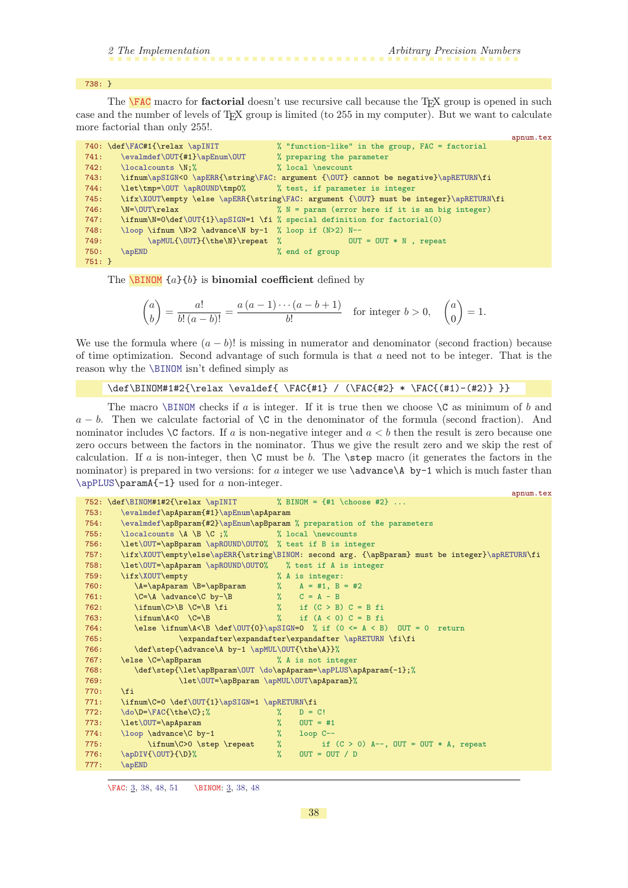```
738: }
```

The `\FAC` macro for **factorial** doesn't use recursive call because the TeX group is opened in such case and the number of levels of TeX group is limited (to 255 in my computer). But we want to calculate more factorial than only 255!.

apnum.tex

```
740: \def\FAC#1{\relax \apINIT            % "function-like" in the group, FAC = factorial
741:    \evalmdef\OUT{#1}\apEnum\OUT       % preparing the parameter
742:    \localcounts \N;%                  % local \newcount
743:    \ifnum\apSIGN<0 \apERR{\string\FAC: argument {\OUT} cannot be negative}\apRETURN\fi
744:    \let\tmp=\OUT \apROUND\tmp0%       % test, if parameter is integer
745:    \ifx\XOUT\empty \else \apERR{\string\FAC: argument {\OUT} must be integer}\apRETURN\fi
746:    \N=\OUT\relax                      % N = param (error here if it is an big integer)
747:    \ifnum\N=0\def\OUT{1}\apSIGN=1 \fi % special definition for factorial(0)
748:    \loop \ifnum \N>2 \advance\N by-1  % loop if (N>2) N--
749:          \apMUL{\OUT}{\the\N}\repeat  %               OUT = OUT * N , repeat
750:    \apEND                             % end of group
751: }
```

The `\BINOM` $\{a\}\{b\}$ is **binomial coefficient** defined by

$$\binom{a}{b} = \frac{a!}{b!\,(a-b)!} = \frac{a\,(a-1)\cdots(a-b+1)}{b!} \quad \text{for integer } b > 0, \qquad \binom{a}{0} = 1.$$

We use the formula where $(a-b)!$ is missing in numerator and denominator (second fraction) because of time optimization. Second advantage of such formula is that $a$ need not to be integer. That is the reason why the `\BINOM` isn't defined simply as

```
\def\BINOM#1#2{\relax \evaldef{ \FAC{#1} / (\FAC{#2} * \FAC{(#1)-(#2)} }}
```

The macro `\BINOM` checks if $a$ is integer. If it is true then we choose `\C` as minimum of $b$ and $a-b$. Then we calculate factorial of `\C` in the denominator of the formula (second fraction). And nominator includes `\C` factors. If $a$ is non-negative integer and $a < b$ then the result is zero because one zero occurs between the factors in the nominator. Thus we give the result zero and we skip the rest of calculation. If $a$ is non-integer, then `\C` must be $b$. The `\step` macro (it generates the factors in the nominator) is prepared in two versions: for $a$ integer we use `\advance\A by-1` which is much faster than `\apPLUS\paramA{-1}` used for $a$ non-integer.

apnum.tex

```
752: \def\BINOM#1#2{\relax \apINIT         % BINOM = {#1 \choose #2} ...
753:    \evalmdef\apAparam{#1}\apEnum\apAparam
754:    \evalmdef\apBparam{#2}\apEnum\apBparam % preparation of the parameters
755:    \localcounts \A \B \C ;%           % local \newcounts
756:    \let\OUT=\apBparam \apROUND\OUT0%  % test if B is integer
757:    \ifx\XOUT\empty\else\apERR{\string\BINOM: second arg. {\apBparam} must be integer}\apRETURN\fi
758:    \let\OUT=\apAparam \apROUND\OUT0%    % test if A is integer
759:    \ifx\XOUT\empty                    % A is integer:
760:       \A=\apAparam \B=\apBparam       %    A = #1, B = #2
761:       \C=\A \advance\C by-\B          %    C = A - B
762:       \ifnum\C>\B \C=\B \fi           %    if (C > B) C = B fi
763:       \ifnum\A<0  \C=\B               %    if (A < 0) C = B fi
764:       \else \ifnum\A<\B \def\OUT{0}\apSIGN=0  % if (0 <= A < B)  OUT = 0  return
765:                \expandafter\expandafter\expandafter \apRETURN \fi\fi
766:       \def\step{\advance\A by-1 \apMUL\OUT{\the\A}}%
767:    \else \C=\apBparam                 % A is not integer
768:       \def\step{\let\apBparam\OUT \do\apAparam=\apPLUS\apAparam{-1};%
769:                \let\OUT=\apBparam \apMUL\OUT\apAparam}%
770:    \fi
771:    \ifnum\C=0 \def\OUT{1}\apSIGN=1 \apRETURN\fi
772:    \do\D=\FAC{\the\C};%               %    D = C!
773:    \let\OUT=\apAparam                 %    OUT = #1
774:    \loop \advance\C by-1              %    loop C--
775:          \ifnum\C>0 \step \repeat     %         if (C > 0) A--, OUT = OUT * A, repeat
776:    \apDIV{\OUT}{\D}%                  %    OUT = OUT / D
777:    \apEND
```

---

`\FAC`: 3, 38, 48, 51 `\BINOM`: 3, 38, 48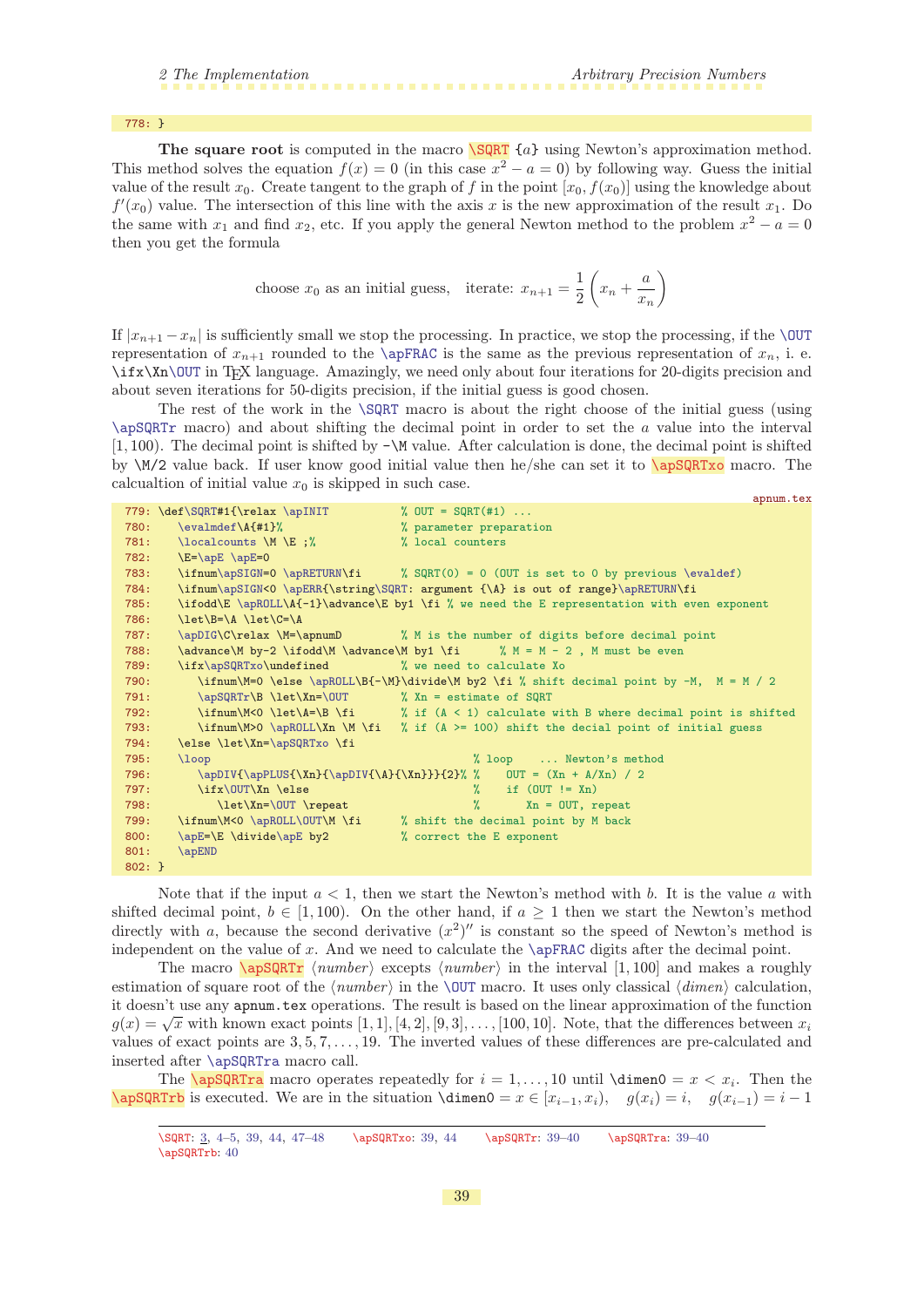```
778: }
```

**The square root** is computed in the macro `\SQRT` {*a*} using Newton's approximation method. This method solves the equation $f(x) = 0$ (in this case $x^2 - a = 0$) by following way. Guess the initial value of the result $x_0$. Create tangent to the graph of $f$ in the point $[x_0, f(x_0)]$ using the knowledge about $f'(x_0)$ value. The intersection of this line with the axis $x$ is the new approximation of the result $x_1$. Do the same with $x_1$ and find $x_2$, etc. If you apply the general Newton method to the problem $x^2 - a = 0$ then you get the formula

$$\text{choose } x_0 \text{ as an initial guess,} \quad \text{iterate: } x_{n+1} = \frac{1}{2}\left(x_n + \frac{a}{x_n}\right)$$

If $|x_{n+1} - x_n|$ is sufficiently small we stop the processing. In practice, we stop the processing, if the `\OUT` representation of $x_{n+1}$ rounded to the `\apFRAC` is the same as the previous representation of $x_n$, i. e. `\ifx\Xn\OUT` in TeX language. Amazingly, we need only about four iterations for 20-digits precision and about seven iterations for 50-digits precision, if the initial guess is good chosen.

The rest of the work in the `\SQRT` macro is about the right choose of the initial guess (using `\apSQRTr` macro) and about shifting the decimal point in order to set the $a$ value into the interval $[1, 100)$. The decimal point is shifted by `-\M` value. After calculation is done, the decimal point is shifted by `\M/2` value back. If user know good initial value then he/she can set it to `\apSQRTxo` macro. The calcualtion of initial value $x_0$ is skipped in such case.

apnum.tex

```
779: \def\SQRT#1{\relax \apINIT           % OUT = SQRT(#1) ...
780:    \evalmdef\A{#1}%                  % parameter preparation
781:    \localcounts \M \E ;%             % local counters
782:    \E=\apE \apE=0
783:    \ifnum\apSIGN=0 \apRETURN\fi      % SQRT(0) = 0 (OUT is set to 0 by previous \evaldef)
784:    \ifnum\apSIGN<0 \apERR{\string\SQRT: argument {\A} is out of range}\apRETURN\fi
785:    \ifodd\E \apROLL\A{-1}\advance\E by1 \fi % we need the E representation with even exponent
786:    \let\B=\A \let\C=\A
787:    \apDIG\C\relax \M=\apnumD         % M is the number of digits before decimal point
788:    \advance\M by-2 \ifodd\M \advance\M by1 \fi      % M = M - 2 , M must be even
789:    \ifx\apSQRTxo\undefined           % we need to calculate Xo
790:       \ifnum\M=0 \else \apROLL\B{-\M}\divide\M by2 \fi % shift decimal point by -M,  M = M / 2
791:       \apSQRTr\B \let\Xn=\OUT        % Xn = estimate of SQRT
792:       \ifnum\M<0 \let\A=\B \fi       % if (A < 1) calculate with B where decimal point is shifted
793:       \ifnum\M>0 \apROLL\Xn \M \fi   % if (A >= 100) shift the decial point of initial guess
794:    \else \let\Xn=\apSQRTxo \fi
795:    \loop                                      % loop    ... Newton's method
796:       \apDIV{\apPLUS{\Xn}{\apDIV{\A}{\Xn}}}{2}% %    OUT = (Xn + A/Xn) / 2
797:       \ifx\OUT\Xn \else                       %    if (OUT != Xn)
798:          \let\Xn=\OUT \repeat                 %       Xn = OUT, repeat
799:    \ifnum\M<0 \apROLL\OUT\M \fi      % shift the decimal point by M back
800:    \apE=\E \divide\apE by2           % correct the E exponent
801:    \apEND
802: }
```

Note that if the input $a < 1$, then we start the Newton's method with $b$. It is the value $a$ with shifted decimal point, $b \in [1, 100)$. On the other hand, if $a \geq 1$ then we start the Newton's method directly with $a$, because the second derivative $(x^2)''$ is constant so the speed of Newton's method is independent on the value of $x$. And we need to calculate the `\apFRAC` digits after the decimal point.

The macro `\apSQRTr` ⟨*number*⟩ excepts ⟨*number*⟩ in the interval $[1, 100]$ and makes a roughly estimation of square root of the ⟨*number*⟩ in the `\OUT` macro. It uses only classical ⟨*dimen*⟩ calculation, it doesn't use any `apnum.tex` operations. The result is based on the linear approximation of the function $g(x) = \sqrt{x}$ with known exact points $[1, 1], [4, 2], [9, 3], \ldots, [100, 10]$. Note, that the differences between $x_i$ values of exact points are $3, 5, 7, \ldots, 19$. The inverted values of these differences are pre-calculated and inserted after `\apSQRTra` macro call.

The `\apSQRTra` macro operates repeatedly for $i = 1, \ldots, 10$ until `\dimen0` $= x < x_i$. Then the `\apSQRTrb` is executed. We are in the situation `\dimen0` $= x \in [x_{i-1}, x_i)$, $\quad g(x_i) = i, \quad g(x_{i-1}) = i - 1$

---

`\SQRT`: 3, 4–5, 39, 44, 47–48 `\apSQRTxo`: 39, 44 `\apSQRTr`: 39–40 `\apSQRTra`: 39–40 `\apSQRTrb`: 40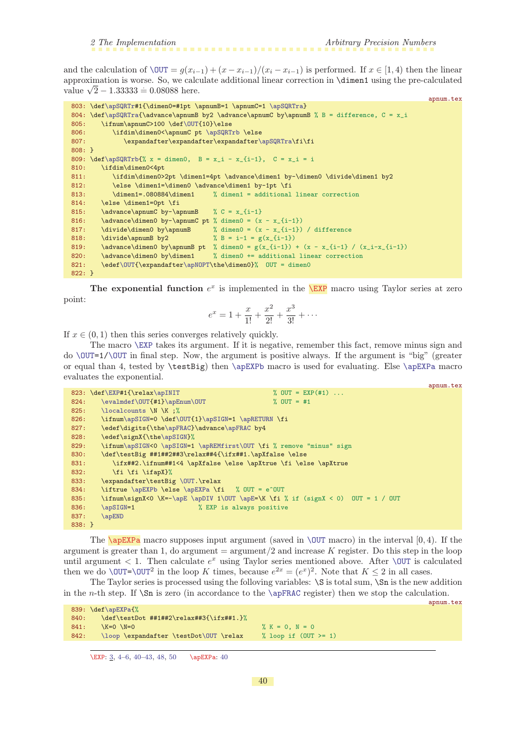and the calculation of \OUT $= g(x_{i-1}) + (x - x_{i-1})/(x_i - x_{i-1})$ is performed. If $x \in [1, 4)$ then the linear approximation is worse. So, we calculate additional linear correction in \dimen1 using the pre-calculated value $\sqrt{2} - 1.33333 \doteq 0.08088$ here.

apnum.tex

```
803: \def\apSQRTr#1{\dimen0=#1pt \apnumB=1 \apnumC=1 \apSQRTra}
804: \def\apSQRTra{\advance\apnumB by2 \advance\apnumC by\apnumB % B = difference, C = x_i
805:    \ifnum\apnumC>100 \def\OUT{10}\else
806:       \ifdim\dimen0<\apnumC pt \apSQRTrb \else
807:          \expandafter\expandafter\expandafter\apSQRTra\fi\fi
808: }
809: \def\apSQRTrb{% x = dimen0,  B = x_i - x_{i-1},  C = x_i = i
810:    \ifdim\dimen0<4pt
811:       \ifdim\dimen0>2pt \dimen1=4pt \advance\dimen1 by-\dimen0 \divide\dimen1 by2
812:       \else \dimen1=\dimen0 \advance\dimen1 by-1pt \fi
813:       \dimen1=.080884\dimen1     % dimen1 = additional linear correction
814:    \else \dimen1=0pt \fi
815:    \advance\apnumC by-\apnumB    % C = x_{i-1}
816:    \advance\dimen0 by-\apnumC pt % dimen0 = (x - x_{i-1})
817:    \divide\dimen0 by\apnumB      % dimen0 = (x - x_{i-1}) / difference
818:    \divide\apnumB by2            % B = i-1 = g(x_{i-1})
819:    \advance\dimen0 by\apnumB pt  % dimen0 = g(x_{i-1}) + (x - x_{i-1} / (x_i-x_{i-1})
820:    \advance\dimen0 by\dimen1     % dimen0 += additional linear correction
821:    \edef\OUT{\expandafter\apNOPT\the\dimen0}%  OUT = dimen0
822: }
```

**The exponential function** $e^x$ is implemented in the \EXP macro using Taylor series at zero point:

$$e^x = 1 + \frac{x}{1!} + \frac{x^2}{2!} + \frac{x^3}{3!} + \cdots$$

If $x \in (0, 1)$ then this series converges relatively quickly.

The macro \EXP takes its argument. If it is negative, remember this fact, remove minus sign and do \OUT=1/\OUT in final step. Now, the argument is positive always. If the argument is "big" (greater or equal than 4, tested by \testBig) then \apEXPb macro is used for evaluating. Else \apEXPa macro evaluates the exponential.

apnum.tex

```
823: \def\EXP#1{\relax\apINIT                         % OUT = EXP(#1) ...
824:    \evalmdef\OUT{#1}\apEnum\OUT                  % OUT = #1
825:    \localcounts \N \K ;%
826:    \ifnum\apSIGN=0 \def\OUT{1}\apSIGN=1 \apRETURN \fi
827:    \edef\digits{\the\apFRAC}\advance\apFRAC by4
828:    \edef\signX{\the\apSIGN}%
829:    \ifnum\apSIGN<0 \apSIGN=1 \apREMfirst\OUT \fi % remove "minus" sign
830:    \def\testBig ##1##2##3\relax##4{\ifx##1.\apXfalse \else
831:       \ifx##2.\ifnum##1<4 \apXfalse \else \apXtrue \fi \else \apXtrue
832:       \fi \fi \ifapX}%
833:    \expandafter\testBig \OUT.\relax
834:    \iftrue \apEXPb \else \apEXPa \fi   % OUT = e^OUT
835:    \ifnum\signX<0 \K=-\apE \apDIV 1\OUT \apE=\K \fi % if (signX < 0)  OUT = 1 / OUT
836:    \apSIGN=1                 % EXP is always positive
837:    \apEND
838: }
```

The \apEXPa macro supposes input argument (saved in \OUT macro) in the interval $[0, 4)$. If the argument is greater than 1, do argument = argument/2 and increase $K$ register. Do this step in the loop until argument < 1. Then calculate $e^x$ using Taylor series mentioned above. After \OUT is calculated then we do \OUT=\OUT$^2$ in the loop $K$ times, because $e^{2x} = (e^x)^2$. Note that $K \le 2$ in all cases.

The Taylor series is processed using the following variables: \S is total sum, \Sn is the new addition in the $n$-th step. If \Sn is zero (in accordance to the \apFRAC register) then we stop the calculation.

apnum.tex

```
839: \def\apEXPa{%
840:    \def\testDot ##1##2\relax##3{\ifx##1.}%
841:    \K=0 \N=0                                  % K = 0, N = 0
842:    \loop \expandafter \testDot\OUT \relax     % loop if (OUT >= 1)
```

\EXP: 3, 4–6, 40–43, 48, 50 \apEXPa: 40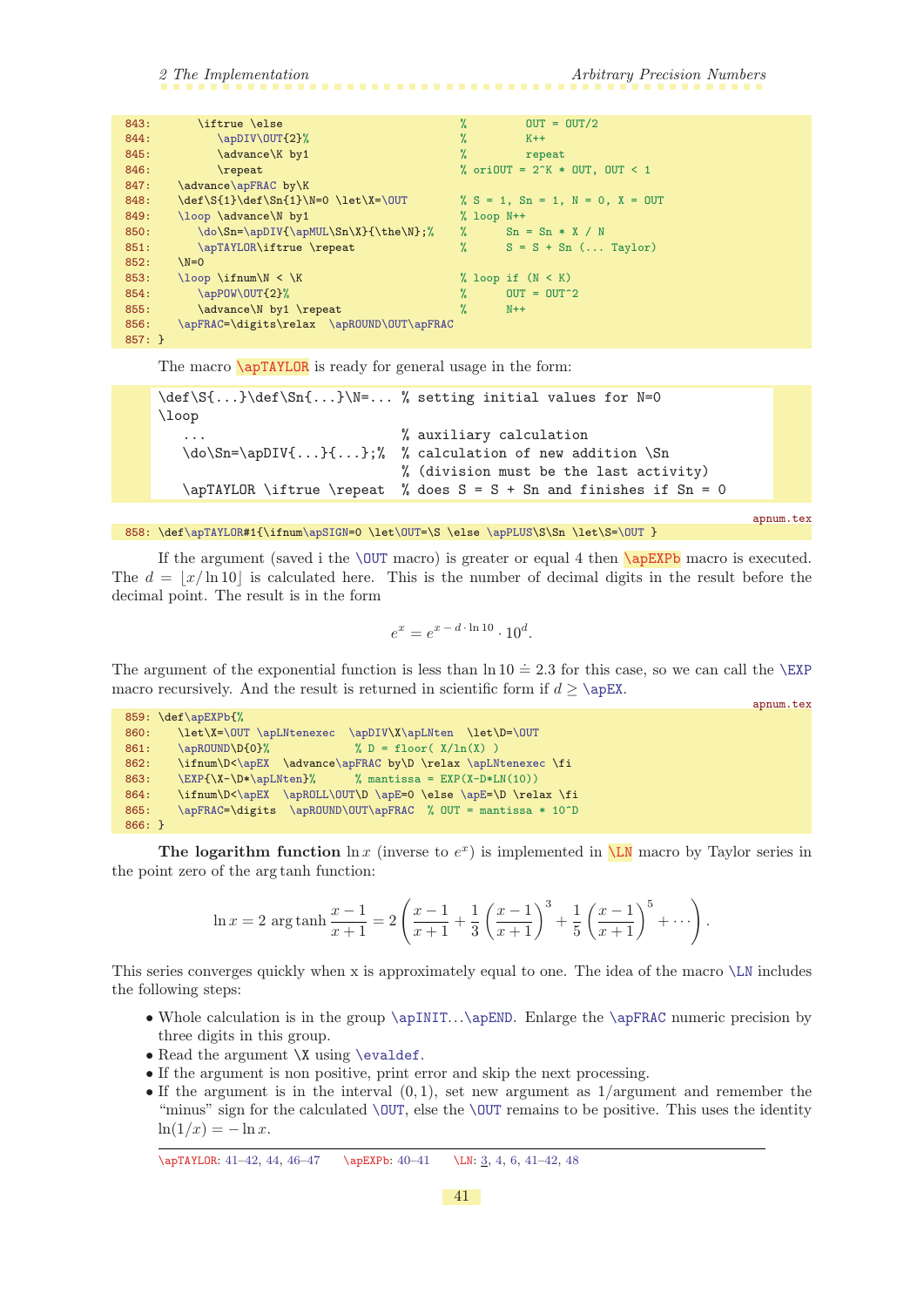```
843:      \iftrue \else                              %         OUT = OUT/2
844:         \apDIV\OUT{2}%                          %         K++
845:         \advance\K by1                          %         repeat
846:         \repeat                                 % oriOUT = 2^K * OUT, OUT < 1
847:    \advance\apFRAC by\K
848:    \def\S{1}\def\Sn{1}\N=0 \let\X=\OUT         % S = 1, Sn = 1, N = 0, X = OUT
849:    \loop \advance\N by1                         % loop N++
850:       \do\Sn=\apDIV{\apMUL\Sn\X}{\the\N};%      %      Sn = Sn * X / N
851:       \apTAYLOR\iftrue \repeat                  %      S = S + Sn (... Taylor)
852:    \N=0
853:    \loop \ifnum\N < \K                          % loop if (N < K)
854:       \apPOW\OUT{2}%                            %      OUT = OUT^2
855:       \advance\N by1 \repeat                    %      N++
856:    \apFRAC=\digits\relax  \apROUND\OUT\apFRAC
857: }
```

The macro `\apTAYLOR` is ready for general usage in the form:

```
\def\S{...}\def\Sn{...}\N=... % setting initial values for N=0
\loop
   ...                        % auxiliary calculation
   \do\Sn=\apDIV{...}{...};%  % calculation of new addition \Sn
                              % (division must be the last activity)
   \apTAYLOR \iftrue \repeat  % does S = S + Sn and finishes if Sn = 0
```

apnum.tex

```
858: \def\apTAYLOR#1{\ifnum\apSIGN=0 \let\OUT=\S \else \apPLUS\S\Sn \let\S=\OUT }
```

If the argument (saved i the `\OUT` macro) is greater or equal 4 then `\apEXPb` macro is executed. The $d = \lfloor x/\ln 10 \rfloor$ is calculated here. This is the number of decimal digits in the result before the decimal point. The result is in the form

$$e^x = e^{x - d \cdot \ln 10} \cdot 10^d.$$

The argument of the exponential function is less than $\ln 10 \doteq 2.3$ for this case, so we can call the `\EXP` macro recursively. And the result is returned in scientific form if $d \geq$ `\apEX`.

apnum.tex

```
859: \def\apEXPb{%
860:    \let\X=\OUT \apLNtenexec  \apDIV\X\apLNten  \let\D=\OUT
861:    \apROUND\D{0}%             % D = floor( X/ln(X) )
862:    \ifnum\D<\apEX  \advance\apFRAC by\D \relax \apLNtenexec \fi
863:    \EXP{\X-\D*\apLNten}%      % mantissa = EXP(X-D*LN(10))
864:    \ifnum\D<\apEX  \apROLL\OUT\D \apE=0 \else \apE=\D \relax \fi
865:    \apFRAC=\digits  \apROUND\OUT\apFRAC  % OUT = mantissa * 10^D
866: }
```

**The logarithm function** $\ln x$ (inverse to $e^x$) is implemented in `\LN` macro by Taylor series in the point zero of the arg tanh function:

$$\ln x = 2 \ \operatorname{arg\,tanh} \frac{x-1}{x+1} = 2 \left( \frac{x-1}{x+1} + \frac{1}{3} \left( \frac{x-1}{x+1} \right)^3 + \frac{1}{5} \left( \frac{x-1}{x+1} \right)^5 + \cdots \right).$$

This series converges quickly when x is approximately equal to one. The idea of the macro `\LN` includes the following steps:

- Whole calculation is in the group `\apINIT`...`\apEND`. Enlarge the `\apFRAC` numeric precision by three digits in this group.
- Read the argument `\X` using `\evaldef`.
- If the argument is non positive, print error and skip the next processing.
- If the argument is in the interval $(0, 1)$, set new argument as $1/\text{argument}$ and remember the "minus" sign for the calculated `\OUT`, else the `\OUT` remains to be positive. This uses the identity $\ln(1/x) = -\ln x$.

---

\apTAYLOR: 41–42, 44, 46–47    \apEXPb: 40–41    \LN: 3, 4, 6, 41–42, 48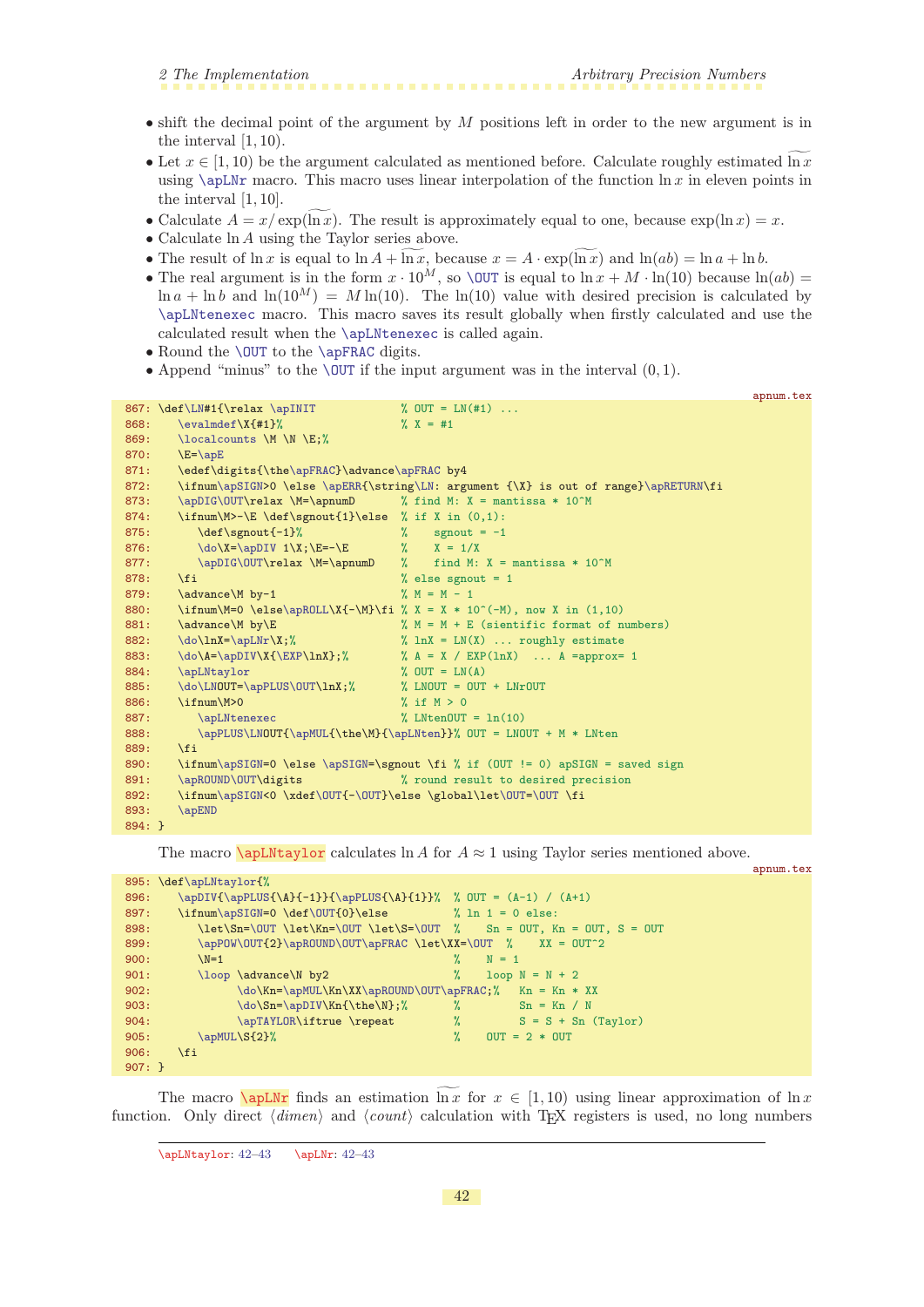- shift the decimal point of the argument by $M$ positions left in order to the new argument is in the interval $[1, 10)$.
- Let $x \in [1, 10)$ be the argument calculated as mentioned before. Calculate roughly estimated $\widetilde{\ln x}$ using `\apLNr` macro. This macro uses linear interpolation of the function $\ln x$ in eleven points in the interval $[1, 10]$.
- Calculate $A = x/\exp(\widetilde{\ln x})$. The result is approximately equal to one, because $\exp(\ln x) = x$.
- Calculate $\ln A$ using the Taylor series above.
- The result of $\ln x$ is equal to $\ln A + \widetilde{\ln x}$, because $x = A \cdot \exp(\widetilde{\ln x})$ and $\ln(ab) = \ln a + \ln b$.
- The real argument is in the form $x \cdot 10^M$, so `\OUT` is equal to $\ln x + M \cdot \ln(10)$ because $\ln(ab) = \ln a + \ln b$ and $\ln(10^M) = M \ln(10)$. The $\ln(10)$ value with desired precision is calculated by `\apLNtenexec` macro. This macro saves its result globally when firstly calculated and use the calculated result when the `\apLNtenexec` is called again.
- Round the `\OUT` to the `\apFRAC` digits.
- Append "minus" to the `\OUT` if the input argument was in the interval $(0, 1)$.

apnum.tex

```
867: \def\LN#1{\relax \apINIT            % OUT = LN(#1) ...
868:    \evalmdef\X{#1}%                  % X = #1
869:    \localcounts \M \N \E;%
870:    \E=\apE
871:    \edef\digits{\the\apFRAC}\advance\apFRAC by4
872:    \ifnum\apSIGN>0 \else \apERR{\string\LN: argument {\X} is out of range}\apRETURN\fi
873:    \apDIG\OUT\relax \M=\apnumD       % find M: X = mantissa * 10^M
874:    \ifnum\M>-\E \def\sgnout{1}\else  % if X in (0,1):
875:       \def\sgnout{-1}%               %    sgnout = -1
876:       \do\X=\apDIV 1\X;\E=-\E        %    X = 1/X
877:       \apDIG\OUT\relax \M=\apnumD    %    find M: X = mantissa * 10^M
878:    \fi                               % else sgnout = 1
879:    \advance\M by-1                   % M = M - 1
880:    \ifnum\M=0 \else\apROLL\X{-\M}\fi % X = X * 10^(-M), now X in (1,10)
881:    \advance\M by\E                   % M = M + E (sientific format of numbers)
882:    \do\lnX=\apLNr\X;%                % lnX = LN(X) ... roughly estimate
883:    \do\A=\apDIV\X{\EXP\lnX};%        % A = X / EXP(lnX)  ... A =approx= 1
884:    \apLNtaylor                       % OUT = LN(A)
885:    \do\LNOUT=\apPLUS\OUT\lnX;%       % LNOUT = OUT + LNrOUT
886:    \ifnum\M>0                        % if M > 0
887:       \apLNtenexec                   % LNtenOUT = ln(10)
888:       \apPLUS\LNOUT{\apMUL{\the\M}{\apLNten}}% OUT = LNOUT + M * LNten
889:    \fi
890:    \ifnum\apSIGN=0 \else \apSIGN=\sgnout \fi % if (OUT != 0) apSIGN = saved sign
891:    \apROUND\OUT\digits               % round result to desired precision
892:    \ifnum\apSIGN<0 \xdef\OUT{-\OUT}\else \global\let\OUT=\OUT \fi
893:    \apEND
894: }
```

The macro `\apLNtaylor` calculates $\ln A$ for $A \approx 1$ using Taylor series mentioned above.

apnum.tex

```
895: \def\apLNtaylor{%
896:    \apDIV{\apPLUS{\A}{-1}}{\apPLUS{\A}{1}}%  % OUT = (A-1) / (A+1)
897:    \ifnum\apSIGN=0 \def\OUT{0}\else          % ln 1 = 0 else:
898:       \let\Sn=\OUT \let\Kn=\OUT \let\S=\OUT  %    Sn = OUT, Kn = OUT, S = OUT
899:       \apPOW\OUT{2}\apROUND\OUT\apFRAC \let\XX=\OUT  %    XX = OUT^2
900:       \N=1                                   %    N = 1
901:       \loop \advance\N by2                   %    loop N = N + 2
902:             \do\Kn=\apMUL\Kn\XX\apROUND\OUT\apFRAC;%   Kn = Kn * XX
903:             \do\Sn=\apDIV\Kn{\the\N};%       %         Sn = Kn / N
904:             \apTAYLOR\iftrue \repeat         %         S = S + Sn (Taylor)
905:       \apMUL\S{2}%                           %    OUT = 2 * OUT
906:    \fi
907: }
```

The macro `\apLNr` finds an estimation $\widetilde{\ln x}$ for $x \in [1, 10)$ using linear approximation of $\ln x$ function. Only direct ⟨*dimen*⟩ and ⟨*count*⟩ calculation with TEX registers is used, no long numbers

---

\apLNtaylor: 42–43 \apLNr: 42–43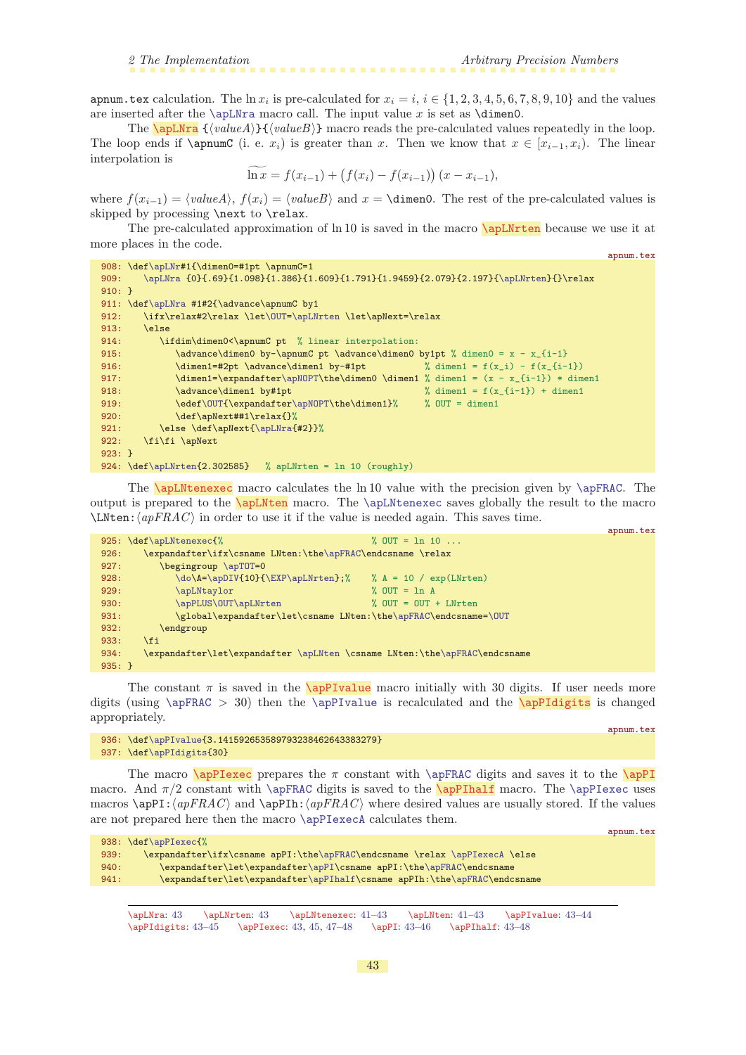apnum.tex calculation. The $\ln x_i$ is pre-calculated for $x_i = i$, $i \in \{1,2,3,4,5,6,7,8,9,10\}$ and the values are inserted after the \apLNra macro call. The input value $x$ is set as \dimen0.

The \apLNra {⟨*valueA*⟩}{⟨*valueB*⟩} macro reads the pre-calculated values repeatedly in the loop. The loop ends if \apnumC (i. e. $x_i$) is greater than $x$. Then we know that $x \in [x_{i-1}, x_i)$. The linear interpolation is

$$\widetilde{\ln x} = f(x_{i-1}) + \big(f(x_i) - f(x_{i-1})\big)\,(x - x_{i-1}),$$

where $f(x_{i-1}) = \langle valueA\rangle$, $f(x_i) = \langle valueB\rangle$ and $x =$ \dimen0. The rest of the pre-calculated values is skipped by processing \next to \relax.

The pre-calculated approximation of ln 10 is saved in the macro \apLNrten because we use it at more places in the code.

apnum.tex

```
908: \def\apLNr#1{\dimen0=#1pt \apnumC=1
909:    \apLNra {0}{.69}{1.098}{1.386}{1.609}{1.791}{1.9459}{2.079}{2.197}{\apLNrten}{}\relax
910: }
911: \def\apLNra #1#2{\advance\apnumC by1
912:    \ifx\relax#2\relax \let\OUT=\apLNrten \let\apNext=\relax
913:    \else
914:       \ifdim\dimen0<\apnumC pt  % linear interpolation:
915:          \advance\dimen0 by-\apnumC pt \advance\dimen0 by1pt % dimen0 = x - x_{i-1}
916:          \dimen1=#2pt \advance\dimen1 by-#1pt           % dimen1 = f(x_i) - f(x_{i-1})
917:          \dimen1=\expandafter\apNOPT\the\dimen0 \dimen1 % dimen1 = (x - x_{i-1}) * dimen1
918:          \advance\dimen1 by#1pt                         % dimen1 = f(x_{i-1}) + dimen1
919:          \edef\OUT{\expandafter\apNOPT\the\dimen1}%     % OUT = dimen1
920:          \def\apNext##1\relax{}%
921:       \else \def\apNext{\apLNra{#2}}%
922:    \fi\fi \apNext
923: }
924: \def\apLNrten{2.302585}   % apLNrten = ln 10 (roughly)
```

The \apLNtenexec macro calculates the ln 10 value with the precision given by \apFRAC. The output is prepared to the \apLNten macro. The \apLNtenexec saves globally the result to the macro \LNten:⟨*apFRAC*⟩ in order to use it if the value is needed again. This saves time.

apnum.tex

```
925: \def\apLNtenexec{%                            % OUT = ln 10 ...
926:    \expandafter\ifx\csname LNten:\the\apFRAC\endcsname \relax
927:       \begingroup \apTOT=0
928:          \do\A=\apDIV{10}{\EXP\apLNrten};%    % A = 10 / exp(LNrten)
929:          \apLNtaylor                          % OUT = ln A
930:          \apPLUS\OUT\apLNrten                 % OUT = OUT + LNrten
931:          \global\expandafter\let\csname LNten:\the\apFRAC\endcsname=\OUT
932:       \endgroup
933:    \fi
934:    \expandafter\let\expandafter \apLNten \csname LNten:\the\apFRAC\endcsname
935: }
```

The constant $\pi$ is saved in the \apPIvalue macro initially with 30 digits. If user needs more digits (using \apFRAC > 30) then the \apPIvalue is recalculated and the \apPIdigits is changed appropriately.

apnum.tex

```
936: \def\apPIvalue{3.141592653589793238462643383279}
937: \def\apPIdigits{30}
```

The macro \apPIexec prepares the $\pi$ constant with \apFRAC digits and saves it to the \apPI macro. And $\pi/2$ constant with \apFRAC digits is saved to the \apPIhalf macro. The \apPIexec uses macros \apPI:⟨*apFRAC*⟩ and \apPIh:⟨*apFRAC*⟩ where desired values are usually stored. If the values are not prepared here then the macro \apPIexecA calculates them.

apnum.tex

```
938: \def\apPIexec{%
939:    \expandafter\ifx\csname apPI:\the\apFRAC\endcsname \relax \apPIexecA \else
940:       \expandafter\let\expandafter\apPI\csname apPI:\the\apFRAC\endcsname
941:       \expandafter\let\expandafter\apPIhalf\csname apPIh:\the\apFRAC\endcsname
```

---

\apLNra: 43 \apLNrten: 43 \apLNtenexec: 41–43 \apLNten: 41–43 \apPIvalue: 43–44 \apPIdigits: 43–45 \apPIexec: 43, 45, 47–48 \apPI: 43–46 \apPIhalf: 43–48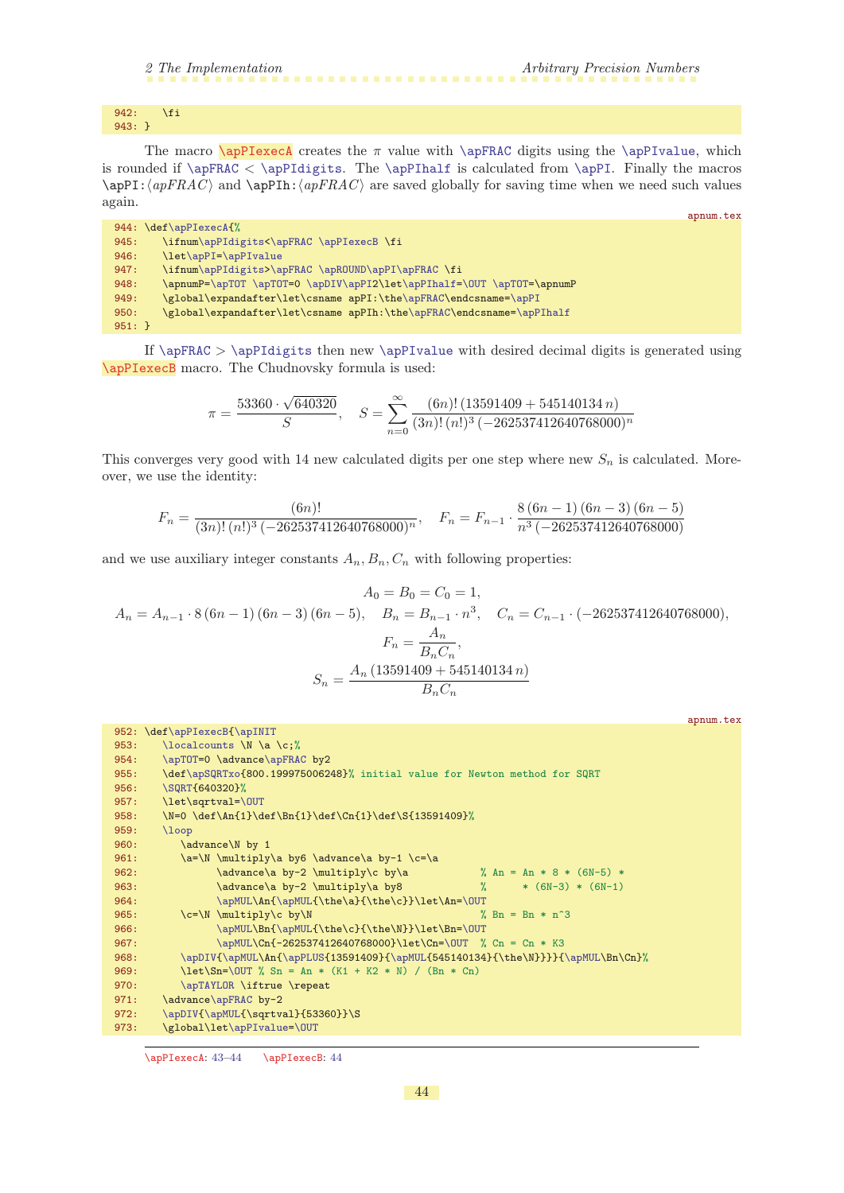```
942:    \fi
943: }
```

The macro `\apPIexecA` creates the $\pi$ value with `\apFRAC` digits using the `\apPIvalue`, which is rounded if `\apFRAC` < `\apPIdigits`. The `\apPIhalf` is calculated from `\apPI`. Finally the macros `\apPI:`⟨*apFRAC*⟩ and `\apPIh:`⟨*apFRAC*⟩ are saved globally for saving time when we need such values again.

apnum.tex

```
944: \def\apPIexecA{%
945:    \ifnum\apPIdigits<\apFRAC \apPIexecB \fi
946:    \let\apPI=\apPIvalue
947:    \ifnum\apPIdigits>\apFRAC \apROUND\apPI\apFRAC \fi
948:    \apnumP=\apTOT \apTOT=0 \apDIV\apPI2\let\apPIhalf=\OUT \apTOT=\apnumP
949:    \global\expandafter\let\csname apPI:\the\apFRAC\endcsname=\apPI
950:    \global\expandafter\let\csname apPIh:\the\apFRAC\endcsname=\apPIhalf
951: }
```

If `\apFRAC` > `\apPIdigits` then new `\apPIvalue` with desired decimal digits is generated using `\apPIexecB` macro. The Chudnovsky formula is used:

$$\pi = \frac{53360 \cdot \sqrt{640320}}{S}, \quad S = \sum_{n=0}^{\infty} \frac{(6n)!\,(13591409 + 545140134\,n)}{(3n)!\,(n!)^3\,(-262537412640768000)^n}$$

This converges very good with 14 new calculated digits per one step where new $S_n$ is calculated. Moreover, we use the identity:

$$F_n = \frac{(6n)!}{(3n)!\,(n!)^3\,(-262537412640768000)^n}, \quad F_n = F_{n-1} \cdot \frac{8\,(6n-1)\,(6n-3)\,(6n-5)}{n^3\,(-262537412640768000)}$$

and we use auxiliary integer constants $A_n, B_n, C_n$ with following properties:

$$A_0 = B_0 = C_0 = 1,$$
$$A_n = A_{n-1} \cdot 8\,(6n-1)\,(6n-3)\,(6n-5), \quad B_n = B_{n-1} \cdot n^3, \quad C_n = C_{n-1} \cdot (-262537412640768000),$$
$$F_n = \frac{A_n}{B_n C_n},$$
$$S_n = \frac{A_n\,(13591409 + 545140134\,n)}{B_n C_n}$$

apnum.tex

```
952: \def\apPIexecB{\apINIT
953:    \localcounts \N \a \c;%
954:    \apTOT=0 \advance\apFRAC by2
955:    \def\apSQRTxo{800.199975006248}% initial value for Newton method for SQRT
956:    \SQRT{640320}%
957:    \let\sqrtval=\OUT
958:    \N=0 \def\An{1}\def\Bn{1}\def\Cn{1}\def\S{13591409}%
959:    \loop
960:       \advance\N by 1
961:       \a=\N \multiply\a by6 \advance\a by-1 \c=\a
962:             \advance\a by-2 \multiply\c by\a             % An = An * 8 * (6N-5) *
963:             \advance\a by-2 \multiply\a by8              %      * (6N-3) * (6N-1)
964:             \apMUL\An{\apMUL{\the\a}{\the\c}}\let\An=\OUT
965:       \c=\N \multiply\c by\N                             % Bn = Bn * n^3
966:             \apMUL\Bn{\apMUL{\the\c}{\the\N}}\let\Bn=\OUT
967:             \apMUL\Cn{-262537412640768000}\let\Cn=\OUT  % Cn = Cn * K3
968:       \apDIV{\apMUL\An{\apPLUS{13591409}{\apMUL{545140134}{\the\N}}}}{\apMUL\Bn\Cn}%
969:       \let\Sn=\OUT % Sn = An * (K1 + K2 * N) / (Bn * Cn)
970:       \apTAYLOR \iftrue \repeat
971:    \advance\apFRAC by-2
972:    \apDIV{\apMUL{\sqrtval}{53360}}\S
973:    \global\let\apPIvalue=\OUT
```

---

`\apPIexecA`: 43–44   `\apPIexecB`: 44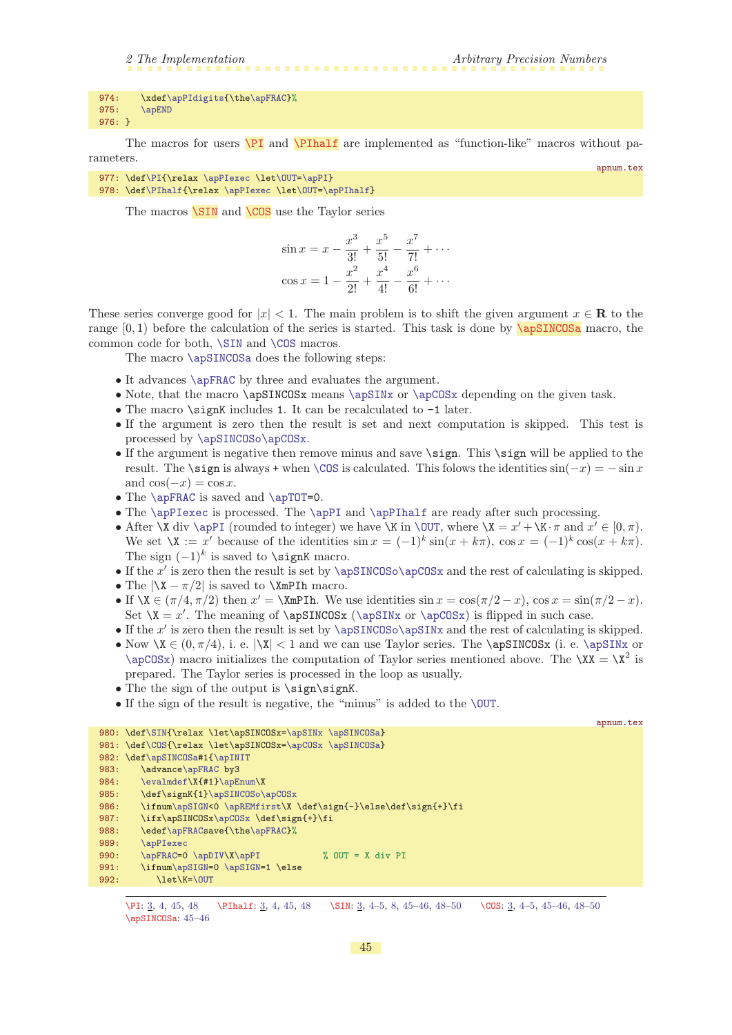```
974:    \xdef\apPIdigits{\the\apFRAC}%
975:    \apEND
976: }
```

The macros for users \PI and \PIhalf are implemented as "function-like" macros without parameters.

apnum.tex

```
977: \def\PI{\relax \apPIexec \let\OUT=\apPI}
978: \def\PIhalf{\relax \apPIexec \let\OUT=\apPIhalf}
```

The macros \SIN and \COS use the Taylor series

$$\sin x = x - \frac{x^3}{3!} + \frac{x^5}{5!} - \frac{x^7}{7!} + \cdots$$

$$\cos x = 1 - \frac{x^2}{2!} + \frac{x^4}{4!} - \frac{x^6}{6!} + \cdots$$

These series converge good for $|x| < 1$. The main problem is to shift the given argument $x \in \mathbf{R}$ to the range $[0, 1)$ before the calculation of the series is started. This task is done by \apSINCOSa macro, the common code for both, \SIN and \COS macros.

The macro \apSINCOSa does the following steps:

- It advances \apFRAC by three and evaluates the argument.
- Note, that the macro \apSINCOSx means \apSINx or \apCOSx depending on the given task.
- The macro \signK includes 1. It can be recalculated to -1 later.
- If the argument is zero then the result is set and next computation is skipped. This test is processed by \apSINCOSo\apCOSx.
- If the argument is negative then remove minus and save \sign. This \sign will be applied to the result. The \sign is always + when \COS is calculated. This folows the identities $\sin(-x) = -\sin x$ and $\cos(-x) = \cos x$.
- The \apFRAC is saved and \apTOT=0.
- The \apPIexec is processed. The \apPI and \apPIhalf are ready after such processing.
- After \X div \apPI (rounded to integer) we have \K in \OUT, where \X $= x' +$ \K$\cdot\pi$ and $x' \in [0, \pi)$. We set \X $:= x'$ because of the identities $\sin x = (-1)^k \sin(x + k\pi)$, $\cos x = (-1)^k \cos(x + k\pi)$. The sign $(-1)^k$ is saved to \signK macro.
- If the $x'$ is zero then the result is set by \apSINCOSo\apCOSx and the rest of calculating is skipped.
- The $|$\X $- \pi/2|$ is saved to \XmPIh macro.
- If \X $\in (\pi/4, \pi/2)$ then $x' =$ \XmPIh. We use identities $\sin x = \cos(\pi/2 - x)$, $\cos x = \sin(\pi/2 - x)$. Set \X $= x'$. The meaning of \apSINCOSx (\apSINx or \apCOSx) is flipped in such case.
- If the $x'$ is zero then the result is set by \apSINCOSo\apSINx and the rest of calculating is skipped.
- Now \X $\in (0, \pi/4)$, i. e. $|$\X$| < 1$ and we can use Taylor series. The \apSINCOSx (i. e. \apSINx or \apCOSx) macro initializes the computation of Taylor series mentioned above. The \XX = \X$^2$ is prepared. The Taylor series is processed in the loop as usually.
- The the sign of the output is \sign\signK.
- If the sign of the result is negative, the "minus" is added to the \OUT.

apnum.tex

```
980: \def\SIN{\relax \let\apSINCOSx=\apSINx \apSINCOSa}
981: \def\COS{\relax \let\apSINCOSx=\apCOSx \apSINCOSa}
982: \def\apSINCOSa#1{\apINIT
983:    \advance\apFRAC by3
984:    \evalmdef\X{#1}\apEnum\X
985:    \def\signK{1}\apSINCOSo\apCOSx
986:    \ifnum\apSIGN<0 \apREMfirst\X \def\sign{-}\else\def\sign{+}\fi
987:    \ifx\apSINCOSx\apCOSx \def\sign{+}\fi
988:    \edef\apFRACsave{\the\apFRAC}%
989:    \apPIexec
990:    \apFRAC=0 \apDIV\X\apPI            % OUT = X div PI
991:    \ifnum\apSIGN=0 \apSIGN=1 \else
992:       \let\K=\OUT
```

\PI: 3, 4, 45, 48  \PIhalf: 3, 4, 45, 48  \SIN: 3, 4–5, 8, 45–46, 48–50  \COS: 3, 4–5, 45–46, 48–50  \apSINCOSa: 45–46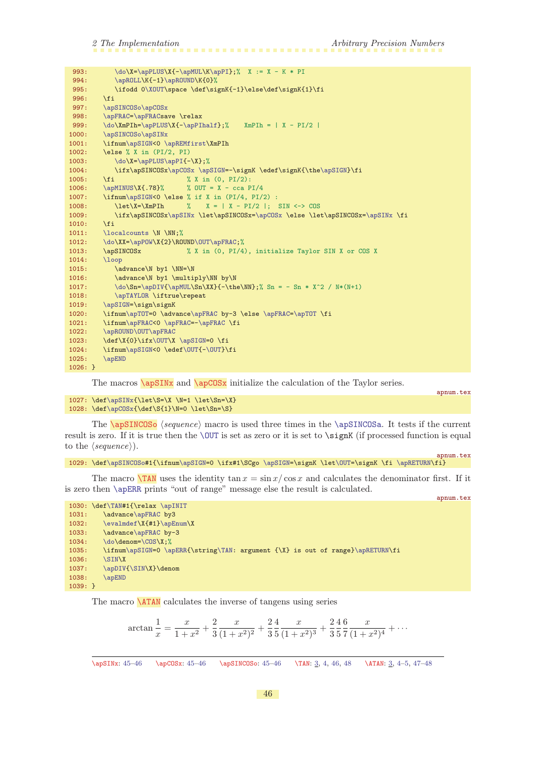```
 993:       \do\X=\apPLUS\X{-\apMUL\K\apPI};%  X := X - K * PI
 994:       \apROLL\K{-1}\apROUND\K{0}%
 995:       \ifodd 0\XOUT\space \def\signK{-1}\else\def\signK{1}\fi
 996:    \fi
 997:    \apSINCOSo\apCOSx
 998:    \apFRAC=\apFRACsave \relax
 999:    \do\XmPIh=\apPLUS\X{-\apPIhalf};%    XmPIh = | X - PI/2 |
1000:    \apSINCOSo\apSINx
1001:    \ifnum\apSIGN<0 \apREMfirst\XmPIh
1002:    \else % X in (PI/2, PI)
1003:       \do\X=\apPLUS\apPI{-\X};%
1004:       \ifx\apSINCOSx\apCOSx \apSIGN=-\signK \edef\signK{\the\apSIGN}\fi
1005:    \fi                    % X in (0, PI/2):
1006:    \apMINUS\X{.78}%       % OUT = X - cca PI/4
1007:    \ifnum\apSIGN<0 \else % if X in (PI/4, PI/2) :
1008:       \let\X=\XmPIh      %    X = | X - PI/2 |;  SIN <-> COS
1009:       \ifx\apSINCOSx\apSINx \let\apSINCOSx=\apCOSx \else \let\apSINCOSx=\apSINx \fi
1010:    \fi
1011:    \localcounts \N \NN;%
1012:    \do\XX=\apPOW\X{2}\ROUND\OUT\apFRAC;%
1013:    \apSINCOSx             % X in (0, PI/4), initialize Taylor SIN X or COS X
1014:    \loop
1015:       \advance\N by1 \NN=\N
1016:       \advance\N by1 \multiply\NN by\N
1017:       \do\Sn=\apDIV{\apMUL\Sn\XX}{-\the\NN};% Sn = - Sn * X^2 / N*(N+1)
1018:       \apTAYLOR \iftrue\repeat
1019:    \apSIGN=\sign\signK
1020:    \ifnum\apTOT=0 \advance\apFRAC by-3 \else \apFRAC=\apTOT \fi
1021:    \ifnum\apFRAC<0 \apFRAC=-\apFRAC \fi
1022:    \apROUND\OUT\apFRAC
1023:    \def\X{0}\ifx\OUT\X \apSIGN=0 \fi
1024:    \ifnum\apSIGN<0 \edef\OUT{-\OUT}\fi
1025:    \apEND
1026: }
```

The macros \apSINx and \apCOSx initialize the calculation of the Taylor series.

apnum.tex

```
1027: \def\apSINx{\let\S=\X \N=1 \let\Sn=\X}
1028: \def\apCOSx{\def\S{1}\N=0 \let\Sn=\S}
```

The \apSINCOSo ⟨*sequence*⟩ macro is used three times in the \apSINCOSa. It tests if the current result is zero. If it is true then the \OUT is set as zero or it is set to \signK (if processed function is equal to the ⟨*sequence*⟩).

apnum.tex

```
1029: \def\apSINCOSo#1{\ifnum\apSIGN=0 \ifx#1\SCgo \apSIGN=\signK \let\OUT=\signK \fi \apRETURN\fi}
```

The macro \TAN uses the identity $\tan x = \sin x / \cos x$ and calculates the denominator first. If it is zero then \apERR prints "out of range" message else the result is calculated.

apnum.tex

```
1030: \def\TAN#1{\relax \apINIT
1031:    \advance\apFRAC by3
1032:    \evalmdef\X{#1}\apEnum\X
1033:    \advance\apFRAC by-3
1034:    \do\denom=\COS\X;%
1035:    \ifnum\apSIGN=0 \apERR{\string\TAN: argument {\X} is out of range}\apRETURN\fi
1036:    \SIN\X
1037:    \apDIV{\SIN\X}\denom
1038:    \apEND
1039: }
```

The macro \ATAN calculates the inverse of tangens using series

$$\arctan\frac{1}{x} = \frac{x}{1+x^2} + \frac{2}{3}\frac{x}{(1+x^2)^2} + \frac{2}{3}\frac{4}{5}\frac{x}{(1+x^2)^3} + \frac{2}{3}\frac{4}{5}\frac{6}{7}\frac{x}{(1+x^2)^4} + \cdots$$

\apSINx: 45–46  \apCOSx: 45–46  \apSINCOSo: 45–46  \TAN: 3, 4, 46, 48  \ATAN: 3, 4–5, 47–48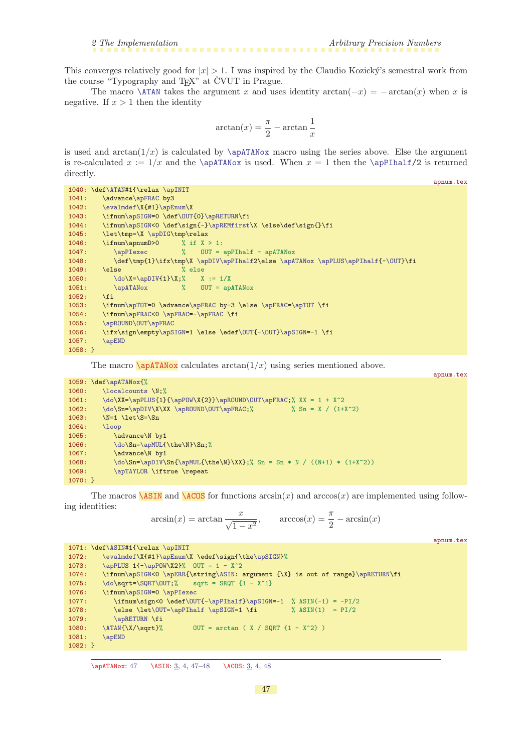This converges relatively good for $|x| > 1$. I was inspired by the Claudio Kozický's semestral work from the course "Typography and TEX" at ČVUT in Prague.

The macro \ATAN takes the argument $x$ and uses identity $\arctan(-x) = -\arctan(x)$ when $x$ is negative. If $x > 1$ then the identity

$$\arctan(x) = \frac{\pi}{2} - \arctan\frac{1}{x}$$

is used and $\arctan(1/x)$ is calculated by \apATANox macro using the series above. Else the argument is re-calculated $x := 1/x$ and the \apATANox is used. When $x = 1$ then the \apPIhalf/2 is returned directly.

apnum.tex

```
1040: \def\ATAN#1{\relax \apINIT
1041:    \advance\apFRAC by3
1042:    \evalmdef\X{#1}\apEnum\X
1043:    \ifnum\apSIGN=0 \def\OUT{0}\apRETURN\fi
1044:    \ifnum\apSIGN<0 \def\sign{-}\apREMfirst\X \else\def\sign{}\fi
1045:    \let\tmp=\X \apDIG\tmp\relax
1046:    \ifnum\apnumD>0      % if X > 1:
1047:       \apPIexec         %    OUT = apPIhalf - apATANox
1048:       \def\tmp{1}\ifx\tmp\X \apDIV\apPIhalf2\else \apATANox \apPLUS\apPIhalf{-\OUT}\fi
1049:    \else               % else
1050:       \do\X=\apDIV{1}\X;%    X := 1/X
1051:       \apATANox         %    OUT = apATANox
1052:    \fi
1053:    \ifnum\apTOT=0 \advance\apFRAC by-3 \else \apFRAC=\apTOT \fi
1054:    \ifnum\apFRAC<0 \apFRAC=-\apFRAC \fi
1055:    \apROUND\OUT\apFRAC
1056:    \ifx\sign\empty\apSIGN=1 \else \edef\OUT{-\OUT}\apSIGN=-1 \fi
1057:    \apEND
1058: }
```

The macro \apATANox calculates $\arctan(1/x)$ using series mentioned above.

apnum.tex

```
1059: \def\apATANox{%
1060:    \localcounts \N;%
1061:    \do\XX=\apPLUS{1}{\apPOW\X{2}}\apROUND\OUT\apFRAC;% XX = 1 + X^2
1062:    \do\Sn=\apDIV\X\XX \apROUND\OUT\apFRAC;%          % Sn = X / (1+X^2)
1063:    \N=1 \let\S=\Sn
1064:    \loop
1065:       \advance\N by1
1066:       \do\Sn=\apMUL{\the\N}\Sn;%
1067:       \advance\N by1
1068:       \do\Sn=\apDIV\Sn{\apMUL{\the\N}\XX};% Sn = Sn * N / ((N+1) * (1+X^2))
1069:       \apTAYLOR \iftrue \repeat
1070: }
```

The macros \ASIN and \ACOS for functions $\arcsin(x)$ and $\arccos(x)$ are implemented using following identities:

$$\arcsin(x) = \arctan\frac{x}{\sqrt{1-x^2}}, \qquad \arccos(x) = \frac{\pi}{2} - \arcsin(x)$$

apnum.tex

```
1071: \def\ASIN#1{\relax \apINIT
1072:    \evalmdef\X{#1}\apEnum\X \edef\sign{\the\apSIGN}%
1073:    \apPLUS 1{-\apPOW\X2}%  OUT = 1 - X^2
1074:    \ifnum\apSIGN<0 \apERR{\string\ASIN: argument {\X} is out of range}\apRETURN\fi
1075:    \do\sqrt=\SQRT\OUT;%    sqrt = SRQT {1 - X^1}
1076:    \ifnum\apSIGN=0 \apPIexec
1077:       \ifnum\sign<0 \edef\OUT{-\apPIhalf}\apSIGN=-1  % ASIN(-1) = -PI/2
1078:       \else \let\OUT=\apPIhalf \apSIGN=1 \fi         % ASIN(1)  = PI/2
1079:       \apRETURN \fi
1080:    \ATAN{\X/\sqrt}%        OUT = arctan ( X / SQRT {1 - X^2} )
1081:    \apEND
1082: }
```

---

\apATANox: 47   \ASIN: 3, 4, 47–48   \ACOS: 3, 4, 48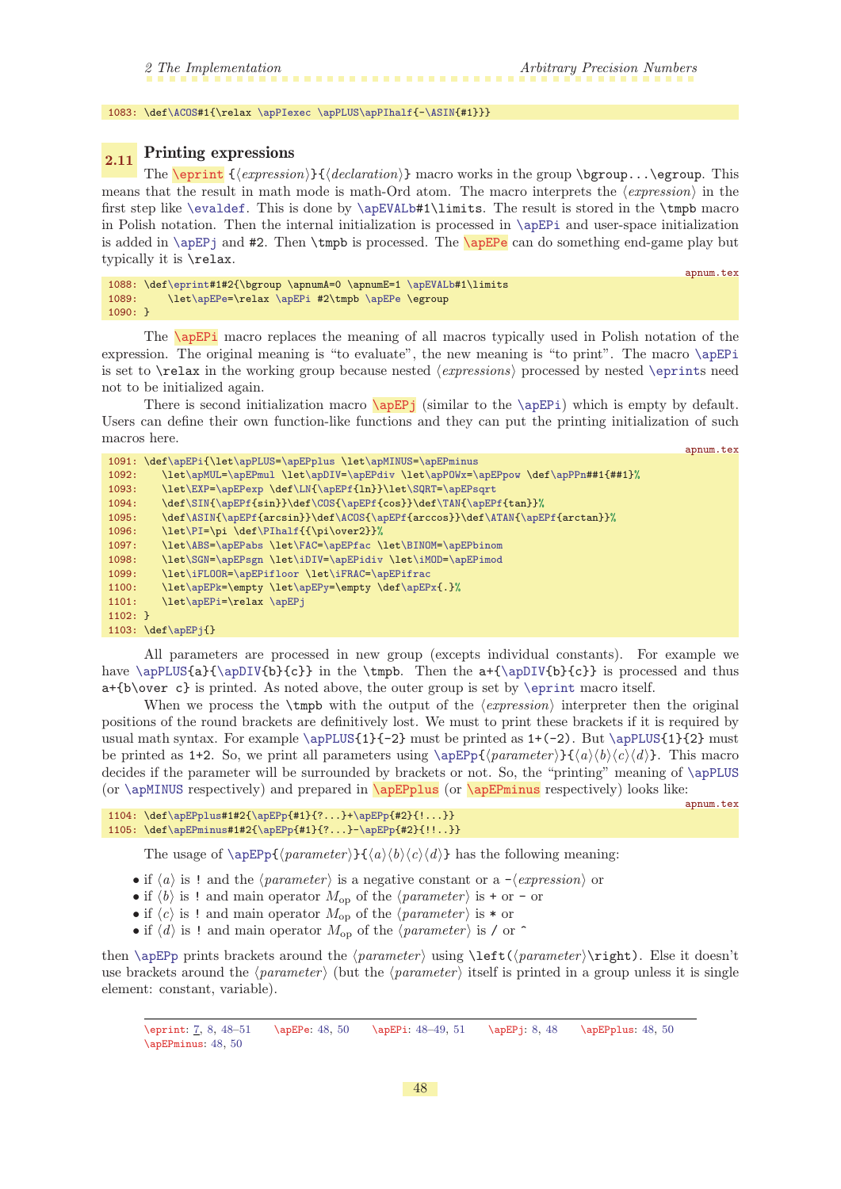```
1083: \def\ACOS#1{\relax \apPIexec \apPLUS\apPIhalf{-\ASIN{#1}}}
```

## 2.11 Printing expressions

The `\eprint` {⟨*expression*⟩}{⟨*declaration*⟩} macro works in the group `\bgroup...\egroup`. This means that the result in math mode is math-Ord atom. The macro interprets the ⟨*expression*⟩ in the first step like `\evaldef`. This is done by `\apEVALb#1\limits`. The result is stored in the `\tmpb` macro in Polish notation. Then the internal initialization is processed in `\apEPi` and user-space initialization is added in `\apEPj` and `#2`. Then `\tmpb` is processed. The `\apEPe` can do something end-game play but typically it is `\relax`.

apnum.tex

```
1088: \def\eprint#1#2{\bgroup \apnumA=0 \apnumE=1 \apEVALb#1\limits
1089:     \let\apEPe=\relax \apEPi #2\tmpb \apEPe \egroup
1090: }
```

The `\apEPi` macro replaces the meaning of all macros typically used in Polish notation of the expression. The original meaning is "to evaluate", the new meaning is "to print". The macro `\apEPi` is set to `\relax` in the working group because nested ⟨*expressions*⟩ processed by nested `\eprint`s need not to be initialized again.

There is second initialization macro `\apEPj` (similar to the `\apEPi`) which is empty by default. Users can define their own function-like functions and they can put the printing initialization of such macros here.

apnum.tex

```
1091: \def\apEPi{\let\apPLUS=\apEPplus \let\apMINUS=\apEPminus
1092:    \let\apMUL=\apEPmul \let\apDIV=\apEPdiv \let\apPOWx=\apEPpow \def\apPPn##1{##1}%
1093:    \let\EXP=\apEPexp \def\LN{\apEPf{ln}}\let\SQRT=\apEPsqrt
1094:    \def\SIN{\apEPf{sin}}\def\COS{\apEPf{cos}}\def\TAN{\apEPf{tan}}%
1095:    \def\ASIN{\apEPf{arcsin}}\def\ACOS{\apEPf{arccos}}\def\ATAN{\apEPf{arctan}}%
1096:    \let\PI=\pi \def\PIhalf{{\pi\over2}}%
1097:    \let\ABS=\apEPabs \let\FAC=\apEPfac \let\BINOM=\apEPbinom
1098:    \let\SGN=\apEPsgn \let\iDIV=\apEPidiv \let\iMOD=\apEPimod
1099:    \let\iFLOOR=\apEPifloor \let\iFRAC=\apEPifrac
1100:    \let\apEPk=\empty \let\apEPy=\empty \def\apEPx{.}%
1101:    \let\apEPi=\relax \apEPj
1102: }
1103: \def\apEPj{}
```

All parameters are processed in new group (excepts individual constants). For example we have `\apPLUS{a}{\apDIV{b}{c}}` in the `\tmpb`. Then the `a+{\apDIV{b}{c}}` is processed and thus `a+{b\over c}` is printed. As noted above, the outer group is set by `\eprint` macro itself.

When we process the `\tmpb` with the output of the ⟨*expression*⟩ interpreter then the original positions of the round brackets are definitively lost. We must to print these brackets if it is required by usual math syntax. For example `\apPLUS{1}{-2}` must be printed as `1+(-2)`. But `\apPLUS{1}{2}` must be printed as `1+2`. So, we print all parameters using `\apEPp`{⟨*parameter*⟩}{⟨*a*⟩⟨*b*⟩⟨*c*⟩⟨*d*⟩}. This macro decides if the parameter will be surrounded by brackets or not. So, the "printing" meaning of `\apPLUS` (or `\apMINUS` respectively) and prepared in `\apEPplus` (or `\apEPminus` respectively) looks like:

apnum.tex

```
1104: \def\apEPplus#1#2{\apEPp{#1}{?...}+\apEPp{#2}{!...}}
1105: \def\apEPminus#1#2{\apEPp{#1}{?...}-\apEPp{#2}{!!..}}
```

The usage of `\apEPp`{⟨*parameter*⟩}{⟨*a*⟩⟨*b*⟩⟨*c*⟩⟨*d*⟩} has the following meaning:

- if ⟨*a*⟩ is `!` and the ⟨*parameter*⟩ is a negative constant or a `-`⟨*expression*⟩ or
- if ⟨*b*⟩ is `!` and main operator $M_{\rm op}$ of the ⟨*parameter*⟩ is `+` or `-` or
- if ⟨*c*⟩ is `!` and main operator $M_{\rm op}$ of the ⟨*parameter*⟩ is `*` or
- if ⟨*d*⟩ is `!` and main operator $M_{\rm op}$ of the ⟨*parameter*⟩ is `/` or `^`

then `\apEPp` prints brackets around the ⟨*parameter*⟩ using `\left(`⟨*parameter*⟩`\right)`. Else it doesn't use brackets around the ⟨*parameter*⟩ (but the ⟨*parameter*⟩ itself is printed in a group unless it is single element: constant, variable).

---

`\eprint`: 7, 8, 48–51 `\apEPe`: 48, 50 `\apEPi`: 48–49, 51 `\apEPj`: 8, 48 `\apEPplus`: 48, 50 `\apEPminus`: 48, 50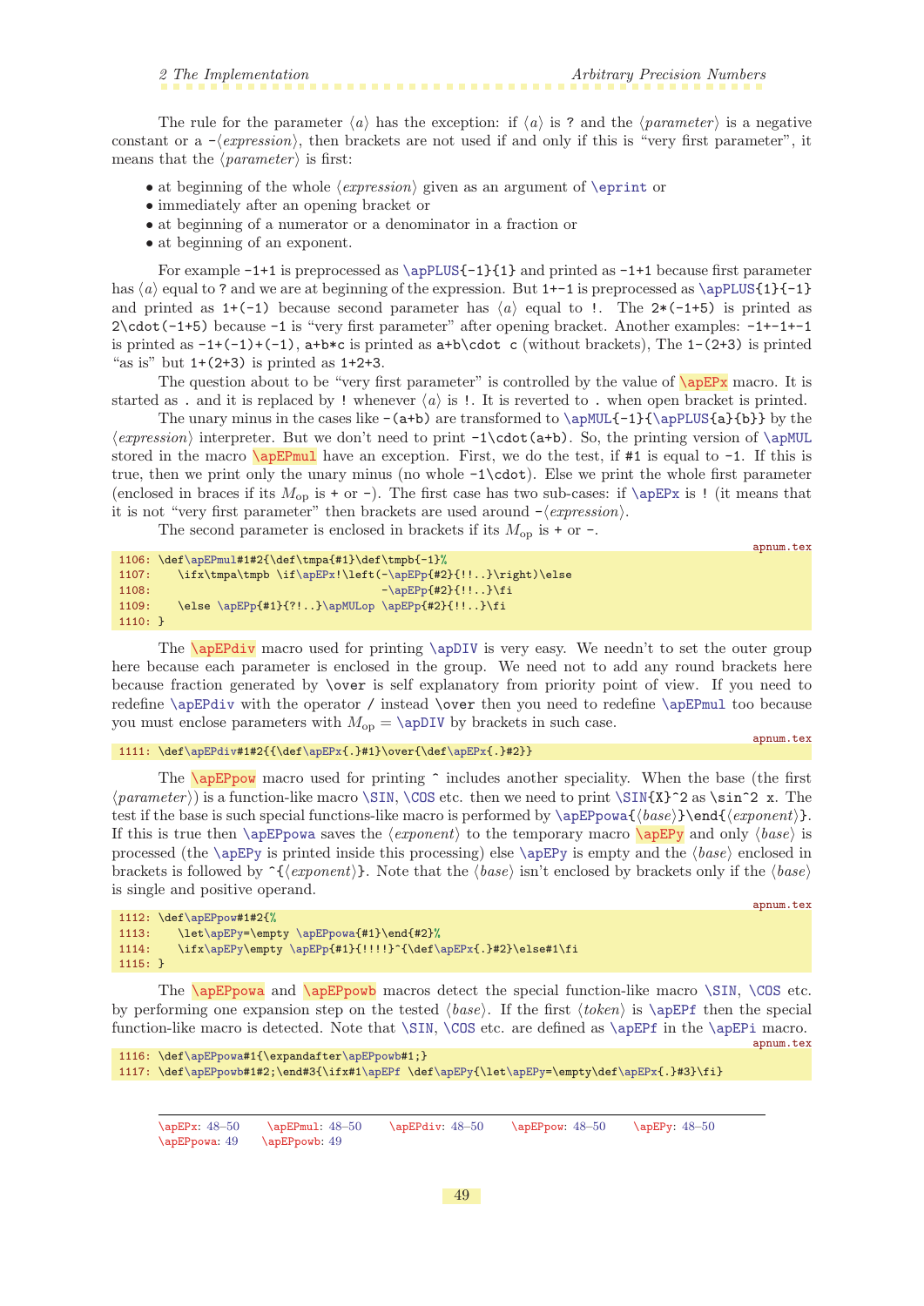The rule for the parameter ⟨*a*⟩ has the exception: if ⟨*a*⟩ is ? and the ⟨*parameter*⟩ is a negative constant or a -⟨*expression*⟩, then brackets are not used if and only if this is "very first parameter", it means that the ⟨*parameter*⟩ is first:

- at beginning of the whole ⟨*expression*⟩ given as an argument of \eprint or
- immediately after an opening bracket or
- at beginning of a numerator or a denominator in a fraction or
- at beginning of an exponent.

For example -1+1 is preprocessed as \apPLUS{-1}{1} and printed as -1+1 because first parameter has ⟨*a*⟩ equal to ? and we are at beginning of the expression. But 1+-1 is preprocessed as \apPLUS{1}{-1} and printed as 1+(-1) because second parameter has ⟨*a*⟩ equal to !. The 2*(-1+5) is printed as 2\cdot(-1+5) because -1 is "very first parameter" after opening bracket. Another examples: -1+-1+-1 is printed as -1+(-1)+(-1), a+b*c is printed as a+b\cdot c (without brackets), The 1-(2+3) is printed "as is" but 1+(2+3) is printed as 1+2+3.

The question about to be "very first parameter" is controlled by the value of \apEPx macro. It is started as . and it is replaced by ! whenever ⟨*a*⟩ is !. It is reverted to . when open bracket is printed.

The unary minus in the cases like -(a+b) are transformed to \apMUL{-1}{\apPLUS{a}{b}} by the ⟨*expression*⟩ interpreter. But we don't need to print -1\cdot(a+b). So, the printing version of \apMUL stored in the macro \apEPmul have an exception. First, we do the test, if #1 is equal to -1. If this is true, then we print only the unary minus (no whole -1\cdot). Else we print the whole first parameter (enclosed in braces if its $M_{\rm op}$ is + or -). The first case has two sub-cases: if \apEPx is ! (it means that it is not "very first parameter" then brackets are used around -⟨*expression*⟩.

The second parameter is enclosed in brackets if its $M_{\rm op}$ is + or -.

apnum.tex
```
1106: \def\apEPmul#1#2{\def\tmpa{#1}\def\tmpb{-1}%
1107:    \ifx\tmpa\tmpb \if\apEPx!\left(-\apEPp{#2}{!!..}\right)\else
1108:                              -\apEPp{#2}{!!..}\fi
1109:    \else \apEPp{#1}{?!..}\apMULop \apEPp{#2}{!!..}\fi
1110: }
```

The \apEPdiv macro used for printing \apDIV is very easy. We needn't to set the outer group here because each parameter is enclosed in the group. We need not to add any round brackets here because fraction generated by \over is self explanatory from priority point of view. If you need to redefine \apEPdiv with the operator / instead \over then you need to redefine \apEPmul too because you must enclose parameters with $M_{\rm op}$ = \apDIV by brackets in such case.

apnum.tex
```
1111: \def\apEPdiv#1#2{{\def\apEPx{.}#1}\over{\def\apEPx{.}#2}}
```

The \apEPpow macro used for printing ^ includes another speciality. When the base (the first ⟨*parameter*⟩) is a function-like macro \SIN, \COS etc. then we need to print \SIN{X}^2 as \sin^2 x. The test if the base is such special functions-like macro is performed by \apEPpowa{⟨*base*⟩}\end{⟨*exponent*⟩}. If this is true then \apEPpowa saves the ⟨*exponent*⟩ to the temporary macro \apEPy and only ⟨*base*⟩ is processed (the \apEPy is printed inside this processing) else \apEPy is empty and the ⟨*base*⟩ enclosed in brackets is followed by ^{⟨*exponent*⟩}. Note that the ⟨*base*⟩ isn't enclosed by brackets only if the ⟨*base*⟩ is single and positive operand.

apnum.tex
```
1112: \def\apEPpow#1#2{%
1113:    \let\apEPy=\empty \apEPpowa{#1}\end{#2}%
1114:    \ifx\apEPy\empty \apEPp{#1}{!!!!}^{\def\apEPx{.}#2}\else#1\fi
1115: }
```

The \apEPpowa and \apEPpowb macros detect the special function-like macro \SIN, \COS etc. by performing one expansion step on the tested ⟨*base*⟩. If the first ⟨*token*⟩ is \apEPf then the special function-like macro is detected. Note that \SIN, \COS etc. are defined as \apEPf in the \apEPi macro.

apnum.tex
```
1116: \def\apEPpowa#1{\expandafter\apEPpowb#1;}
1117: \def\apEPpowb#1#2;\end#3{\ifx#1\apEPf \def\apEPy{\let\apEPy=\empty\def\apEPx{.}#3}\fi}
```

\apEPx: 48–50  \apEPmul: 48–50  \apEPdiv: 48–50  \apEPpow: 48–50  \apEPy: 48–50
\apEPpowa: 49  \apEPpowb: 49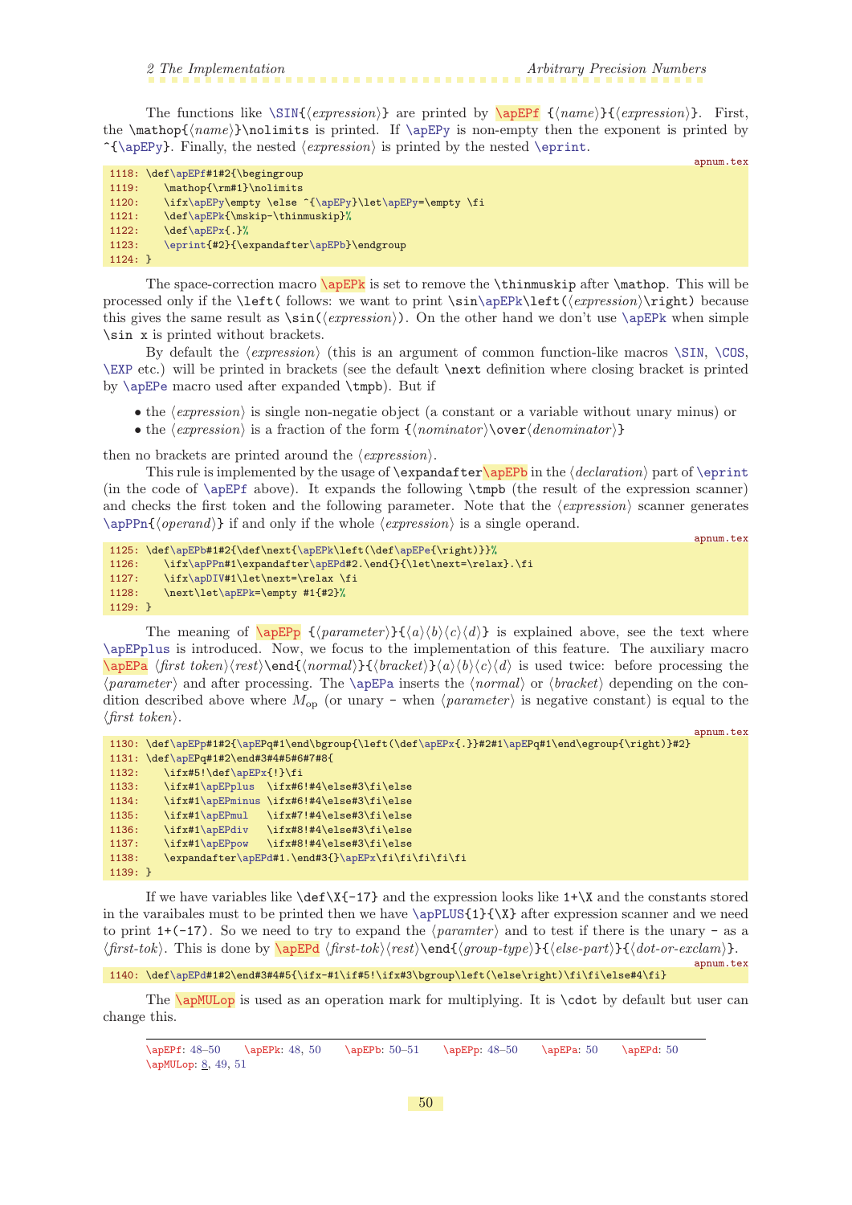The functions like `\SIN{⟨expression⟩}` are printed by `\apEPf {⟨name⟩}{⟨expression⟩}`. First, the `\mathop{⟨name⟩}\nolimits` is printed. If `\apEPy` is non-empty then the exponent is printed by `^{\apEPy}`. Finally, the nested ⟨*expression*⟩ is printed by the nested `\eprint`.

apnum.tex

```
1118: \def\apEPf#1#2{\begingroup
1119:    \mathop{\rm#1}\nolimits
1120:    \ifx\apEPy\empty \else ^{\apEPy}\let\apEPy=\empty \fi
1121:    \def\apEPk{\mskip-\thinmuskip}%
1122:    \def\apEPx{.}%
1123:    \eprint{#2}{\expandafter\apEPb}\endgroup
1124: }
```

The space-correction macro `\apEPk` is set to remove the `\thinmuskip` after `\mathop`. This will be processed only if the `\left(` follows: we want to print `\sin\apEPk\left(⟨expression⟩\right)` because this gives the same result as `\sin(⟨expression⟩)`. On the other hand we don't use `\apEPk` when simple `\sin x` is printed without brackets.

By default the ⟨*expression*⟩ (this is an argument of common function-like macros `\SIN`, `\COS`, `\EXP` etc.) will be printed in brackets (see the default `\next` definition where closing bracket is printed by `\apEPe` macro used after expanded `\tmpb`). But if

- the ⟨*expression*⟩ is single non-negatie object (a constant or a variable without unary minus) or
- the ⟨*expression*⟩ is a fraction of the form `{⟨nominator⟩\over⟨denominator⟩}`

then no brackets are printed around the ⟨*expression*⟩.

This rule is implemented by the usage of `\expandafter\apEPb` in the ⟨*declaration*⟩ part of `\eprint` (in the code of `\apEPf` above). It expands the following `\tmpb` (the result of the expression scanner) and checks the first token and the following parameter. Note that the ⟨*expression*⟩ scanner generates `\apPPn{⟨operand⟩}` if and only if the whole ⟨*expression*⟩ is a single operand.

apnum.tex

```
1125: \def\apEPb#1#2{\def\next{\apEPk\left(\def\apEPe{\right)}}%
1126:    \ifx\apPPn#1\expandafter\apEPd#2.\end{}{\let\next=\relax}.\fi
1127:    \ifx\apDIV#1\let\next=\relax \fi
1128:    \next\let\apEPk=\empty #1{#2}%
1129: }
```

The meaning of `\apEPp {⟨parameter⟩}{⟨a⟩⟨b⟩⟨c⟩⟨d⟩}` is explained above, see the text where `\apEPplus` is introduced. Now, we focus to the implementation of this feature. The auxiliary macro `\apEPa ⟨first token⟩⟨rest⟩\end{⟨normal⟩}{⟨bracket⟩}⟨a⟩⟨b⟩⟨c⟩⟨d⟩` is used twice: before processing the ⟨*parameter*⟩ and after processing. The `\apEPa` inserts the ⟨*normal*⟩ or ⟨*bracket*⟩ depending on the condition described above where $M_{\rm op}$ (or unary `-` when ⟨*parameter*⟩ is negative constant) is equal to the ⟨*first token*⟩.

apnum.tex

```
1130: \def\apEPp#1#2{\apEPq#1\end\bgroup{\left(\def\apEPx{.}}#2#1\apEPq#1\end\egroup{\right)}#2}
1131: \def\apEPq#1#2\end#3#4#5#6#7#8{
1132:    \ifx#5!\def\apEPx{!}\fi
1133:    \ifx#1\apEPplus  \ifx#6!#4\else#3\fi\else
1134:    \ifx#1\apEPminus \ifx#6!#4\else#3\fi\else
1135:    \ifx#1\apEPmul   \ifx#7!#4\else#3\fi\else
1136:    \ifx#1\apEPdiv   \ifx#8!#4\else#3\fi\else
1137:    \ifx#1\apEPpow   \ifx#8!#4\else#3\fi\else
1138:    \expandafter\apEPd#1.\end#3{}\apEPx\fi\fi\fi\fi\fi
1139: }
```

If we have variables like `\def\X{-17}` and the expression looks like `1+\X` and the constants stored in the varaibales must to be printed then we have `\apPLUS{1}{\X}` after expression scanner and we need to print `1+(-17)`. So we need to try to expand the ⟨*paramter*⟩ and to test if there is the unary `-` as a ⟨*first-tok*⟩. This is done by `\apEPd ⟨first-tok⟩⟨rest⟩\end{⟨group-type⟩}{⟨else-part⟩}{⟨dot-or-exclam⟩}`.

apnum.tex

```
1140: \def\apEPd#1#2\end#3#4#5{\ifx-#1\if#5!\ifx#3\bgroup\left(\else\right)\fi\fi\else#4\fi}
```

The `\apMULop` is used as an operation mark for multiplying. It is `\cdot` by default but user can change this.

---

\apEPf: 48–50 \apEPk: 48, 50 \apEPb: 50–51 \apEPp: 48–50 \apEPa: 50 \apEPd: 50 \apMULop: 8, 49, 51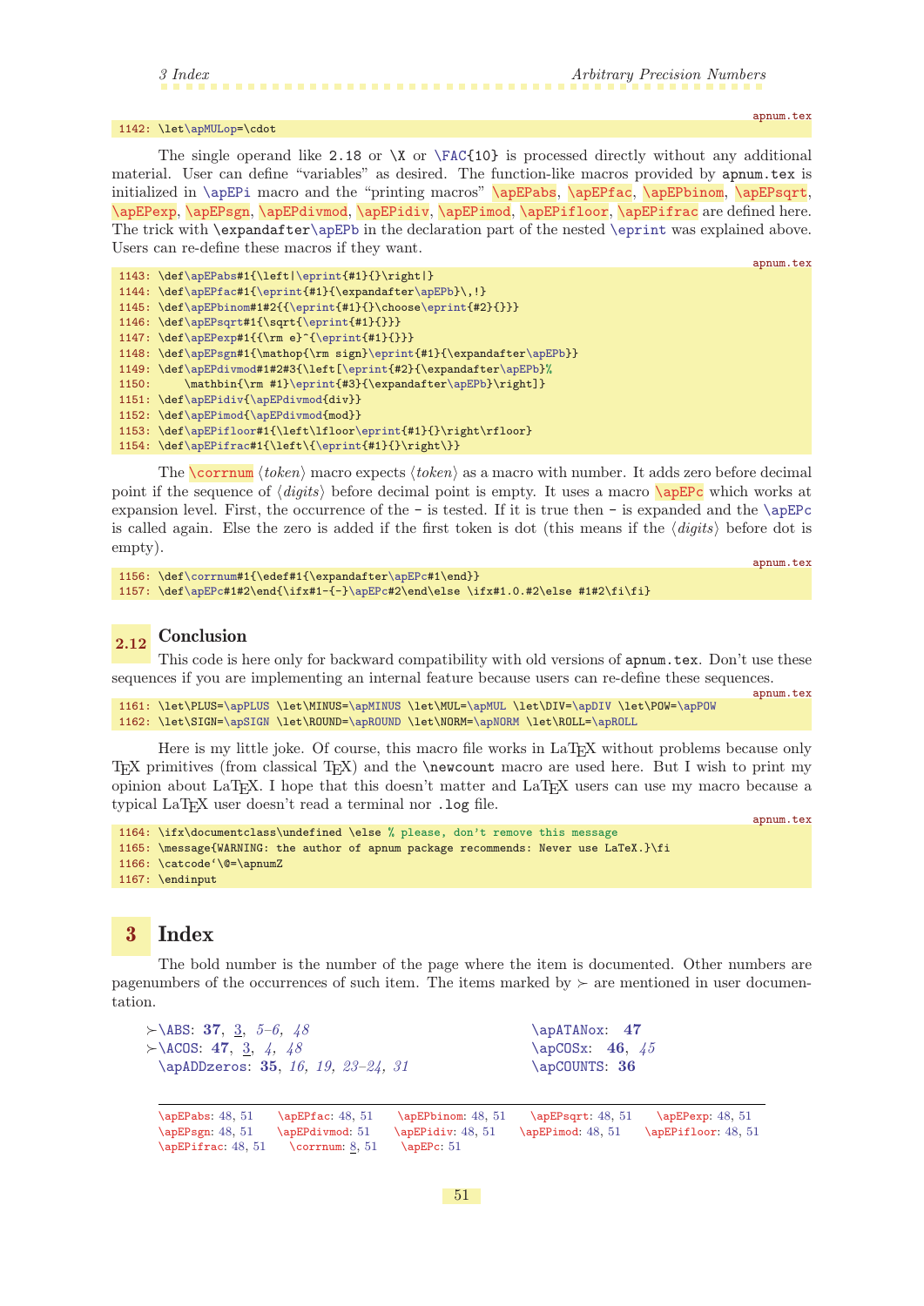apnum.tex

```
1142: \let\apMULop=\cdot
```

The single operand like 2.18 or \X or \FAC{10} is processed directly without any additional material. User can define "variables" as desired. The function-like macros provided by apnum.tex is initialized in \apEPi macro and the "printing macros" \apEPabs, \apEPfac, \apEPbinom, \apEPsqrt, \apEPexp, \apEPsgn, \apEPdivmod, \apEPidiv, \apEPimod, \apEPifloor, \apEPifrac are defined here. The trick with \expandafter\apEPb in the declaration part of the nested \eprint was explained above. Users can re-define these macros if they want.

apnum.tex

```
1143: \def\apEPabs#1{\left|\eprint{#1}{}\right|}
1144: \def\apEPfac#1{\eprint{#1}{\expandafter\apEPb}\,!}
1145: \def\apEPbinom#1#2{{\eprint{#1}{}\choose\eprint{#2}{}}}
1146: \def\apEPsqrt#1{\sqrt{\eprint{#1}{}}}
1147: \def\apEPexp#1{{\rm e}^{\eprint{#1}{}}}
1148: \def\apEPsgn#1{\mathop{\rm sign}\eprint{#1}{\expandafter\apEPb}}
1149: \def\apEPdivmod#1#2#3{\left[\eprint{#2}{\expandafter\apEPb}%
1150:     \mathbin{\rm #1}\eprint{#3}{\expandafter\apEPb}\right]}
1151: \def\apEPidiv{\apEPdivmod{div}}
1152: \def\apEPimod{\apEPdivmod{mod}}
1153: \def\apEPifloor#1{\left\lfloor\eprint{#1}{}\right\rfloor}
1154: \def\apEPifrac#1{\left\{\eprint{#1}{}\right\}}
```

The \corrnum ⟨*token*⟩ macro expects ⟨*token*⟩ as a macro with number. It adds zero before decimal point if the sequence of ⟨*digits*⟩ before decimal point is empty. It uses a macro \apEPc which works at expansion level. First, the occurrence of the - is tested. If it is true then - is expanded and the \apEPc is called again. Else the zero is added if the first token is dot (this means if the ⟨*digits*⟩ before dot is empty).

apnum.tex

```
1156: \def\corrnum#1{\edef#1{\expandafter\apEPc#1\end}}
1157: \def\apEPc#1#2\end{\ifx#1-{-}\apEPc#2\end\else \ifx#1.0.#2\else #1#2\fi\fi}
```

## 2.12 Conclusion

This code is here only for backward compatibility with old versions of apnum.tex. Don't use these sequences if you are implementing an internal feature because users can re-define these sequences.

apnum.tex

```
1161: \let\PLUS=\apPLUS \let\MINUS=\apMINUS \let\MUL=\apMUL \let\DIV=\apDIV \let\POW=\apPOW
1162: \let\SIGN=\apSIGN \let\ROUND=\apROUND \let\NORM=\apNORM \let\ROLL=\apROLL
```

Here is my little joke. Of course, this macro file works in LaTeX without problems because only TeX primitives (from classical TeX) and the \newcount macro are used here. But I wish to print my opinion about LaTeX. I hope that this doesn't matter and LaTeX users can use my macro because a typical LaTeX user doesn't read a terminal nor .log file.

apnum.tex

```
1164: \ifx\documentclass\undefined \else % please, don't remove this message
1165: \message{WARNING: the author of apnum package recommends: Never use LaTeX.}\fi
1166: \catcode`\@=\apnumZ
1167: \endinput
```

# 3 Index

The bold number is the number of the page where the item is documented. Other numbers are pagenumbers of the occurrences of such item. The items marked by ≻ are mentioned in user documentation.

≻\ABS: **37**, 3, *5–6*, *48*
≻\ACOS: **47**, 3, *4*, *48*
\apADDzeros: **35**, *16*, *19*, *23–24*, *31*
\apATANox: **47**
\apCOSx: **46**, *45*
\apCOUNTS: **36**

---

\apEPabs: 48, 51 · \apEPfac: 48, 51 · \apEPbinom: 48, 51 · \apEPsqrt: 48, 51 · \apEPexp: 48, 51 · \apEPsgn: 48, 51 · \apEPdivmod: 51 · \apEPidiv: 48, 51 · \apEPimod: 48, 51 · \apEPifloor: 48, 51 · \apEPifrac: 48, 51 · \corrnum: 8, 51 · \apEPc: 51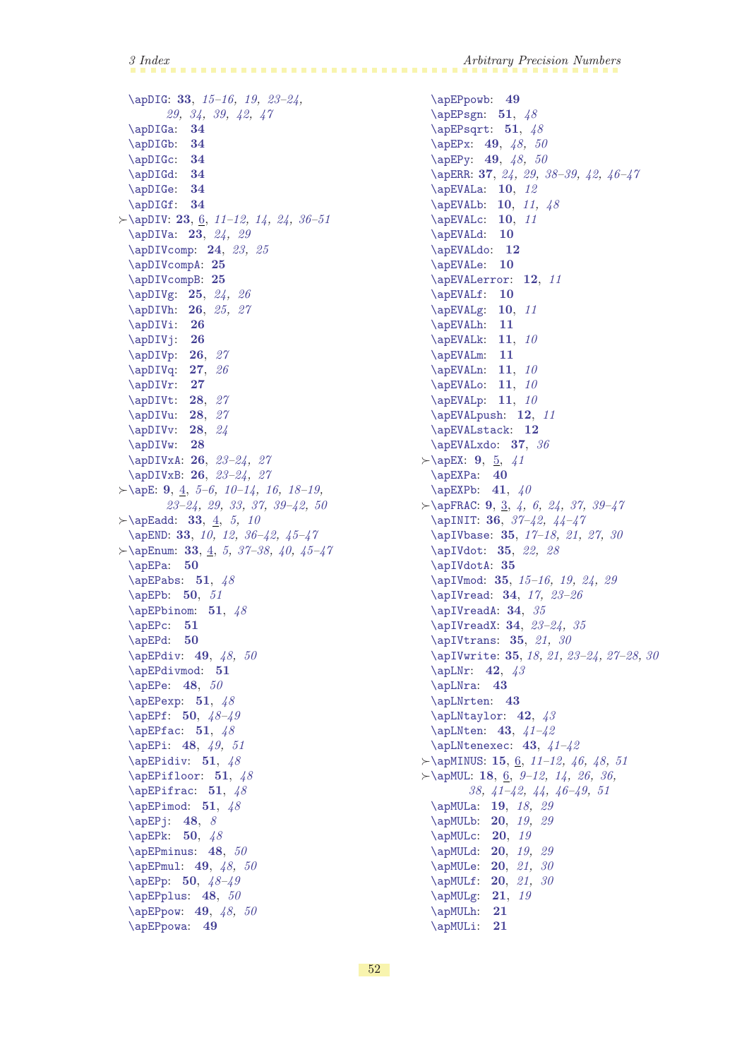\apDIG: **33**, *15–16, 19, 23–24, 29, 34, 39, 42, 47*
\apDIGa: **34**
\apDIGb: **34**
\apDIGc: **34**
\apDIGd: **34**
\apDIGe: **34**
\apDIGf: **34**
≻\apDIV: **23**, 6, *11–12, 14, 24, 36–51*
\apDIVa: **23**, *24, 29*
\apDIVcomp: **24**, *23, 25*
\apDIVcompA: **25**
\apDIVcompB: **25**
\apDIVg: **25**, *24, 26*
\apDIVh: **26**, *25, 27*
\apDIVi: **26**
\apDIVj: **26**
\apDIVp: **26**, *27*
\apDIVq: **27**, *26*
\apDIVr: **27**
\apDIVt: **28**, *27*
\apDIVu: **28**, *27*
\apDIVv: **28**, *24*
\apDIVw: **28**
\apDIVxA: **26**, *23–24, 27*
\apDIVxB: **26**, *23–24, 27*
≻\apE: **9**, 4, *5–6, 10–14, 16, 18–19, 23–24, 29, 33, 37, 39–42, 50*
≻\apEadd: **33**, 4, *5, 10*
\apEND: **33**, *10, 12, 36–42, 45–47*
≻\apEnum: **33**, 4, *5, 37–38, 40, 45–47*
\apEPa: **50**
\apEPabs: **51**, *48*
\apEPb: **50**, *51*
\apEPbinom: **51**, *48*
\apEPc: **51**
\apEPd: **50**
\apEPdiv: **49**, *48, 50*
\apEPdivmod: **51**
\apEPe: **48**, *50*
\apEPexp: **51**, *48*
\apEPf: **50**, *48–49*
\apEPfac: **51**, *48*
\apEPi: **48**, *49, 51*
\apEPidiv: **51**, *48*
\apEPifloor: **51**, *48*
\apEPifrac: **51**, *48*
\apEPimod: **51**, *48*
\apEPj: **48**, *8*
\apEPk: **50**, *48*
\apEPminus: **48**, *50*
\apEPmul: **49**, *48, 50*
\apEPp: **50**, *48–49*
\apEPplus: **48**, *50*
\apEPpow: **49**, *48, 50*
\apEPpowa: **49**
\apEPpowb: **49**
\apEPsgn: **51**, *48*
\apEPsqrt: **51**, *48*
\apEPx: **49**, *48, 50*
\apEPy: **49**, *48, 50*
\apERR: **37**, *24, 29, 38–39, 42, 46–47*
\apEVALa: **10**, *12*
\apEVALb: **10**, *11, 48*
\apEVALc: **10**, *11*
\apEVALd: **10**
\apEVALdo: **12**
\apEVALe: **10**
\apEVALerror: **12**, *11*
\apEVALf: **10**
\apEVALg: **10**, *11*
\apEVALh: **11**
\apEVALk: **11**, *10*
\apEVALm: **11**
\apEVALn: **11**, *10*
\apEVALo: **11**, *10*
\apEVALp: **11**, *10*
\apEVALpush: **12**, *11*
\apEVALstack: **12**
\apEVALxdo: **37**, *36*
≻\apEX: **9**, 5, *41*
\apEXPa: **40**
\apEXPb: **41**, *40*
≻\apFRAC: **9**, 3, *4, 6, 24, 37, 39–47*
\apINIT: **36**, *37–42, 44–47*
\apIVbase: **35**, *17–18, 21, 27, 30*
\apIVdot: **35**, *22, 28*
\apIVdotA: **35**
\apIVmod: **35**, *15–16, 19, 24, 29*
\apIVread: **34**, *17, 23–26*
\apIVreadA: **34**, *35*
\apIVreadX: **34**, *23–24, 35*
\apIVtrans: **35**, *21, 30*
\apIVwrite: **35**, *18, 21, 23–24, 27–28, 30*
\apLNr: **42**, *43*
\apLNra: **43**
\apLNrten: **43**
\apLNtaylor: **42**, *43*
\apLNten: **43**, *41–42*
\apLNtenexec: **43**, *41–42*
≻\apMINUS: **15**, 6, *11–12, 46, 48, 51*
≻\apMUL: **18**, 6, *9–12, 14, 26, 36, 38, 41–42, 44, 46–49, 51*
\apMULa: **19**, *18, 29*
\apMULb: **20**, *19, 29*
\apMULc: **20**, *19*
\apMULd: **20**, *19, 29*
\apMULe: **20**, *21, 30*
\apMULf: **20**, *21, 30*
\apMULg: **21**, *19*
\apMULh: **21**
\apMULi: **21**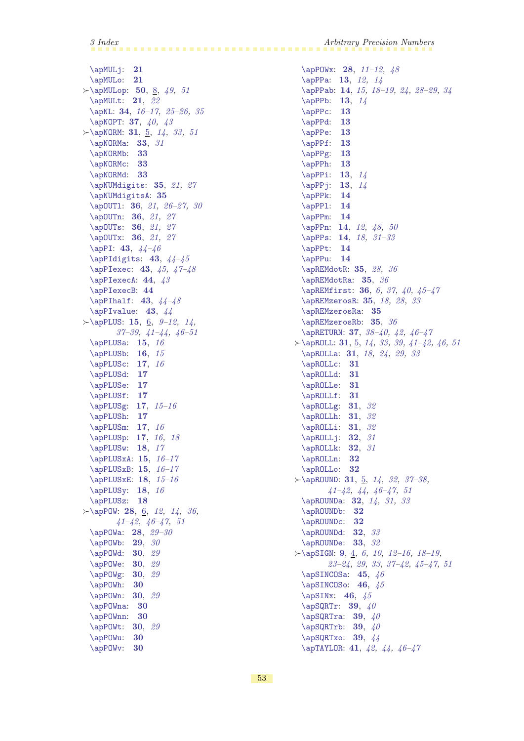\apMULj: **21**
\apMULo: **21**
≻\apMULop: **50**, 8, *49*, *51*
\apMULt: **21**, *22*
\apNL: **34**, *16–17*, *25–26*, *35*
\apNOPT: **37**, *40*, *43*
≻\apNORM: **31**, 5, *14*, *33*, *51*
\apNORMa: **33**, *31*
\apNORMb: **33**
\apNORMc: **33**
\apNORMd: **33**
\apNUMdigits: **35**, *21*, *27*
\apNUMdigitsA: **35**
\apOUTl: **36**, *21*, *26–27*, *30*
\apOUTn: **36**, *21*, *27*
\apOUTs: **36**, *21*, *27*
\apOUTx: **36**, *21*, *27*
\apPI: **43**, *44–46*
\apPIdigits: **43**, *44–45*
\apPIexec: **43**, *45*, *47–48*
\apPIexecA: **44**, *43*
\apPIexecB: **44**
\apPIhalf: **43**, *44–48*
\apPIvalue: **43**, *44*
≻\apPLUS: **15**, 6, *9–12*, *14*, *37–39*, *41–44*, *46–51*
\apPLUSa: **15**, *16*
\apPLUSb: **16**, *15*
\apPLUSc: **17**, *16*
\apPLUSd: **17**
\apPLUSe: **17**
\apPLUSf: **17**
\apPLUSg: **17**, *15–16*
\apPLUSh: **17**
\apPLUSm: **17**, *16*
\apPLUSp: **17**, *16*, *18*
\apPLUSw: **18**, *17*
\apPLUSxA: **15**, *16–17*
\apPLUSxB: **15**, *16–17*
\apPLUSxE: **18**, *15–16*
\apPLUSy: **18**, *16*
\apPLUSz: **18**
≻\apPOW: **28**, 6, *12*, *14*, *36*, *41–42*, *46–47*, *51*
\apPOWa: **28**, *29–30*
\apPOWb: **29**, *30*
\apPOWd: **30**, *29*
\apPOWe: **30**, *29*
\apPOWg: **30**, *29*
\apPOWh: **30**
\apPOWn: **30**, *29*
\apPOWna: **30**
\apPOWnn: **30**
\apPOWt: **30**, *29*
\apPOWu: **30**
\apPOWv: **30**
\apPOWx: **28**, *11–12*, *48*
\apPPa: **13**, *12*, *14*
\apPPab: **14**, *15*, *18–19*, *24*, *28–29*, *34*
\apPPb: **13**, *14*
\apPPc: **13**
\apPPd: **13**
\apPPe: **13**
\apPPf: **13**
\apPPg: **13**
\apPPh: **13**
\apPPi: **13**, *14*
\apPPj: **13**, *14*
\apPPk: **14**
\apPPl: **14**
\apPPm: **14**
\apPPn: **14**, *12*, *48*, *50*
\apPPs: **14**, *18*, *31–33*
\apPPt: **14**
\apPPu: **14**
\apREMdotR: **35**, *28*, *36*
\apREMdotRa: **35**, *36*
\apREMfirst: **36**, *6*, *37*, *40*, *45–47*
\apREMzerosR: **35**, *18*, *28*, *33*
\apREMzerosRa: **35**
\apREMzerosRb: **35**, *36*
\apRETURN: **37**, *38–40*, *42*, *46–47*
≻\apROLL: **31**, 5, *14*, *33*, *39*, *41–42*, *46*, *51*
\apROLLa: **31**, *18*, *24*, *29*, *33*
\apROLLc: **31**
\apROLLd: **31**
\apROLLe: **31**
\apROLLf: **31**
\apROLLg: **31**, *32*
\apROLLh: **31**, *32*
\apROLLi: **31**, *32*
\apROLLj: **32**, *31*
\apROLLk: **32**, *31*
\apROLLn: **32**
\apROLLo: **32**
≻\apROUND: **31**, 5, *14*, *32*, *37–38*, *41–42*, *44*, *46–47*, *51*
\apROUNDa: **32**, *14*, *31*, *33*
\apROUNDb: **32**
\apROUNDc: **32**
\apROUNDd: **32**, *33*
\apROUNDe: **33**, *32*
≻\apSIGN: **9**, 4, *6*, *10*, *12–16*, *18–19*, *23–24*, *29*, *33*, *37–42*, *45–47*, *51*
\apSINCOSa: **45**, *46*
\apSINCOSo: **46**, *45*
\apSINx: **46**, *45*
\apSQRTr: **39**, *40*
\apSQRTra: **39**, *40*
\apSQRTrb: **39**, *40*
\apSQRTxo: **39**, *44*
\apTAYLOR: **41**, *42*, *44*, *46–47*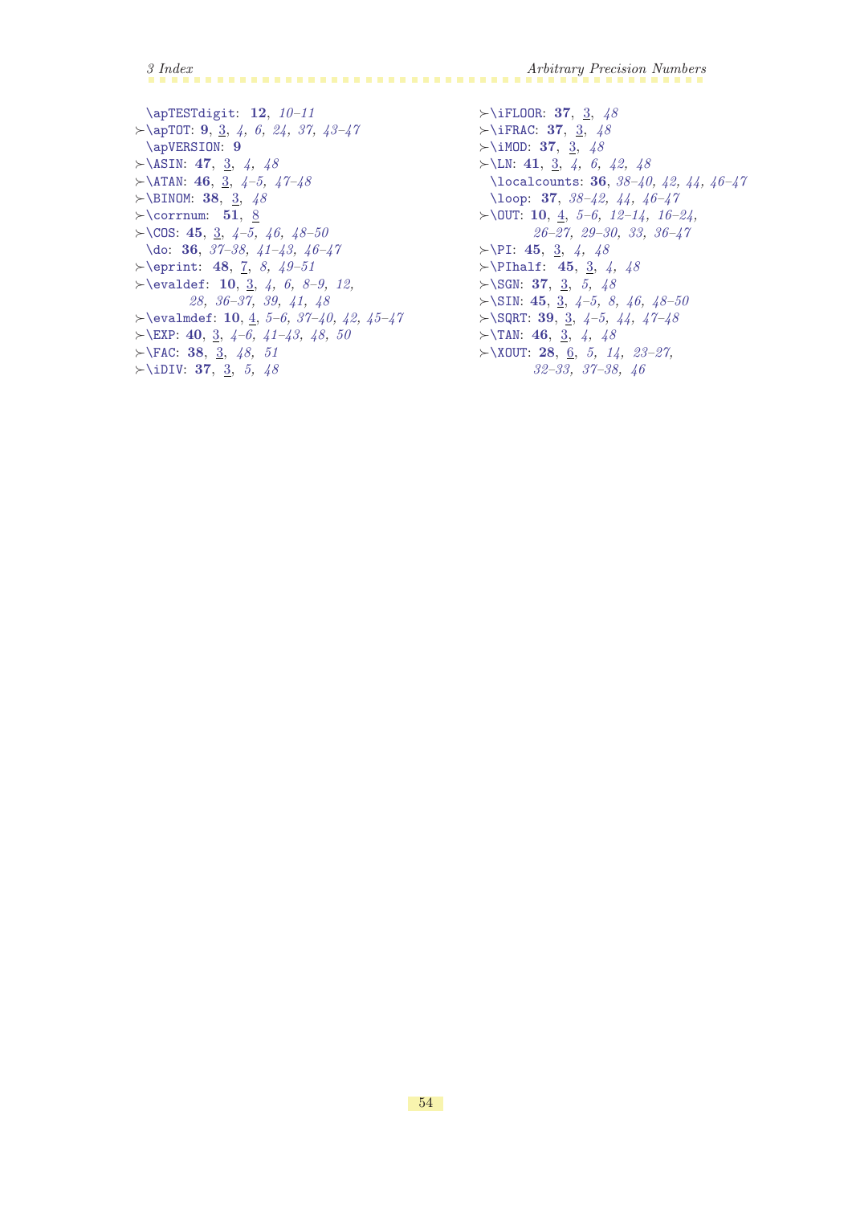\apTESTdigit: **12**, *10–11*
≻\apTOT: **9**, 3, *4, 6, 24, 37, 43–47*
\apVERSION: **9**
≻\ASIN: **47**, 3, *4, 48*
≻\ATAN: **46**, 3, *4–5, 47–48*
≻\BINOM: **38**, 3, *48*
≻\corrnum: **51**, 8
≻\COS: **45**, 3, *4–5, 46, 48–50*
\do: **36**, *37–38, 41–43, 46–47*
≻\eprint: **48**, 7, *8, 49–51*
≻\evaldef: **10**, 3, *4, 6, 8–9, 12, 28, 36–37, 39, 41, 48*
≻\evalmdef: **10**, 4, *5–6, 37–40, 42, 45–47*
≻\EXP: **40**, 3, *4–6, 41–43, 48, 50*
≻\FAC: **38**, 3, *48, 51*
≻\iDIV: **37**, 3, *5, 48*
≻\iFLOOR: **37**, 3, *48*
≻\iFRAC: **37**, 3, *48*
≻\iMOD: **37**, 3, *48*
≻\LN: **41**, 3, *4, 6, 42, 48*
\localcounts: **36**, *38–40, 42, 44, 46–47*
\loop: **37**, *38–42, 44, 46–47*
≻\OUT: **10**, 4, *5–6, 12–14, 16–24, 26–27, 29–30, 33, 36–47*
≻\PI: **45**, 3, *4, 48*
≻\PIhalf: **45**, 3, *4, 48*
≻\SGN: **37**, 3, *5, 48*
≻\SIN: **45**, 3, *4–5, 8, 46, 48–50*
≻\SQRT: **39**, 3, *4–5, 44, 47–48*
≻\TAN: **46**, 3, *4, 48*
≻\XOUT: **28**, 6, *5, 14, 23–27, 32–33, 37–38, 46*